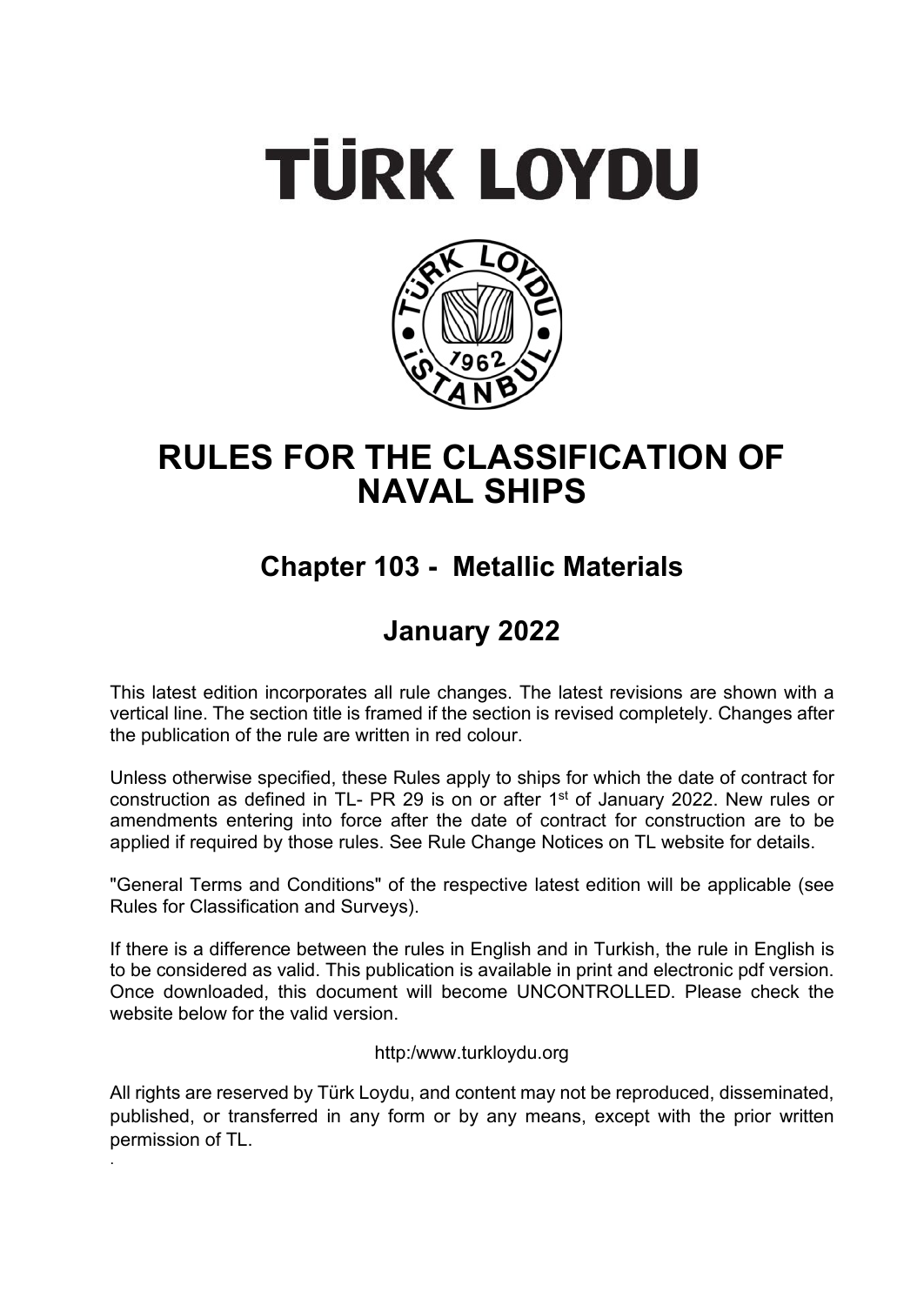# TÜRK LOYDU

# RULES FOR THE CLASSIFICATION OF NAVAL SHIPS

## Chapter 103 - Metallic Materials

## January 2022

This latest edition incorporates all rule changes. The latest revisions are shown with a vertical line. The section title is framed if the section is revised completely. Changes after the publication of the rule are written in red colour.

Unless otherwise specified, these Rules apply to ships for which the date of contract for construction as defined in TL- PR 29 is on or after 1st of January 2022. New rules or amendments entering into force after the date of contract for construction are to be applied if required by those rules. See Rule Change Notices on TL website for details.

"General Terms and Conditions" of the respective latest edition will be applicable (see Rules for Classification and Surveys).

If there is a difference between the rules in English and in Turkish, the rule in English is to be considered as valid. This publication is available in print and electronic pdf version. Once downloaded, this document will become UNCONTROLLED. Please check the website below for the valid version.

http:/www.turkloydu.org

All rights are reserved by Türk Loydu, and content may not be reproduced, disseminated, published, or transferred in any form or by any means, except with the prior written permission of TL.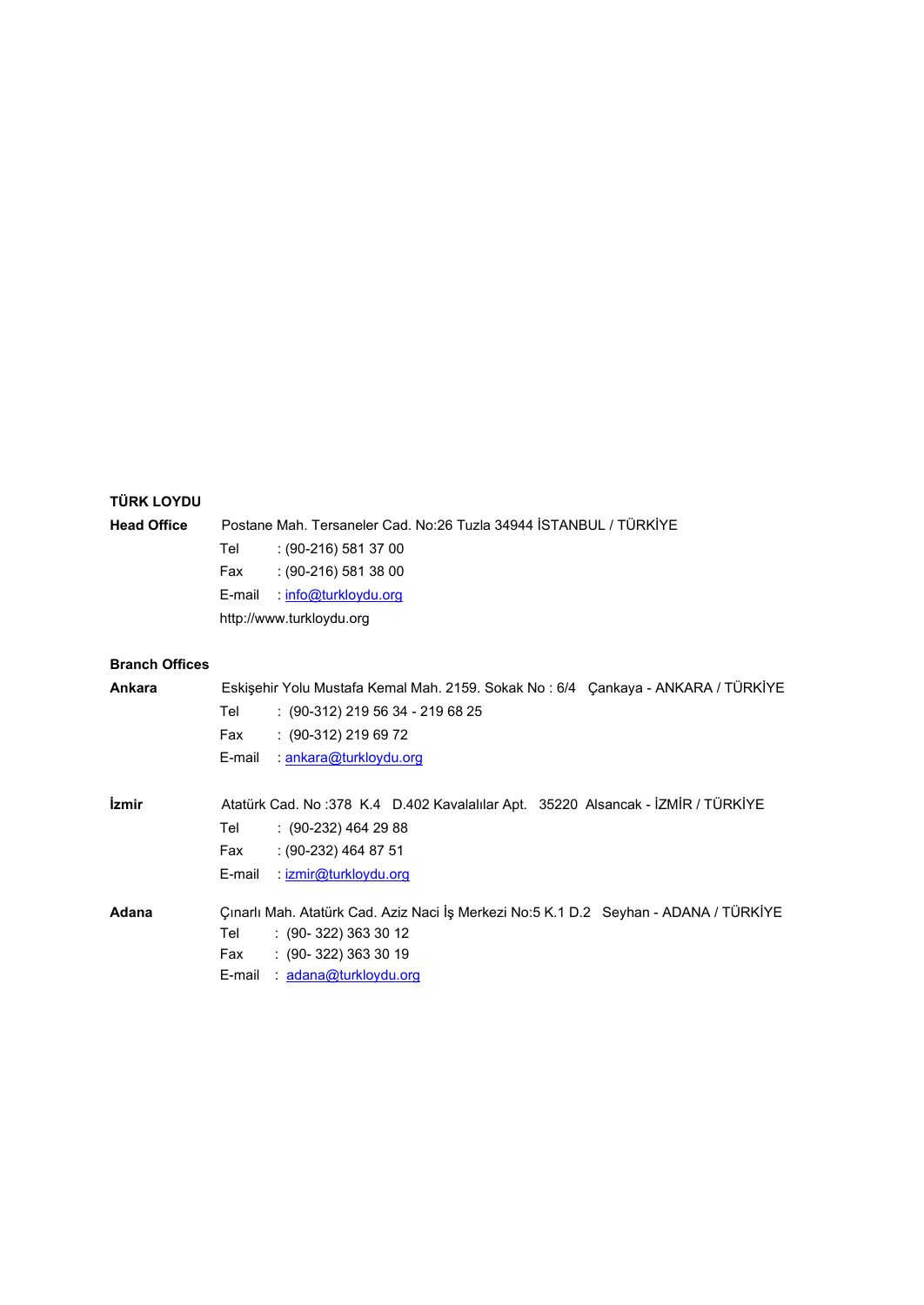**TÜRK LOYDU**

**Head Office** Postane Mah. Tersaneler Cad. No:26 Tuzla 34944 İSTANBUL / TÜRKİYE

Tel : (90-216) 581 37 00

Fax : (90-216) 581 38 00

E-mail : info@turkloydu.org

http://www.turkloydu.org

**Branch Offices**

**Ankara** Eskişehir Yolu Mustafa Kemal Mah. 2159. Sokak No : 6/4 Çankaya - ANKARA / TÜRKİYE

Tel : (90-312) 219 56 34 - 219 68 25

Fax : (90-312) 219 69 72

E-mail : ankara@turkloydu.org

**İzmir** Atatürk Cad. No :378 K.4 D.402 Kavalalılar Apt. 35220 Alsancak - İZMİR / TÜRKİYE

Tel : (90-232) 464 29 88

Fax : (90-232) 464 87 51

E-mail : izmir@turkloydu.org

**Adana** Çınarlı Mah. Atatürk Cad. Aziz Naci İş Merkezi No:5 K.1 D.2 Seyhan - ADANA / TÜRKİYE

Tel : (90- 322) 363 30 12

Fax : (90- 322) 363 30 19

E-mail : adana@turkloydu.org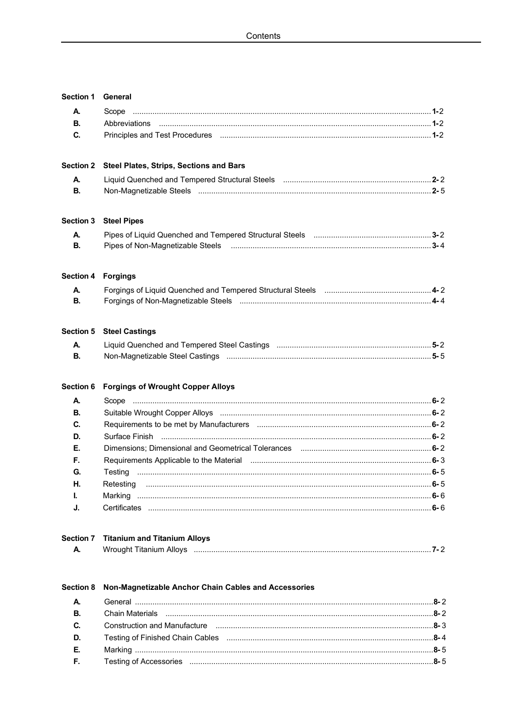# Contents

| Section 1 | General | |
|---|---|---|
| A. | Scope | 1-2 |
| B. | Abbreviations | 1-2 |
| C. | Principles and Test Procedures | 1-2 |

| Section 2 | Steel Plates, Strips, Sections and Bars | |
|---|---|---|
| A. | Liquid Quenched and Tempered Structural Steels | 2-2 |
| B. | Non-Magnetizable Steels | 2-5 |

| Section 3 | Steel Pipes | |
|---|---|---|
| A. | Pipes of Liquid Quenched and Tempered Structural Steels | 3-2 |
| B. | Pipes of Non-Magnetizable Steels | 3-4 |

| Section 4 | Forgings | |
|---|---|---|
| A. | Forgings of Liquid Quenched and Tempered Structural Steels | 4-2 |
| B. | Forgings of Non-Magnetizable Steels | 4-4 |

| Section 5 | Steel Castings | |
|---|---|---|
| A. | Liquid Quenched and Tempered Steel Castings | 5-2 |
| B. | Non-Magnetizable Steel Castings | 5-5 |

| Section 6 | Forgings of Wrought Copper Alloys | |
|---|---|---|
| A. | Scope | 6-2 |
| B. | Suitable Wrought Copper Alloys | 6-2 |
| C. | Requirements to be met by Manufacturers | 6-2 |
| D. | Surface Finish | 6-2 |
| E. | Dimensions; Dimensional and Geometrical Tolerances | 6-2 |
| F. | Requirements Applicable to the Material | 6-3 |
| G. | Testing | 6-5 |
| H. | Retesting | 6-5 |
| I. | Marking | 6-6 |
| J. | Certificates | 6-6 |

| Section 7 | Titanium and Titanium Alloys | |
|---|---|---|
| A. | Wrought Titanium Alloys | 7-2 |

| Section 8 | Non-Magnetizable Anchor Chain Cables and Accessories | |
|---|---|---|
| A. | General | 8-2 |
| B. | Chain Materials | 8-2 |
| C. | Construction and Manufacture | 8-3 |
| D. | Testing of Finished Chain Cables | 8-4 |
| E. | Marking | 8-5 |
| F. | Testing of Accessories | 8-5 |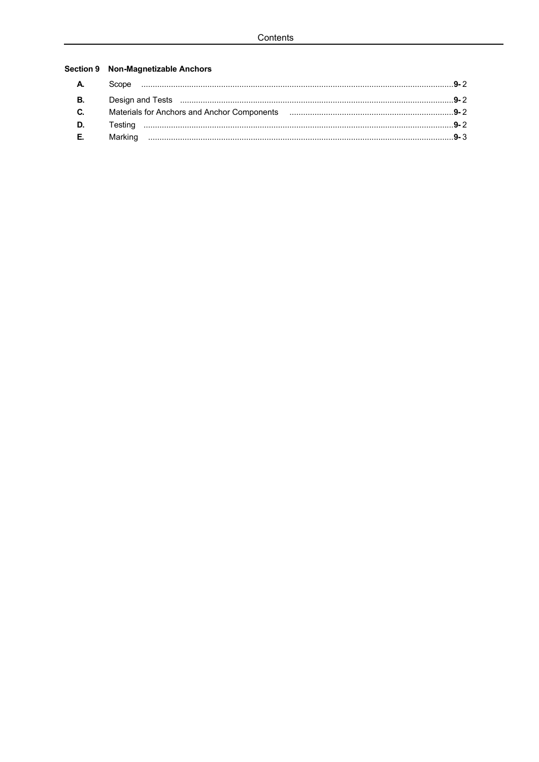**Section 9 Non-Magnetizable Anchors**

| | | |
|---|---|---|
| **A.** | Scope | **9-** 2 |
| **B.** | Design and Tests | **9-** 2 |
| **C.** | Materials for Anchors and Anchor Components | **9-** 2 |
| **D.** | Testing | **9-** 2 |
| **E.** | Marking | **9-** 3 |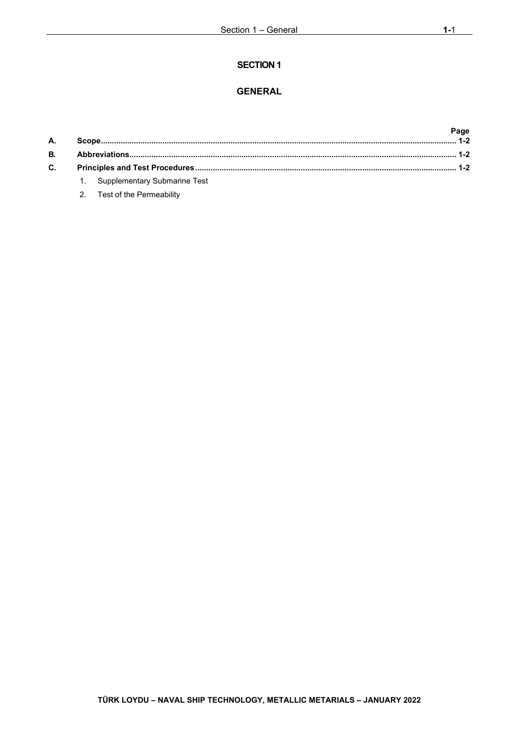# SECTION 1

# GENERAL

| | | Page |
|---|---|---|
| **A.** | **Scope** | **1-2** |
| **B.** | **Abbreviations** | **1-2** |
| **C.** | **Principles and Test Procedures** | **1-2** |
| | 1. Supplementary Submarine Test | |
| | 2. Test of the Permeability | |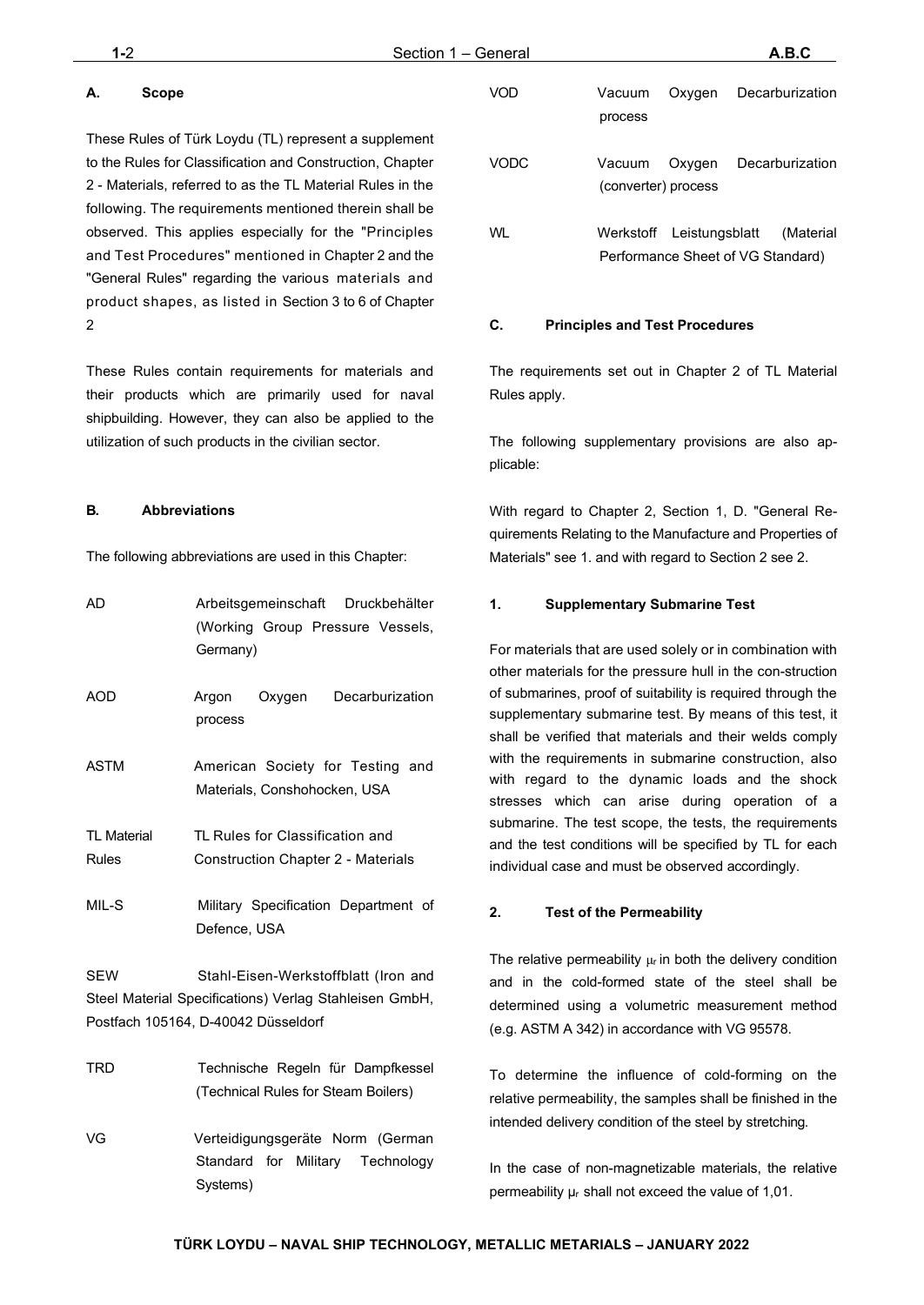## A. Scope

These Rules of Türk Loydu (TL) represent a supplement to the Rules for Classification and Construction, Chapter 2 - Materials, referred to as the TL Material Rules in the following. The requirements mentioned therein shall be observed. This applies especially for the "Principles and Test Procedures" mentioned in Chapter 2 and the "General Rules" regarding the various materials and product shapes, as listed in Section 3 to 6 of Chapter 2

These Rules contain requirements for materials and their products which are primarily used for naval shipbuilding. However, they can also be applied to the utilization of such products in the civilian sector.

## B. Abbreviations

The following abbreviations are used in this Chapter:

| | |
|---|---|
| AD | Arbeitsgemeinschaft Druckbehälter (Working Group Pressure Vessels, Germany) |
| AOD | Argon Oxygen Decarburization process |
| ASTM | American Society for Testing and Materials, Conshohocken, USA |
| TL Material Rules | TL Rules for Classification and Construction Chapter 2 - Materials |
| MIL-S | Military Specification Department of Defence, USA |
| SEW | Stahl-Eisen-Werkstoffblatt (Iron and Steel Material Specifications) Verlag Stahleisen GmbH, Postfach 105164, D-40042 Düsseldorf |
| TRD | Technische Regeln für Dampfkessel (Technical Rules for Steam Boilers) |
| VG | Verteidigungsgeräte Norm (German Standard for Military Technology Systems) |
| VOD | Vacuum Oxygen Decarburization process |
| VODC | Vacuum Oxygen Decarburization (converter) process |
| WL | Werkstoff Leistungsblatt (Material Performance Sheet of VG Standard) |

## C. Principles and Test Procedures

The requirements set out in Chapter 2 of TL Material Rules apply.

The following supplementary provisions are also applicable:

With regard to Chapter 2, Section 1, D. "General Requirements Relating to the Manufacture and Properties of Materials" see 1. and with regard to Section 2 see 2.

### 1. Supplementary Submarine Test

For materials that are used solely or in combination with other materials for the pressure hull in the con-struction of submarines, proof of suitability is required through the supplementary submarine test. By means of this test, it shall be verified that materials and their welds comply with the requirements in submarine construction, also with regard to the dynamic loads and the shock stresses which can arise during operation of a submarine. The test scope, the tests, the requirements and the test conditions will be specified by TL for each individual case and must be observed accordingly.

### 2. Test of the Permeability

The relative permeability $\mu_r$ in both the delivery condition and in the cold-formed state of the steel shall be determined using a volumetric measurement method (e.g. ASTM A 342) in accordance with VG 95578.

To determine the influence of cold-forming on the relative permeability, the samples shall be finished in the intended delivery condition of the steel by stretching.

In the case of non-magnetizable materials, the relative permeability $\mu_r$ shall not exceed the value of 1,01.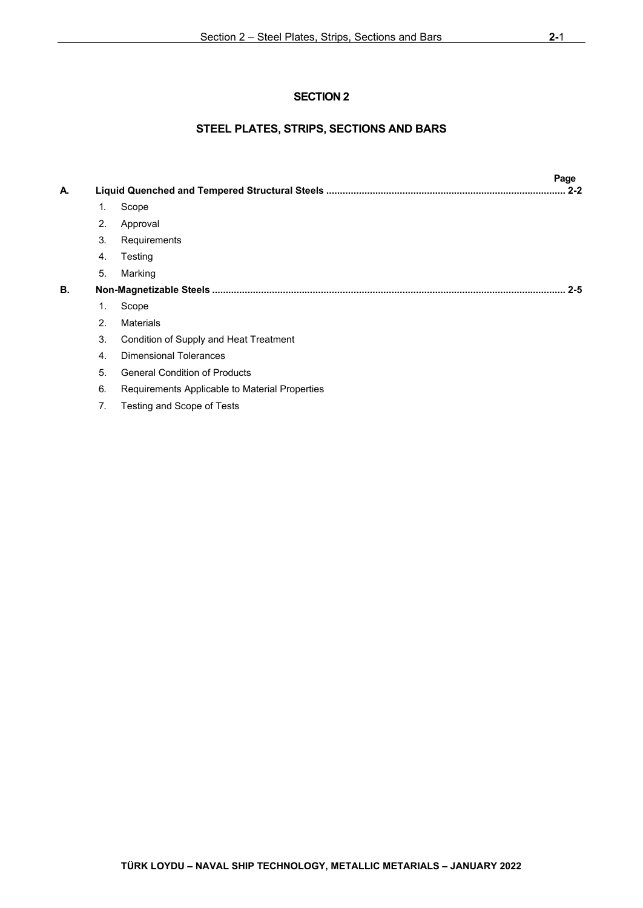# SECTION 2

## STEEL PLATES, STRIPS, SECTIONS AND BARS

| | | Page |
|---|---|---|
| **A.** | **Liquid Quenched and Tempered Structural Steels** | **2-2** |
| | 1. Scope | |
| | 2. Approval | |
| | 3. Requirements | |
| | 4. Testing | |
| | 5. Marking | |
| **B.** | **Non-Magnetizable Steels** | **2-5** |
| | 1. Scope | |
| | 2. Materials | |
| | 3. Condition of Supply and Heat Treatment | |
| | 4. Dimensional Tolerances | |
| | 5. General Condition of Products | |
| | 6. Requirements Applicable to Material Properties | |
| | 7. Testing and Scope of Tests | |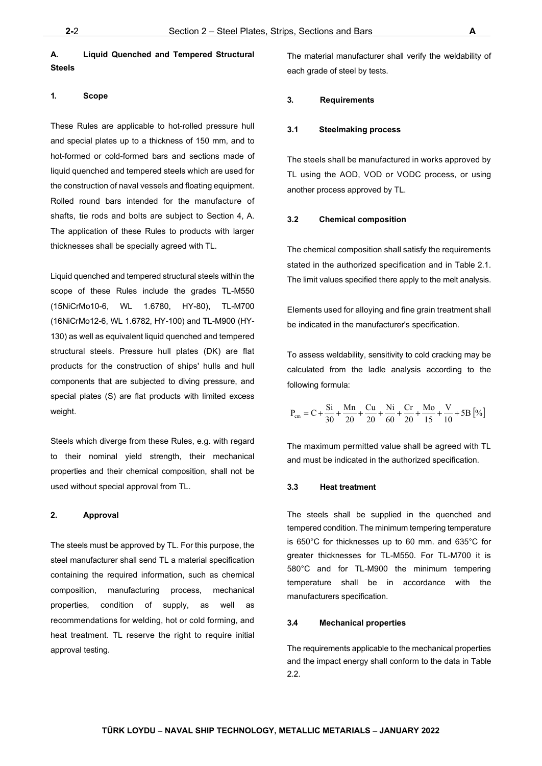## A. Liquid Quenched and Tempered Structural Steels

### 1. Scope

These Rules are applicable to hot-rolled pressure hull and special plates up to a thickness of 150 mm, and to hot-formed or cold-formed bars and sections made of liquid quenched and tempered steels which are used for the construction of naval vessels and floating equipment. Rolled round bars intended for the manufacture of shafts, tie rods and bolts are subject to Section 4, A. The application of these Rules to products with larger thicknesses shall be specially agreed with TL.

Liquid quenched and tempered structural steels within the scope of these Rules include the grades TL-M550 (15NiCrMo10-6, WL 1.6780, HY-80), TL-M700 (16NiCrMo12-6, WL 1.6782, HY-100) and TL-M900 (HY-130) as well as equivalent liquid quenched and tempered structural steels. Pressure hull plates (DK) are flat products for the construction of ships' hulls and hull components that are subjected to diving pressure, and special plates (S) are flat products with limited excess weight.

Steels which diverge from these Rules, e.g. with regard to their nominal yield strength, their mechanical properties and their chemical composition, shall not be used without special approval from TL.

### 2. Approval

The steels must be approved by TL. For this purpose, the steel manufacturer shall send TL a material specification containing the required information, such as chemical composition, manufacturing process, mechanical properties, condition of supply, as well as recommendations for welding, hot or cold forming, and heat treatment. TL reserve the right to require initial approval testing.

The material manufacturer shall verify the weldability of each grade of steel by tests.

### 3. Requirements

#### 3.1 Steelmaking process

The steels shall be manufactured in works approved by TL using the AOD, VOD or VODC process, or using another process approved by TL.

#### 3.2 Chemical composition

The chemical composition shall satisfy the requirements stated in the authorized specification and in Table 2.1. The limit values specified there apply to the melt analysis.

Elements used for alloying and fine grain treatment shall be indicated in the manufacturer's specification.

To assess weldability, sensitivity to cold cracking may be calculated from the ladle analysis according to the following formula:

$$P_{cm} = C + \frac{Si}{30} + \frac{Mn}{20} + \frac{Cu}{20} + \frac{Ni}{60} + \frac{Cr}{20} + \frac{Mo}{15} + \frac{V}{10} + 5B\ [\%]$$

The maximum permitted value shall be agreed with TL and must be indicated in the authorized specification.

#### 3.3 Heat treatment

The steels shall be supplied in the quenched and tempered condition. The minimum tempering temperature is 650°C for thicknesses up to 60 mm. and 635°C for greater thicknesses for TL-M550. For TL-M700 it is 580°C and for TL-M900 the minimum tempering temperature shall be in accordance with the manufacturers specification.

#### 3.4 Mechanical properties

The requirements applicable to the mechanical properties and the impact energy shall conform to the data in Table 2.2.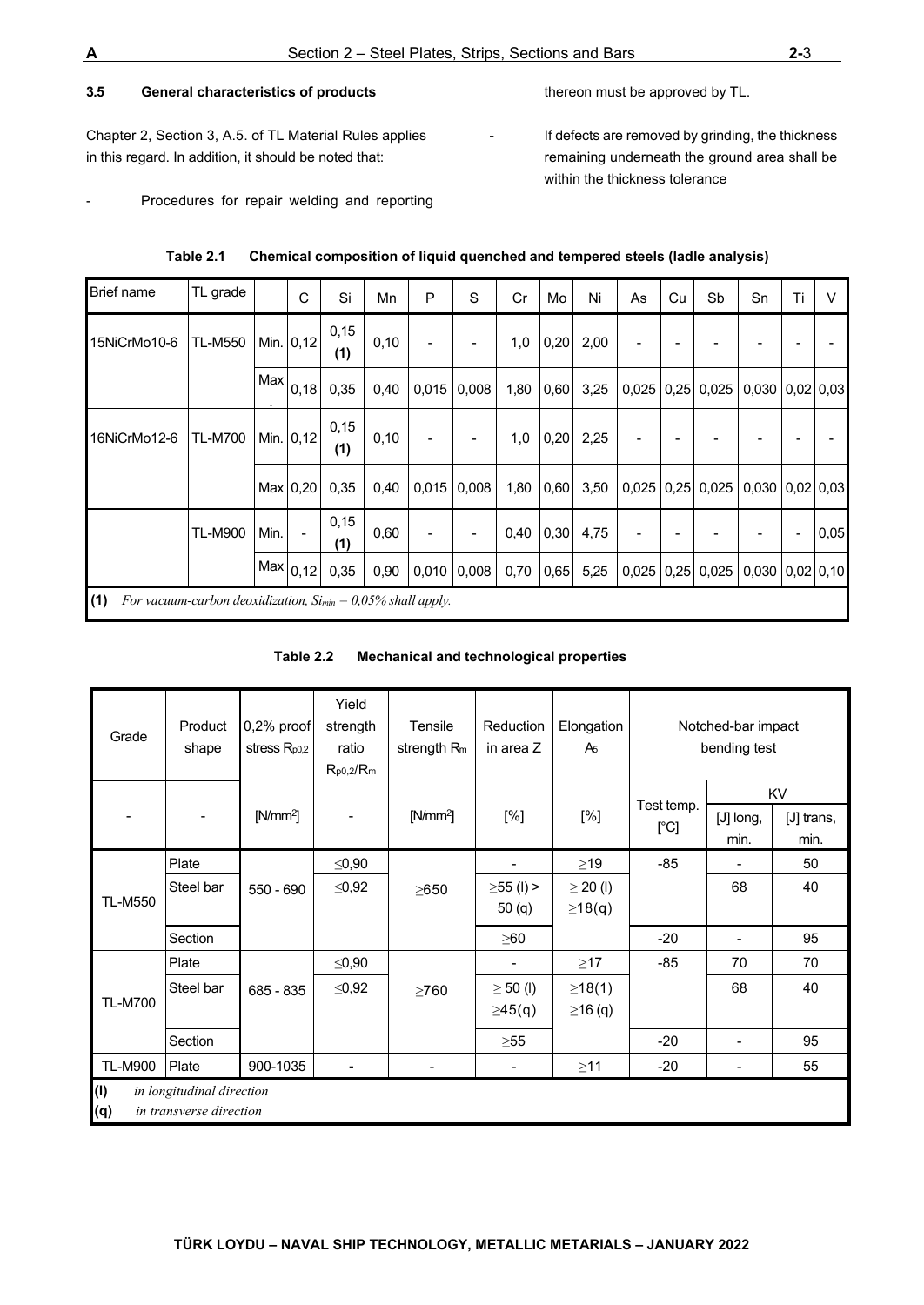### 3.5 General characteristics of products

Chapter 2, Section 3, A.5. of TL Material Rules applies in this regard. In addition, it should be noted that:

- Procedures for repair welding and reporting thereon must be approved by TL.
- If defects are removed by grinding, the thickness remaining underneath the ground area shall be within the thickness tolerance

**Table 2.1 Chemical composition of liquid quenched and tempered steels (ladle analysis)**

| Brief name | TL grade | | C | Si | Mn | P | S | Cr | Mo | Ni | As | Cu | Sb | Sn | Ti | V |
|---|---|---|---|---|---|---|---|---|---|---|---|---|---|---|---|---|
| 15NiCrMo10-6 | TL-M550 | Min. | 0,12 | 0,15 (1) | 0,10 | - | - | 1,0 | 0,20 | 2,00 | - | - | - | - | - | - |
| | | Max. | 0,18 | 0,35 | 0,40 | 0,015 | 0,008 | 1,80 | 0,60 | 3,25 | 0,025 | 0,25 | 0,025 | 0,030 | 0,02 | 0,03 |
| 16NiCrMo12-6 | TL-M700 | Min. | 0,12 | 0,15 (1) | 0,10 | - | - | 1,0 | 0,20 | 2,25 | - | - | - | - | - | - |
| | | Max | 0,20 | 0,35 | 0,40 | 0,015 | 0,008 | 1,80 | 0,60 | 3,50 | 0,025 | 0,25 | 0,025 | 0,030 | 0,02 | 0,03 |
| | TL-M900 | Min. | - | 0,15 (1) | 0,60 | - | - | 0,40 | 0,30 | 4,75 | - | - | - | - | - | 0,05 |
| | | Max | 0,12 | 0,35 | 0,90 | 0,010 | 0,008 | 0,70 | 0,65 | 5,25 | 0,025 | 0,25 | 0,025 | 0,030 | 0,02 | 0,10 |

(1) *For vacuum-carbon deoxidization, $Si_{min}$ = 0,05% shall apply.*

**Table 2.2 Mechanical and technological properties**

| Grade | Product shape | 0,2% proof stress $R_{p0,2}$ | Yield strength ratio $R_{p0,2}/R_m$ | Tensile strength $R_m$ | Reduction in area Z | Elongation $A_5$ | Notched-bar impact bending test | | |
|---|---|---|---|---|---|---|---|---|---|
| | | | | | | | Test temp. | KV | |
| - | - | [N/mm²] | - | [N/mm²] | [%] | [%] | [°C] | [J] long, min. | [J] trans, min. |
| TL-M550 | Plate | 550 - 690 | ≤0,90 | ≥650 | - | ≥19 | -85 | - | 50 |
| | Steel bar | | ≤0,92 | | ≥55 (l) > 50 (q) | ≥ 20 (l) ≥18(q) | | 68 | 40 |
| | Section | | | | ≥60 | | -20 | - | 95 |
| TL-M700 | Plate | 685 - 835 | ≤0,90 | ≥760 | - | ≥17 | -85 | 70 | 70 |
| | Steel bar | | ≤0,92 | | ≥ 50 (l) ≥45(q) | ≥18(1) ≥16 (q) | | 68 | 40 |
| | Section | | | | ≥55 | | -20 | - | 95 |
| TL-M900 | Plate | 900-1035 | - | - | - | ≥11 | -20 | - | 55 |

(l) *in longitudinal direction*
(q) *in transverse direction*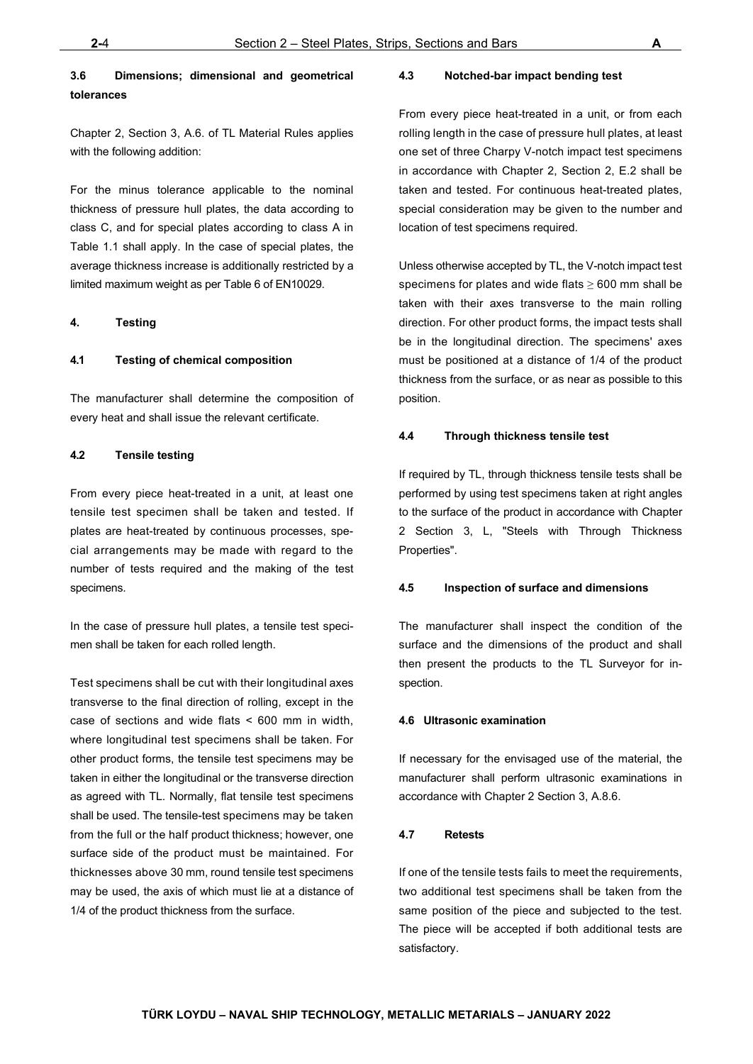### 3.6 Dimensions; dimensional and geometrical tolerances

Chapter 2, Section 3, A.6. of TL Material Rules applies with the following addition:

For the minus tolerance applicable to the nominal thickness of pressure hull plates, the data according to class C, and for special plates according to class A in Table 1.1 shall apply. In the case of special plates, the average thickness increase is additionally restricted by a limited maximum weight as per Table 6 of EN10029.

## 4. Testing

### 4.1 Testing of chemical composition

The manufacturer shall determine the composition of every heat and shall issue the relevant certificate.

### 4.2 Tensile testing

From every piece heat-treated in a unit, at least one tensile test specimen shall be taken and tested. If plates are heat-treated by continuous processes, special arrangements may be made with regard to the number of tests required and the making of the test specimens.

In the case of pressure hull plates, a tensile test specimen shall be taken for each rolled length.

Test specimens shall be cut with their longitudinal axes transverse to the final direction of rolling, except in the case of sections and wide flats < 600 mm in width, where longitudinal test specimens shall be taken. For other product forms, the tensile test specimens may be taken in either the longitudinal or the transverse direction as agreed with TL. Normally, flat tensile test specimens shall be used. The tensile-test specimens may be taken from the full or the half product thickness; however, one surface side of the product must be maintained. For thicknesses above 30 mm, round tensile test specimens may be used, the axis of which must lie at a distance of 1/4 of the product thickness from the surface.

### 4.3 Notched-bar impact bending test

From every piece heat-treated in a unit, or from each rolling length in the case of pressure hull plates, at least one set of three Charpy V-notch impact test specimens in accordance with Chapter 2, Section 2, E.2 shall be taken and tested. For continuous heat-treated plates, special consideration may be given to the number and location of test specimens required.

Unless otherwise accepted by TL, the V-notch impact test specimens for plates and wide flats ≥ 600 mm shall be taken with their axes transverse to the main rolling direction. For other product forms, the impact tests shall be in the longitudinal direction. The specimens' axes must be positioned at a distance of 1/4 of the product thickness from the surface, or as near as possible to this position.

### 4.4 Through thickness tensile test

If required by TL, through thickness tensile tests shall be performed by using test specimens taken at right angles to the surface of the product in accordance with Chapter 2 Section 3, L, "Steels with Through Thickness Properties".

### 4.5 Inspection of surface and dimensions

The manufacturer shall inspect the condition of the surface and the dimensions of the product and shall then present the products to the TL Surveyor for inspection.

### 4.6 Ultrasonic examination

If necessary for the envisaged use of the material, the manufacturer shall perform ultrasonic examinations in accordance with Chapter 2 Section 3, A.8.6.

### 4.7 Retests

If one of the tensile tests fails to meet the requirements, two additional test specimens shall be taken from the same position of the piece and subjected to the test. The piece will be accepted if both additional tests are satisfactory.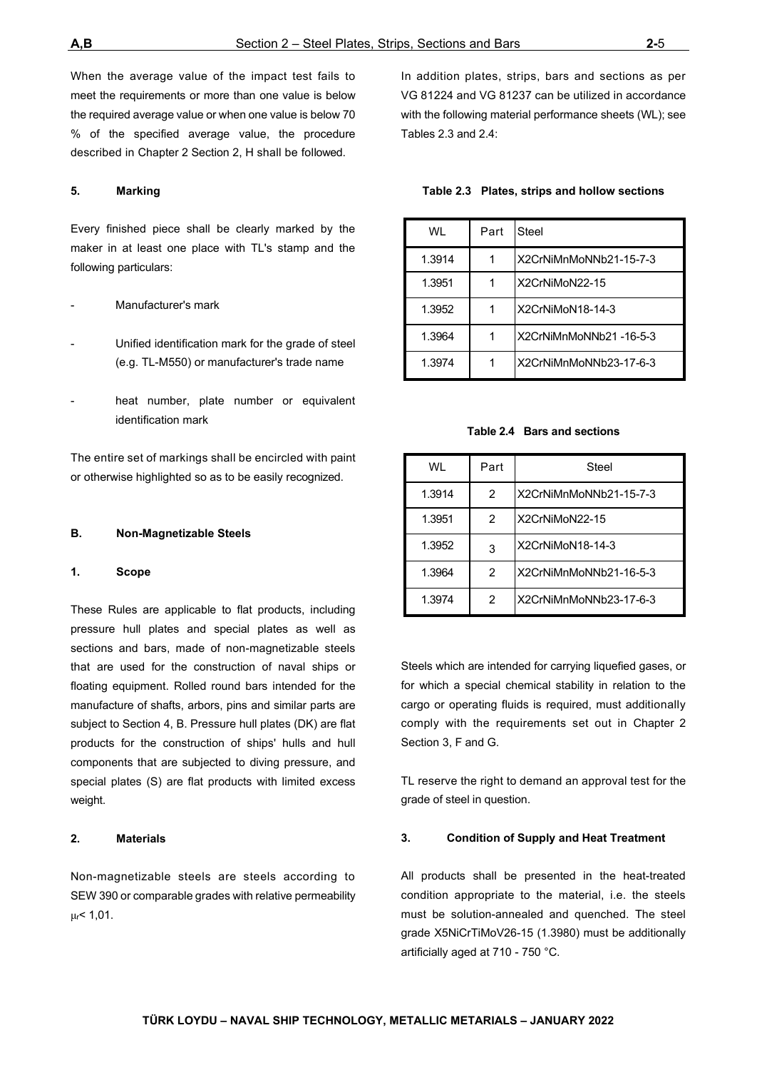When the average value of the impact test fails to meet the requirements or more than one value is below the required average value or when one value is below 70 % of the specified average value, the procedure described in Chapter 2 Section 2, H shall be followed.

### 5. Marking

Every finished piece shall be clearly marked by the maker in at least one place with TL's stamp and the following particulars:

- Manufacturer's mark
- Unified identification mark for the grade of steel (e.g. TL-M550) or manufacturer's trade name
- heat number, plate number or equivalent identification mark

The entire set of markings shall be encircled with paint or otherwise highlighted so as to be easily recognized.

## B. Non-Magnetizable Steels

### 1. Scope

These Rules are applicable to flat products, including pressure hull plates and special plates as well as sections and bars, made of non-magnetizable steels that are used for the construction of naval ships or floating equipment. Rolled round bars intended for the manufacture of shafts, arbors, pins and similar parts are subject to Section 4, B. Pressure hull plates (DK) are flat products for the construction of ships' hulls and hull components that are subjected to diving pressure, and special plates (S) are flat products with limited excess weight.

### 2. Materials

Non-magnetizable steels are steels according to SEW 390 or comparable grades with relative permeability $\mu_r < 1{,}01$.

In addition plates, strips, bars and sections as per VG 81224 and VG 81237 can be utilized in accordance with the following material performance sheets (WL); see Tables 2.3 and 2.4:

**Table 2.3 Plates, strips and hollow sections**

| WL | Part | Steel |
|---|---|---|
| 1.3914 | 1 | X2CrNiMnMoNNb21-15-7-3 |
| 1.3951 | 1 | X2CrNiMoN22-15 |
| 1.3952 | 1 | X2CrNiMoN18-14-3 |
| 1.3964 | 1 | X2CrNiMnMoNNb21 -16-5-3 |
| 1.3974 | 1 | X2CrNiMnMoNNb23-17-6-3 |

**Table 2.4 Bars and sections**

| WL | Part | Steel |
|---|---|---|
| 1.3914 | 2 | X2CrNiMnMoNNb21-15-7-3 |
| 1.3951 | 2 | X2CrNiMoN22-15 |
| 1.3952 | 3 | X2CrNiMoN18-14-3 |
| 1.3964 | 2 | X2CrNiMnMoNNb21-16-5-3 |
| 1.3974 | 2 | X2CrNiMnMoNNb23-17-6-3 |

Steels which are intended for carrying liquefied gases, or for which a special chemical stability in relation to the cargo or operating fluids is required, must additionally comply with the requirements set out in Chapter 2 Section 3, F and G.

TL reserve the right to demand an approval test for the grade of steel in question.

### 3. Condition of Supply and Heat Treatment

All products shall be presented in the heat-treated condition appropriate to the material, i.e. the steels must be solution-annealed and quenched. The steel grade X5NiCrTiMoV26-15 (1.3980) must be additionally artificially aged at 710 - 750 °C.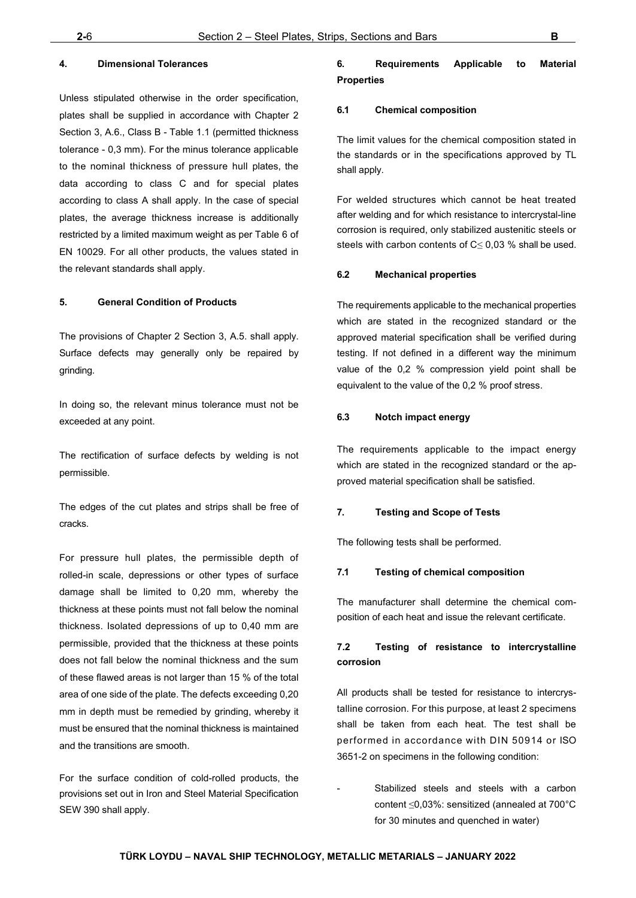#### 4. Dimensional Tolerances

Unless stipulated otherwise in the order specification, plates shall be supplied in accordance with Chapter 2 Section 3, A.6., Class B - Table 1.1 (permitted thickness tolerance - 0,3 mm). For the minus tolerance applicable to the nominal thickness of pressure hull plates, the data according to class C and for special plates according to class A shall apply. In the case of special plates, the average thickness increase is additionally restricted by a limited maximum weight as per Table 6 of EN 10029. For all other products, the values stated in the relevant standards shall apply.

#### 5. General Condition of Products

The provisions of Chapter 2 Section 3, A.5. shall apply. Surface defects may generally only be repaired by grinding.

In doing so, the relevant minus tolerance must not be exceeded at any point.

The rectification of surface defects by welding is not permissible.

The edges of the cut plates and strips shall be free of cracks.

For pressure hull plates, the permissible depth of rolled-in scale, depressions or other types of surface damage shall be limited to 0,20 mm, whereby the thickness at these points must not fall below the nominal thickness. Isolated depressions of up to 0,40 mm are permissible, provided that the thickness at these points does not fall below the nominal thickness and the sum of these flawed areas is not larger than 15 % of the total area of one side of the plate. The defects exceeding 0,20 mm in depth must be remedied by grinding, whereby it must be ensured that the nominal thickness is maintained and the transitions are smooth.

For the surface condition of cold-rolled products, the provisions set out in Iron and Steel Material Specification SEW 390 shall apply.

#### 6. Requirements Applicable to Material Properties

##### 6.1 Chemical composition

The limit values for the chemical composition stated in the standards or in the specifications approved by TL shall apply.

For welded structures which cannot be heat treated after welding and for which resistance to intercrystal-line corrosion is required, only stabilized austenitic steels or steels with carbon contents of $C \leq 0,03$ % shall be used.

##### 6.2 Mechanical properties

The requirements applicable to the mechanical properties which are stated in the recognized standard or the approved material specification shall be verified during testing. If not defined in a different way the minimum value of the 0,2 % compression yield point shall be equivalent to the value of the 0,2 % proof stress.

##### 6.3 Notch impact energy

The requirements applicable to the impact energy which are stated in the recognized standard or the approved material specification shall be satisfied.

#### 7. Testing and Scope of Tests

The following tests shall be performed.

##### 7.1 Testing of chemical composition

The manufacturer shall determine the chemical composition of each heat and issue the relevant certificate.

##### 7.2 Testing of resistance to intercrystalline corrosion

All products shall be tested for resistance to intercrystalline corrosion. For this purpose, at least 2 specimens shall be taken from each heat. The test shall be performed in accordance with DIN 50914 or ISO 3651-2 on specimens in the following condition:

- Stabilized steels and steels with a carbon content $\leq$0,03%: sensitized (annealed at 700°C for 30 minutes and quenched in water)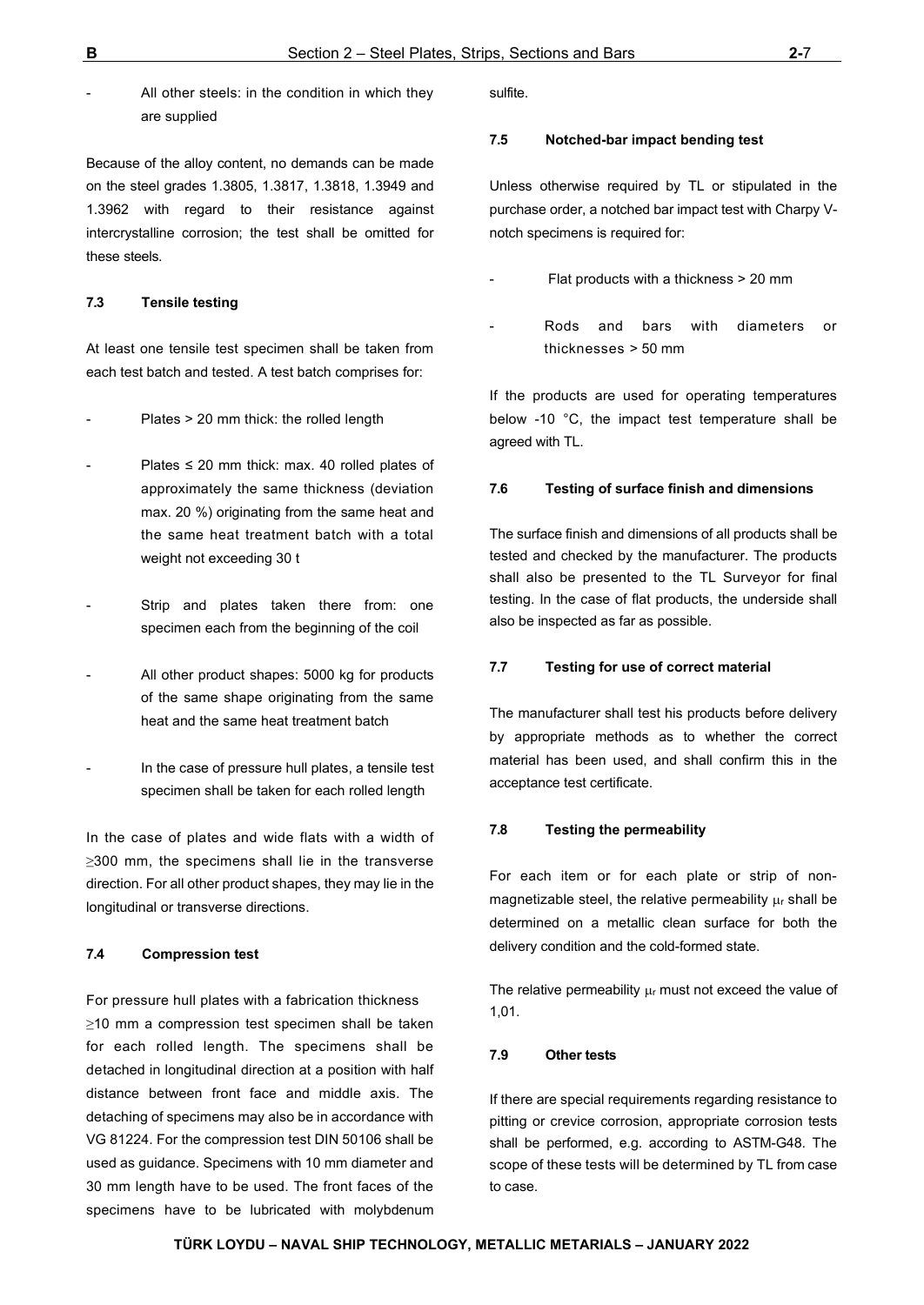- All other steels: in the condition in which they are supplied

Because of the alloy content, no demands can be made on the steel grades 1.3805, 1.3817, 1.3818, 1.3949 and 1.3962 with regard to their resistance against intercrystalline corrosion; the test shall be omitted for these steels.

#### 7.3 Tensile testing

At least one tensile test specimen shall be taken from each test batch and tested. A test batch comprises for:

- Plates > 20 mm thick: the rolled length
- Plates ≤ 20 mm thick: max. 40 rolled plates of approximately the same thickness (deviation max. 20 %) originating from the same heat and the same heat treatment batch with a total weight not exceeding 30 t
- Strip and plates taken there from: one specimen each from the beginning of the coil
- All other product shapes: 5000 kg for products of the same shape originating from the same heat and the same heat treatment batch
- In the case of pressure hull plates, a tensile test specimen shall be taken for each rolled length

In the case of plates and wide flats with a width of ≥300 mm, the specimens shall lie in the transverse direction. For all other product shapes, they may lie in the longitudinal or transverse directions.

#### 7.4 Compression test

For pressure hull plates with a fabrication thickness ≥10 mm a compression test specimen shall be taken for each rolled length. The specimens shall be detached in longitudinal direction at a position with half distance between front face and middle axis. The detaching of specimens may also be in accordance with VG 81224. For the compression test DIN 50106 shall be used as guidance. Specimens with 10 mm diameter and 30 mm length have to be used. The front faces of the specimens have to be lubricated with molybdenum sulfite.

#### 7.5 Notched-bar impact bending test

Unless otherwise required by TL or stipulated in the purchase order, a notched bar impact test with Charpy V-notch specimens is required for:

- Flat products with a thickness > 20 mm
- Rods and bars with diameters or thicknesses > 50 mm

If the products are used for operating temperatures below -10 °C, the impact test temperature shall be agreed with TL.

#### 7.6 Testing of surface finish and dimensions

The surface finish and dimensions of all products shall be tested and checked by the manufacturer. The products shall also be presented to the TL Surveyor for final testing. In the case of flat products, the underside shall also be inspected as far as possible.

#### 7.7 Testing for use of correct material

The manufacturer shall test his products before delivery by appropriate methods as to whether the correct material has been used, and shall confirm this in the acceptance test certificate.

#### 7.8 Testing the permeability

For each item or for each plate or strip of non-magnetizable steel, the relative permeability $\mu_r$ shall be determined on a metallic clean surface for both the delivery condition and the cold-formed state.

The relative permeability $\mu_r$ must not exceed the value of 1,01.

#### 7.9 Other tests

If there are special requirements regarding resistance to pitting or crevice corrosion, appropriate corrosion tests shall be performed, e.g. according to ASTM-G48. The scope of these tests will be determined by TL from case to case.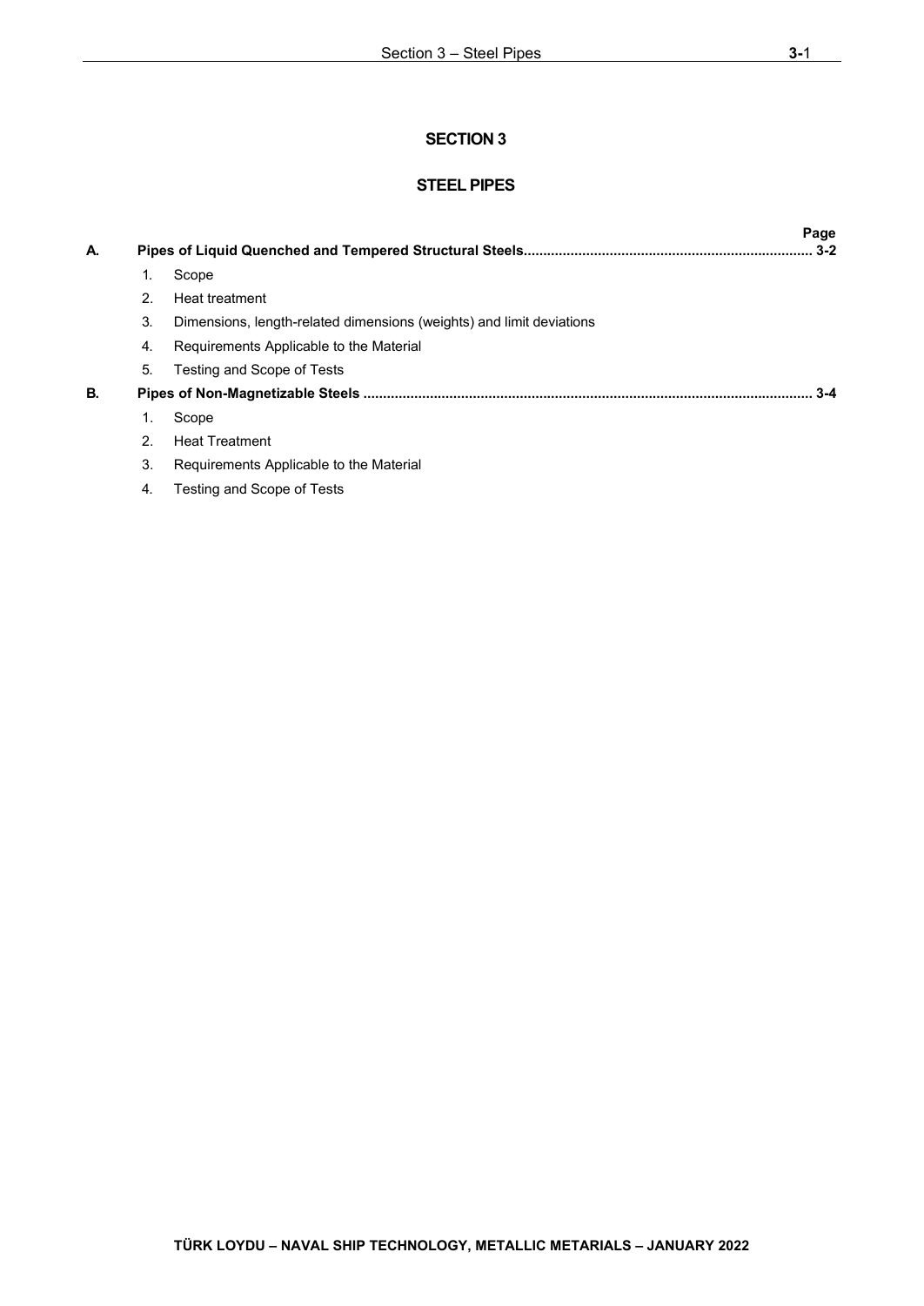# SECTION 3

# STEEL PIPES

| | | | Page |
|---|---|---|---|
| **A.** | **Pipes of Liquid Quenched and Tempered Structural Steels** | | **3-2** |
| | 1. | Scope | |
| | 2. | Heat treatment | |
| | 3. | Dimensions, length-related dimensions (weights) and limit deviations | |
| | 4. | Requirements Applicable to the Material | |
| | 5. | Testing and Scope of Tests | |
| **B.** | **Pipes of Non-Magnetizable Steels** | | **3-4** |
| | 1. | Scope | |
| | 2. | Heat Treatment | |
| | 3. | Requirements Applicable to the Material | |
| | 4. | Testing and Scope of Tests | |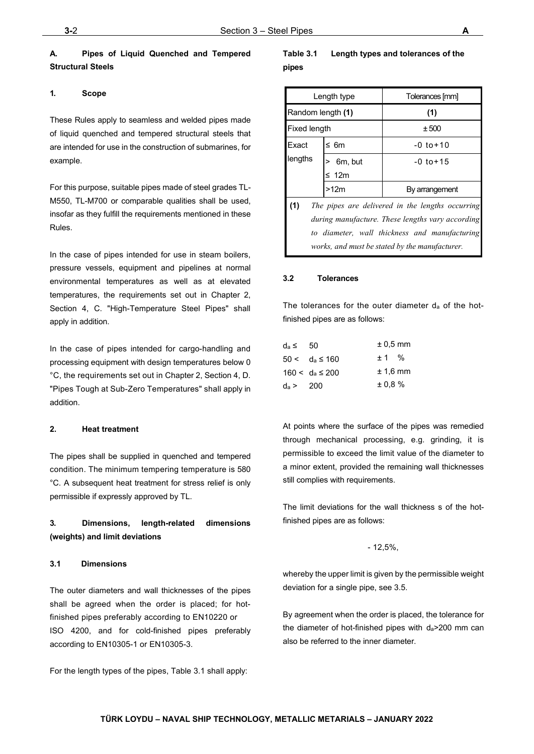## A. Pipes of Liquid Quenched and Tempered Structural Steels

### 1. Scope

These Rules apply to seamless and welded pipes made of liquid quenched and tempered structural steels that are intended for use in the construction of submarines, for example.

For this purpose, suitable pipes made of steel grades TL-M550, TL-M700 or comparable qualities shall be used, insofar as they fulfill the requirements mentioned in these Rules.

In the case of pipes intended for use in steam boilers, pressure vessels, equipment and pipelines at normal environmental temperatures as well as at elevated temperatures, the requirements set out in Chapter 2, Section 4, C. "High-Temperature Steel Pipes" shall apply in addition.

In the case of pipes intended for cargo-handling and processing equipment with design temperatures below 0 °C, the requirements set out in Chapter 2, Section 4, D. "Pipes Tough at Sub-Zero Temperatures" shall apply in addition.

### 2. Heat treatment

The pipes shall be supplied in quenched and tempered condition. The minimum tempering temperature is 580 °C. A subsequent heat treatment for stress relief is only permissible if expressly approved by TL.

### 3. Dimensions, length-related dimensions (weights) and limit deviations

#### 3.1 Dimensions

The outer diameters and wall thicknesses of the pipes shall be agreed when the order is placed; for hot-finished pipes preferably according to EN10220 or ISO 4200, and for cold-finished pipes preferably according to EN10305-1 or EN10305-3.

For the length types of the pipes, Table 3.1 shall apply:

**Table 3.1 Length types and tolerances of the pipes**

| Length type | | Tolerances [mm] |
|---|---|---|
| Random length **(1)** | | **(1)** |
| Fixed length | | ± 500 |
| Exact lengths | ≤ 6m | -0 to+10 |
| | > 6m, but ≤ 12m | -0 to+15 |
| | >12m | By arrangement |

**(1)** *The pipes are delivered in the lengths occurring during manufacture. These lengths vary according to diameter, wall thickness and manufacturing works, and must be stated by the manufacturer.*

#### 3.2 Tolerances

The tolerances for the outer diameter $d_a$ of the hot-finished pipes are as follows:

| | |
|---|---|
| $d_a \leq 50$ | ± 0,5 mm |
| $50 < d_a \leq 160$ | ± 1 % |
| $160 < d_a \leq 200$ | ± 1,6 mm |
| $d_a > 200$ | ± 0,8 % |

At points where the surface of the pipes was remedied through mechanical processing, e.g. grinding, it is permissible to exceed the limit value of the diameter to a minor extent, provided the remaining wall thicknesses still complies with requirements.

The limit deviations for the wall thickness s of the hot-finished pipes are as follows:

- 12,5%,

whereby the upper limit is given by the permissible weight deviation for a single pipe, see 3.5.

By agreement when the order is placed, the tolerance for the diameter of hot-finished pipes with $d_a$>200 mm can also be referred to the inner diameter.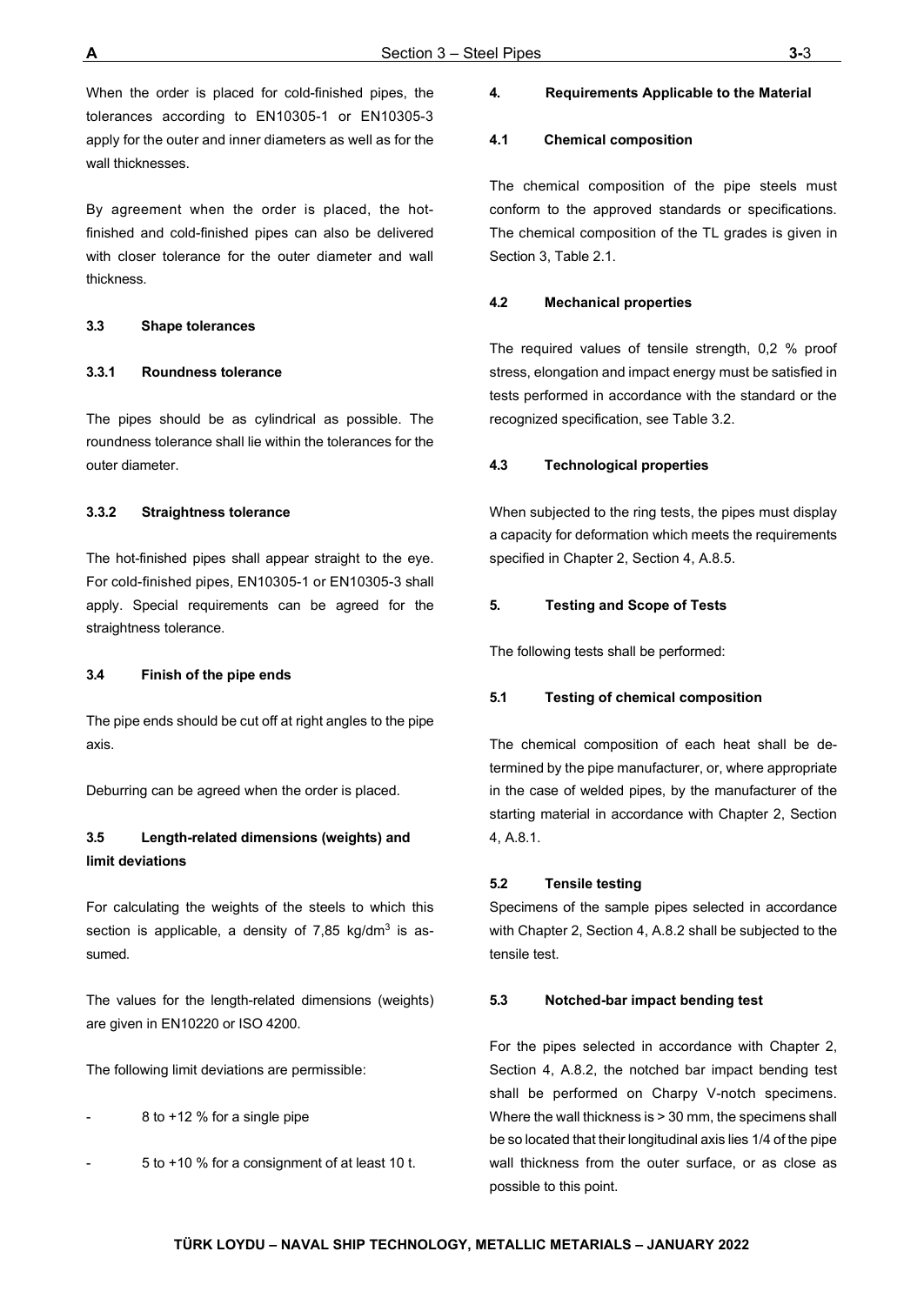When the order is placed for cold-finished pipes, the tolerances according to EN10305-1 or EN10305-3 apply for the outer and inner diameters as well as for the wall thicknesses.

By agreement when the order is placed, the hot-finished and cold-finished pipes can also be delivered with closer tolerance for the outer diameter and wall thickness.

### 3.3 Shape tolerances

#### 3.3.1 Roundness tolerance

The pipes should be as cylindrical as possible. The roundness tolerance shall lie within the tolerances for the outer diameter.

#### 3.3.2 Straightness tolerance

The hot-finished pipes shall appear straight to the eye. For cold-finished pipes, EN10305-1 or EN10305-3 shall apply. Special requirements can be agreed for the straightness tolerance.

### 3.4 Finish of the pipe ends

The pipe ends should be cut off at right angles to the pipe axis.

Deburring can be agreed when the order is placed.

### 3.5 Length-related dimensions (weights) and limit deviations

For calculating the weights of the steels to which this section is applicable, a density of 7,85 kg/dm$^3$ is assumed.

The values for the length-related dimensions (weights) are given in EN10220 or ISO 4200.

The following limit deviations are permissible:

- 8 to +12 % for a single pipe
- 5 to +10 % for a consignment of at least 10 t.

## 4. Requirements Applicable to the Material

### 4.1 Chemical composition

The chemical composition of the pipe steels must conform to the approved standards or specifications. The chemical composition of the TL grades is given in Section 3, Table 2.1.

### 4.2 Mechanical properties

The required values of tensile strength, 0,2 % proof stress, elongation and impact energy must be satisfied in tests performed in accordance with the standard or the recognized specification, see Table 3.2.

### 4.3 Technological properties

When subjected to the ring tests, the pipes must display a capacity for deformation which meets the requirements specified in Chapter 2, Section 4, A.8.5.

## 5. Testing and Scope of Tests

The following tests shall be performed:

### 5.1 Testing of chemical composition

The chemical composition of each heat shall be determined by the pipe manufacturer, or, where appropriate in the case of welded pipes, by the manufacturer of the starting material in accordance with Chapter 2, Section 4, A.8.1.

### 5.2 Tensile testing

Specimens of the sample pipes selected in accordance with Chapter 2, Section 4, A.8.2 shall be subjected to the tensile test.

### 5.3 Notched-bar impact bending test

For the pipes selected in accordance with Chapter 2, Section 4, A.8.2, the notched bar impact bending test shall be performed on Charpy V-notch specimens. Where the wall thickness is > 30 mm, the specimens shall be so located that their longitudinal axis lies 1/4 of the pipe wall thickness from the outer surface, or as close as possible to this point.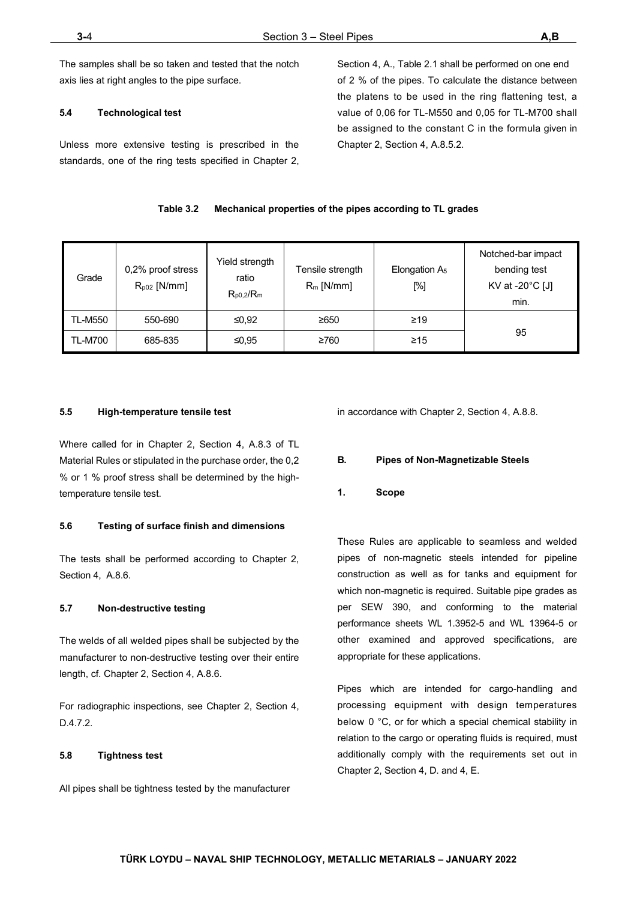The samples shall be so taken and tested that the notch axis lies at right angles to the pipe surface.

#### 5.4 Technological test

Unless more extensive testing is prescribed in the standards, one of the ring tests specified in Chapter 2, Section 4, A., Table 2.1 shall be performed on one end of 2 % of the pipes. To calculate the distance between the platens to be used in the ring flattening test, a value of 0,06 for TL-M550 and 0,05 for TL-M700 shall be assigned to the constant C in the formula given in Chapter 2, Section 4, A.8.5.2.

**Table 3.2 Mechanical properties of the pipes according to TL grades**

| Grade | 0,2% proof stress $R_{p02}$ [N/mm] | Yield strength ratio $R_{p0,2}/R_m$ | Tensile strength $R_m$ [N/mm] | Elongation $A_5$ [%] | Notched-bar impact bending test KV at -20°C [J] min. |
|---|---|---|---|---|---|
| TL-M550 | 550-690 | ≤0,92 | ≥650 | ≥19 | 95 |
| TL-M700 | 685-835 | ≤0,95 | ≥760 | ≥15 | |

#### 5.5 High-temperature tensile test

Where called for in Chapter 2, Section 4, A.8.3 of TL Material Rules or stipulated in the purchase order, the 0,2 % or 1 % proof stress shall be determined by the high-temperature tensile test.

#### 5.6 Testing of surface finish and dimensions

The tests shall be performed according to Chapter 2, Section 4, A.8.6.

#### 5.7 Non-destructive testing

The welds of all welded pipes shall be subjected by the manufacturer to non-destructive testing over their entire length, cf. Chapter 2, Section 4, A.8.6.

For radiographic inspections, see Chapter 2, Section 4, D.4.7.2.

#### 5.8 Tightness test

All pipes shall be tightness tested by the manufacturer in accordance with Chapter 2, Section 4, A.8.8.

## B. Pipes of Non-Magnetizable Steels

### 1. Scope

These Rules are applicable to seamless and welded pipes of non-magnetic steels intended for pipeline construction as well as for tanks and equipment for which non-magnetic is required. Suitable pipe grades as per SEW 390, and conforming to the material performance sheets WL 1.3952-5 and WL 13964-5 or other examined and approved specifications, are appropriate for these applications.

Pipes which are intended for cargo-handling and processing equipment with design temperatures below 0 °C, or for which a special chemical stability in relation to the cargo or operating fluids is required, must additionally comply with the requirements set out in Chapter 2, Section 4, D. and 4, E.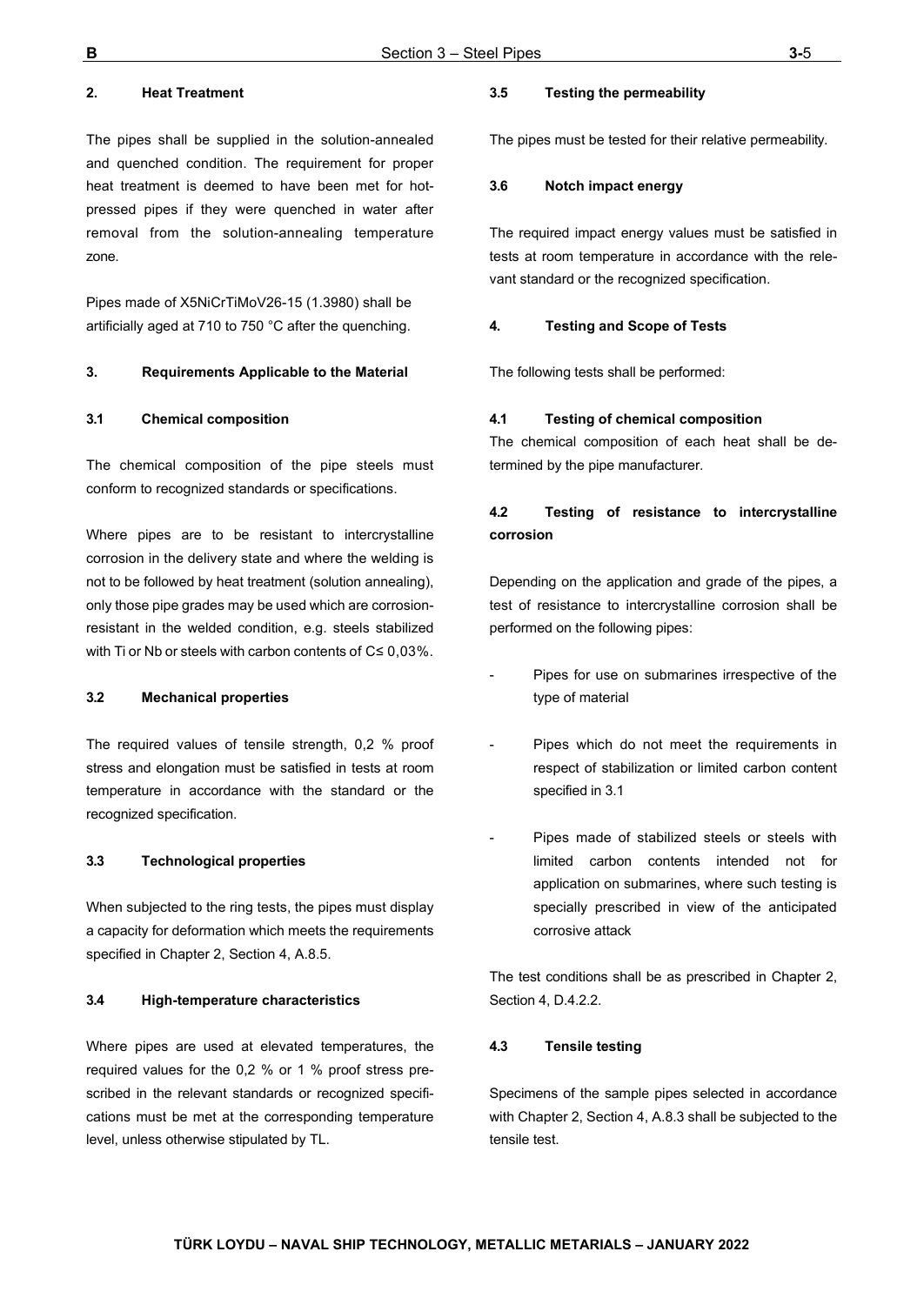### 2. Heat Treatment

The pipes shall be supplied in the solution-annealed and quenched condition. The requirement for proper heat treatment is deemed to have been met for hot-pressed pipes if they were quenched in water after removal from the solution-annealing temperature zone.

Pipes made of X5NiCrTiMoV26-15 (1.3980) shall be artificially aged at 710 to 750 °C after the quenching.

### 3. Requirements Applicable to the Material

#### 3.1 Chemical composition

The chemical composition of the pipe steels must conform to recognized standards or specifications.

Where pipes are to be resistant to intercrystalline corrosion in the delivery state and where the welding is not to be followed by heat treatment (solution annealing), only those pipe grades may be used which are corrosion-resistant in the welded condition, e.g. steels stabilized with Ti or Nb or steels with carbon contents of C≤ 0,03%.

#### 3.2 Mechanical properties

The required values of tensile strength, 0,2 % proof stress and elongation must be satisfied in tests at room temperature in accordance with the standard or the recognized specification.

#### 3.3 Technological properties

When subjected to the ring tests, the pipes must display a capacity for deformation which meets the requirements specified in Chapter 2, Section 4, A.8.5.

#### 3.4 High-temperature characteristics

Where pipes are used at elevated temperatures, the required values for the 0,2 % or 1 % proof stress prescribed in the relevant standards or recognized specifications must be met at the corresponding temperature level, unless otherwise stipulated by TL.

#### 3.5 Testing the permeability

The pipes must be tested for their relative permeability.

#### 3.6 Notch impact energy

The required impact energy values must be satisfied in tests at room temperature in accordance with the relevant standard or the recognized specification.

### 4. Testing and Scope of Tests

The following tests shall be performed:

#### 4.1 Testing of chemical composition

The chemical composition of each heat shall be determined by the pipe manufacturer.

#### 4.2 Testing of resistance to intercrystalline corrosion

Depending on the application and grade of the pipes, a test of resistance to intercrystalline corrosion shall be performed on the following pipes:

- Pipes for use on submarines irrespective of the type of material
- Pipes which do not meet the requirements in respect of stabilization or limited carbon content specified in 3.1
- Pipes made of stabilized steels or steels with limited carbon contents intended not for application on submarines, where such testing is specially prescribed in view of the anticipated corrosive attack

The test conditions shall be as prescribed in Chapter 2, Section 4, D.4.2.2.

#### 4.3 Tensile testing

Specimens of the sample pipes selected in accordance with Chapter 2, Section 4, A.8.3 shall be subjected to the tensile test.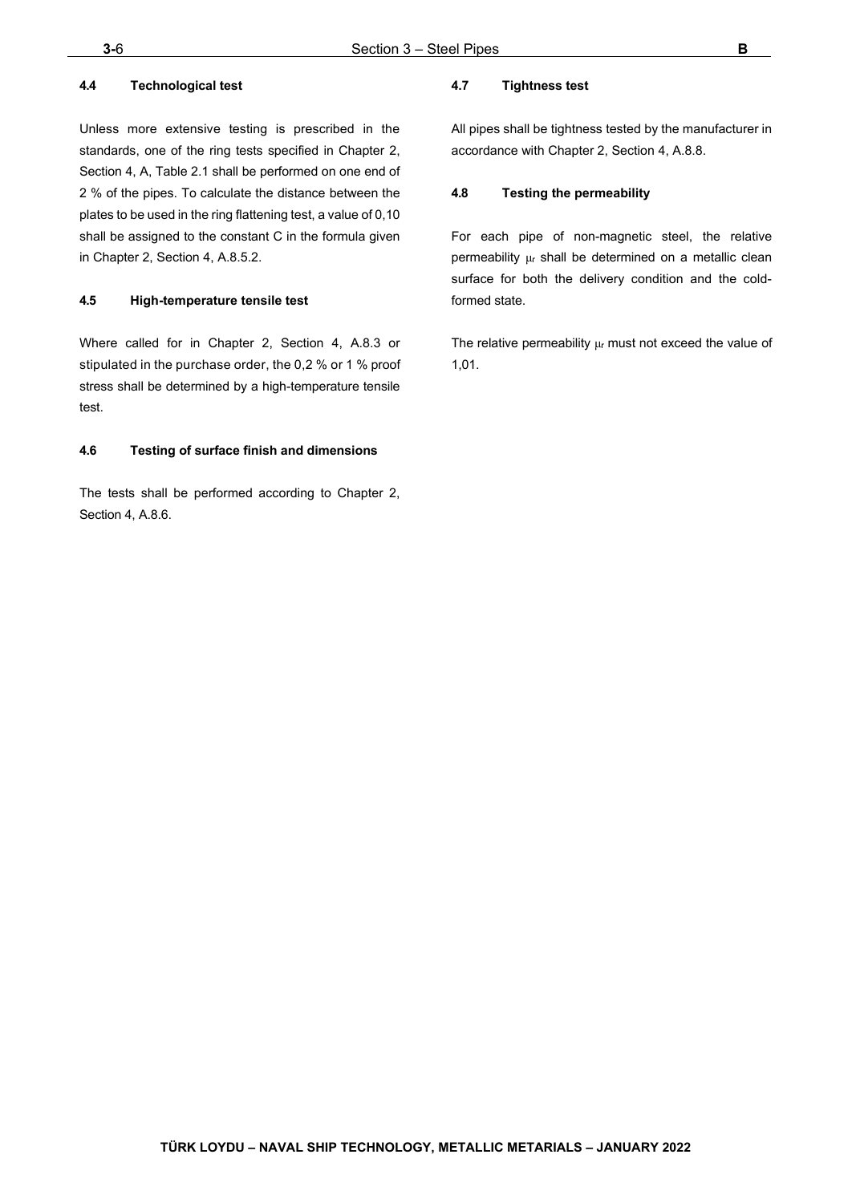#### 4.4 Technological test

Unless more extensive testing is prescribed in the standards, one of the ring tests specified in Chapter 2, Section 4, A, Table 2.1 shall be performed on one end of 2 % of the pipes. To calculate the distance between the plates to be used in the ring flattening test, a value of 0,10 shall be assigned to the constant C in the formula given in Chapter 2, Section 4, A.8.5.2.

#### 4.5 High-temperature tensile test

Where called for in Chapter 2, Section 4, A.8.3 or stipulated in the purchase order, the 0,2 % or 1 % proof stress shall be determined by a high-temperature tensile test.

#### 4.6 Testing of surface finish and dimensions

The tests shall be performed according to Chapter 2, Section 4, A.8.6.

#### 4.7 Tightness test

All pipes shall be tightness tested by the manufacturer in accordance with Chapter 2, Section 4, A.8.8.

#### 4.8 Testing the permeability

For each pipe of non-magnetic steel, the relative permeability $\mu_r$ shall be determined on a metallic clean surface for both the delivery condition and the cold-formed state.

The relative permeability $\mu_r$ must not exceed the value of 1,01.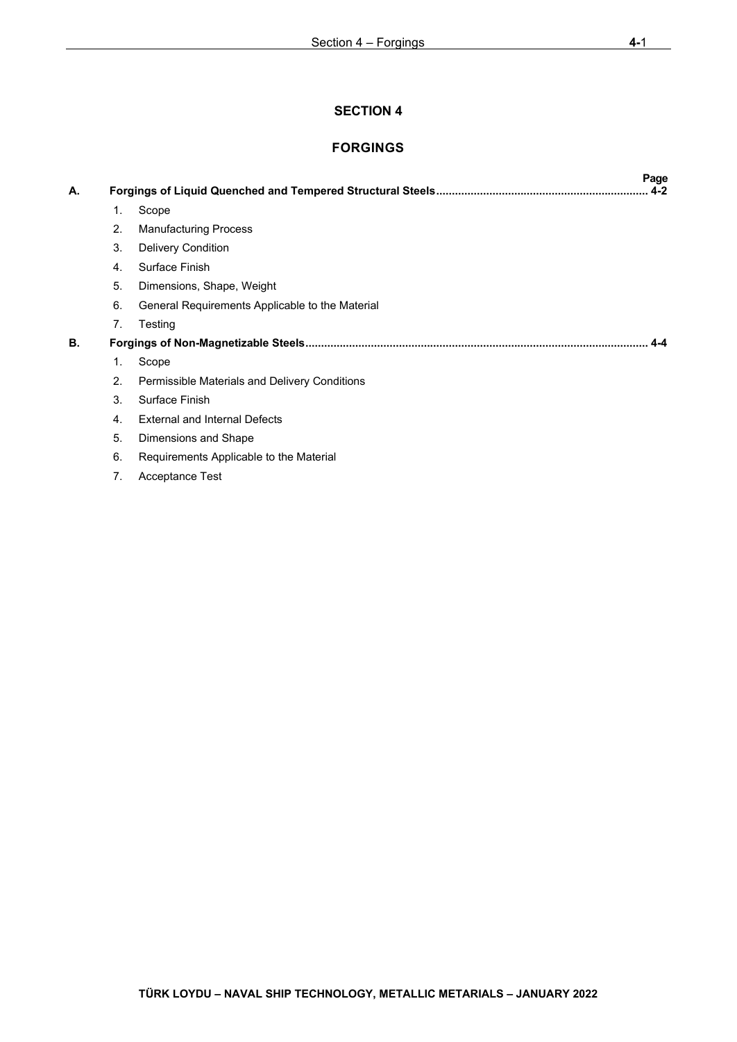# SECTION 4

# FORGINGS

| | | Page |
|---|---|---|
| **A.** | **Forgings of Liquid Quenched and Tempered Structural Steels** | **4-2** |
| | 1. Scope | |
| | 2. Manufacturing Process | |
| | 3. Delivery Condition | |
| | 4. Surface Finish | |
| | 5. Dimensions, Shape, Weight | |
| | 6. General Requirements Applicable to the Material | |
| | 7. Testing | |
| **B.** | **Forgings of Non-Magnetizable Steels** | **4-4** |
| | 1. Scope | |
| | 2. Permissible Materials and Delivery Conditions | |
| | 3. Surface Finish | |
| | 4. External and Internal Defects | |
| | 5. Dimensions and Shape | |
| | 6. Requirements Applicable to the Material | |
| | 7. Acceptance Test | |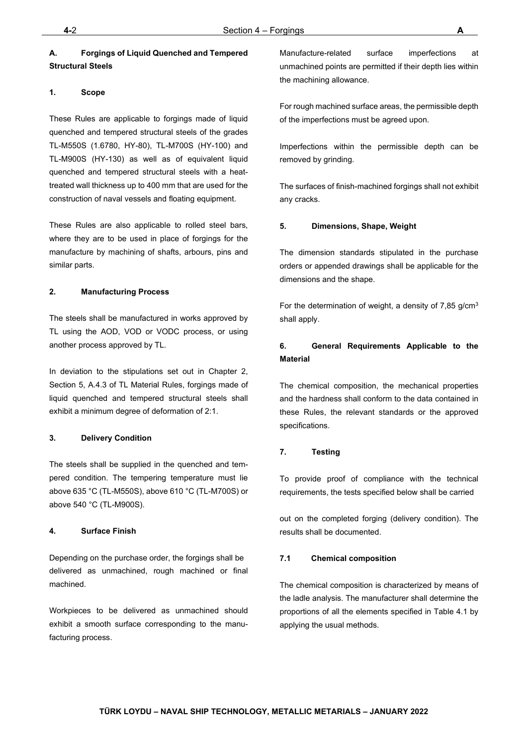## A. Forgings of Liquid Quenched and Tempered Structural Steels

### 1. Scope

These Rules are applicable to forgings made of liquid quenched and tempered structural steels of the grades TL-M550S (1.6780, HY-80), TL-M700S (HY-100) and TL-M900S (HY-130) as well as of equivalent liquid quenched and tempered structural steels with a heat-treated wall thickness up to 400 mm that are used for the construction of naval vessels and floating equipment.

These Rules are also applicable to rolled steel bars, where they are to be used in place of forgings for the manufacture by machining of shafts, arbours, pins and similar parts.

### 2. Manufacturing Process

The steels shall be manufactured in works approved by TL using the AOD, VOD or VODC process, or using another process approved by TL.

In deviation to the stipulations set out in Chapter 2, Section 5, A.4.3 of TL Material Rules, forgings made of liquid quenched and tempered structural steels shall exhibit a minimum degree of deformation of 2:1.

### 3. Delivery Condition

The steels shall be supplied in the quenched and tempered condition. The tempering temperature must lie above 635 °C (TL-M550S), above 610 °C (TL-M700S) or above 540 °C (TL-M900S).

### 4. Surface Finish

Depending on the purchase order, the forgings shall be delivered as unmachined, rough machined or final machined.

Workpieces to be delivered as unmachined should exhibit a smooth surface corresponding to the manufacturing process.

Manufacture-related surface imperfections at unmachined points are permitted if their depth lies within the machining allowance.

For rough machined surface areas, the permissible depth of the imperfections must be agreed upon.

Imperfections within the permissible depth can be removed by grinding.

The surfaces of finish-machined forgings shall not exhibit any cracks.

### 5. Dimensions, Shape, Weight

The dimension standards stipulated in the purchase orders or appended drawings shall be applicable for the dimensions and the shape.

For the determination of weight, a density of 7,85 g/cm$^3$ shall apply.

### 6. General Requirements Applicable to the Material

The chemical composition, the mechanical properties and the hardness shall conform to the data contained in these Rules, the relevant standards or the approved specifications.

### 7. Testing

To provide proof of compliance with the technical requirements, the tests specified below shall be carried out on the completed forging (delivery condition). The results shall be documented.

#### 7.1 Chemical composition

The chemical composition is characterized by means of the ladle analysis. The manufacturer shall determine the proportions of all the elements specified in Table 4.1 by applying the usual methods.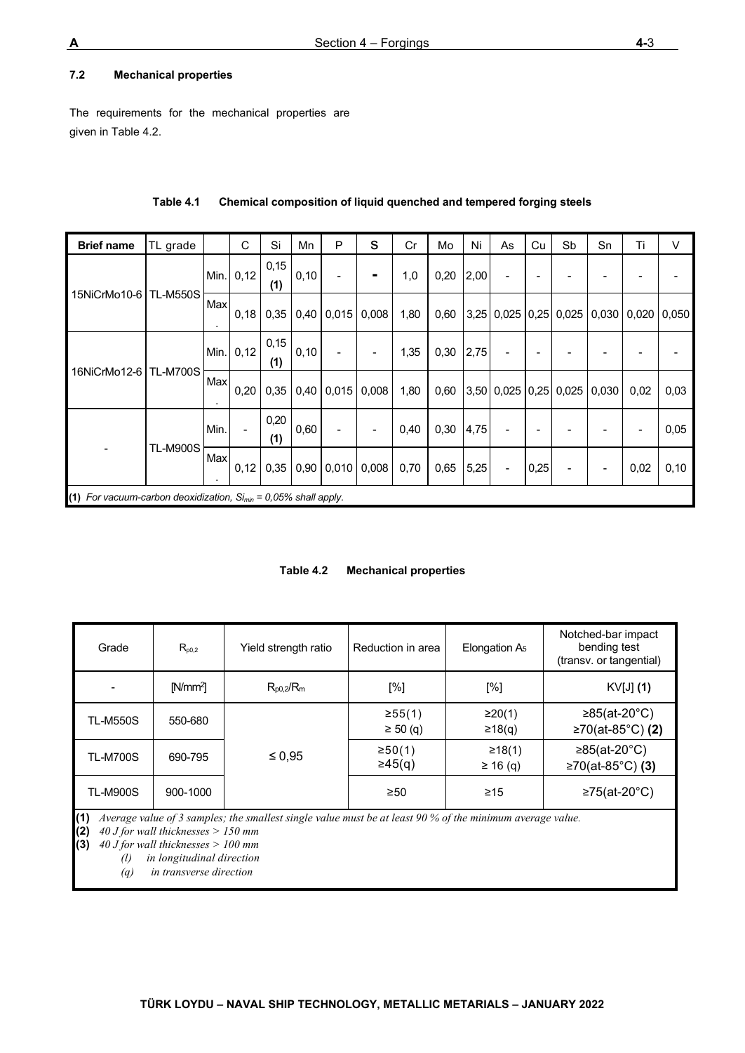#### 7.2 Mechanical properties

The requirements for the mechanical properties are given in Table 4.2.

**Table 4.1 Chemical composition of liquid quenched and tempered forging steels**

| Brief name | TL grade | | C | Si | Mn | P | S | Cr | Mo | Ni | As | Cu | Sb | Sn | Ti | V |
|---|---|---|---|---|---|---|---|---|---|---|---|---|---|---|---|---|
| 15NiCrMo10-6 | TL-M550S | Min. | 0,12 | 0,15 (1) | 0,10 | - | - | 1,0 | 0,20 | 2,00 | - | - | - | - | - | - |
| | | Max. | 0,18 | 0,35 | 0,40 | 0,015 | 0,008 | 1,80 | 0,60 | 3,25 | 0,025 | 0,25 | 0,025 | 0,030 | 0,020 | 0,050 |
| 16NiCrMo12-6 | TL-M700S | Min. | 0,12 | 0,15 (1) | 0,10 | - | - | 1,35 | 0,30 | 2,75 | - | - | - | - | - | - |
| | | Max. | 0,20 | 0,35 | 0,40 | 0,015 | 0,008 | 1,80 | 0,60 | 3,50 | 0,025 | 0,25 | 0,025 | 0,030 | 0,02 | 0,03 |
| - | TL-M900S | Min. | - | 0,20 (1) | 0,60 | - | - | 0,40 | 0,30 | 4,75 | - | - | - | - | - | 0,05 |
| | | Max. | 0,12 | 0,35 | 0,90 | 0,010 | 0,008 | 0,70 | 0,65 | 5,25 | - | 0,25 | - | - | 0,02 | 0,10 |

**(1)** *For vacuum-carbon deoxidization, $Si_{min}$ = 0,05% shall apply.*

**Table 4.2 Mechanical properties**

| Grade | $R_{p0,2}$ | Yield strength ratio | Reduction in area | Elongation $A_5$ | Notched-bar impact bending test (transv. or tangential) |
|---|---|---|---|---|---|
| - | [N/mm²] | $R_{p0,2}/R_m$ | [%] | [%] | KV[J] **(1)** |
| TL-M550S | 550-680 | ≤ 0,95 | ≥55(1)<br>≥ 50 (q) | ≥20(1)<br>≥18(q) | ≥85(at-20°C)<br>≥70(at-85°C) **(2)** |
| TL-M700S | 690-795 | | ≥50(1)<br>≥45(q) | ≥18(1)<br>≥ 16 (q) | ≥85(at-20°C)<br>≥70(at-85°C) **(3)** |
| TL-M900S | 900-1000 | | ≥50 | ≥15 | ≥75(at-20°C) |

**(1)** *Average value of 3 samples; the smallest single value must be at least 90 % of the minimum average value.*
**(2)** *40 J for wall thicknesses > 150 mm*
**(3)** *40 J for wall thicknesses > 100 mm*
*(l) in longitudinal direction*
*(q) in transverse direction*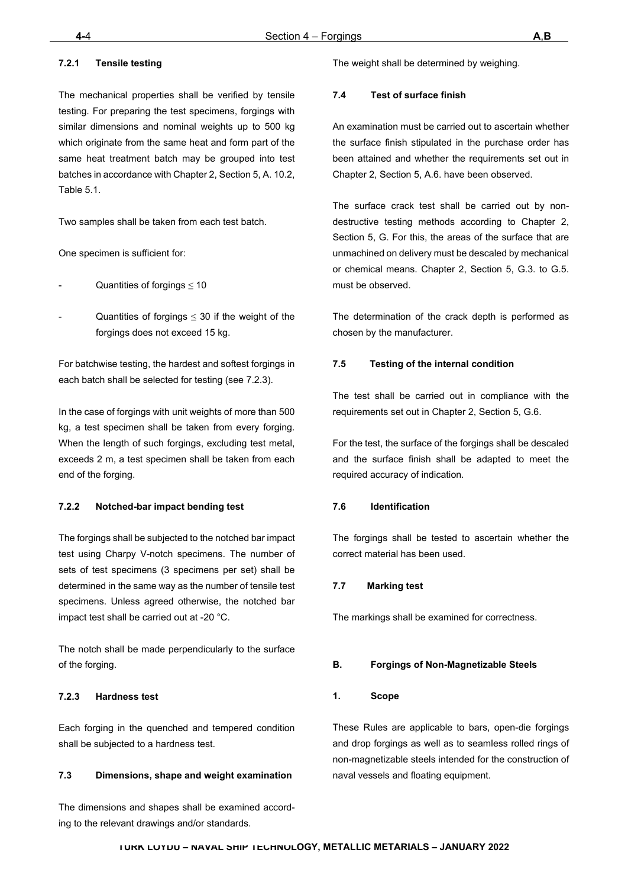#### 7.2.1 Tensile testing

The mechanical properties shall be verified by tensile testing. For preparing the test specimens, forgings with similar dimensions and nominal weights up to 500 kg which originate from the same heat and form part of the same heat treatment batch may be grouped into test batches in accordance with Chapter 2, Section 5, A. 10.2, Table 5.1.

Two samples shall be taken from each test batch.

One specimen is sufficient for:

- Quantities of forgings $\leq$ 10
- Quantities of forgings $\leq$ 30 if the weight of the forgings does not exceed 15 kg.

For batchwise testing, the hardest and softest forgings in each batch shall be selected for testing (see 7.2.3).

In the case of forgings with unit weights of more than 500 kg, a test specimen shall be taken from every forging. When the length of such forgings, excluding test metal, exceeds 2 m, a test specimen shall be taken from each end of the forging.

#### 7.2.2 Notched-bar impact bending test

The forgings shall be subjected to the notched bar impact test using Charpy V-notch specimens. The number of sets of test specimens (3 specimens per set) shall be determined in the same way as the number of tensile test specimens. Unless agreed otherwise, the notched bar impact test shall be carried out at -20 °C.

The notch shall be made perpendicularly to the surface of the forging.

#### 7.2.3 Hardness test

Each forging in the quenched and tempered condition shall be subjected to a hardness test.

### 7.3 Dimensions, shape and weight examination

The dimensions and shapes shall be examined according to the relevant drawings and/or standards.

The weight shall be determined by weighing.

### 7.4 Test of surface finish

An examination must be carried out to ascertain whether the surface finish stipulated in the purchase order has been attained and whether the requirements set out in Chapter 2, Section 5, A.6. have been observed.

The surface crack test shall be carried out by non-destructive testing methods according to Chapter 2, Section 5, G. For this, the areas of the surface that are unmachined on delivery must be descaled by mechanical or chemical means. Chapter 2, Section 5, G.3. to G.5. must be observed.

The determination of the crack depth is performed as chosen by the manufacturer.

### 7.5 Testing of the internal condition

The test shall be carried out in compliance with the requirements set out in Chapter 2, Section 5, G.6.

For the test, the surface of the forgings shall be descaled and the surface finish shall be adapted to meet the required accuracy of indication.

### 7.6 Identification

The forgings shall be tested to ascertain whether the correct material has been used.

### 7.7 Marking test

The markings shall be examined for correctness.

## B. Forgings of Non-Magnetizable Steels

### 1. Scope

These Rules are applicable to bars, open-die forgings and drop forgings as well as to seamless rolled rings of non-magnetizable steels intended for the construction of naval vessels and floating equipment.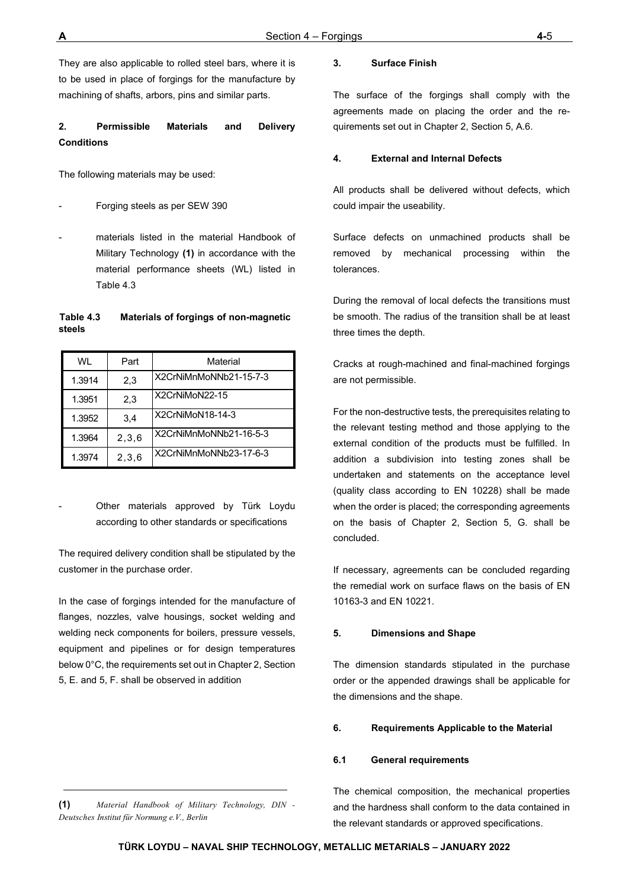They are also applicable to rolled steel bars, where it is to be used in place of forgings for the manufacture by machining of shafts, arbors, pins and similar parts.

## 2. Permissible Materials and Delivery Conditions

The following materials may be used:

- Forging steels as per SEW 390

- materials listed in the material Handbook of Military Technology **(1)** in accordance with the material performance sheets (WL) listed in Table 4.3

**Table 4.3 Materials of forgings of non-magnetic steels**

| WL | Part | Material |
|---|---|---|
| 1.3914 | 2,3 | X2CrNiMnMoNNb21-15-7-3 |
| 1.3951 | 2,3 | X2CrNiMoN22-15 |
| 1.3952 | 3,4 | X2CrNiMoN18-14-3 |
| 1.3964 | 2,3,6 | X2CrNiMnMoNNb21-16-5-3 |
| 1.3974 | 2,3,6 | X2CrNiMnMoNNb23-17-6-3 |

- Other materials approved by Türk Loydu according to other standards or specifications

The required delivery condition shall be stipulated by the customer in the purchase order.

In the case of forgings intended for the manufacture of flanges, nozzles, valve housings, socket welding and welding neck components for boilers, pressure vessels, equipment and pipelines or for design temperatures below 0°C, the requirements set out in Chapter 2, Section 5, E. and 5, F. shall be observed in addition

**(1)** *Material Handbook of Military Technology, DIN - Deutsches Institut für Normung e.V., Berlin*

## 3. Surface Finish

The surface of the forgings shall comply with the agreements made on placing the order and the requirements set out in Chapter 2, Section 5, A.6.

## 4. External and Internal Defects

All products shall be delivered without defects, which could impair the useability.

Surface defects on unmachined products shall be removed by mechanical processing within the tolerances.

During the removal of local defects the transitions must be smooth. The radius of the transition shall be at least three times the depth.

Cracks at rough-machined and final-machined forgings are not permissible.

For the non-destructive tests, the prerequisites relating to the relevant testing method and those applying to the external condition of the products must be fulfilled. In addition a subdivision into testing zones shall be undertaken and statements on the acceptance level (quality class according to EN 10228) shall be made when the order is placed; the corresponding agreements on the basis of Chapter 2, Section 5, G. shall be concluded.

If necessary, agreements can be concluded regarding the remedial work on surface flaws on the basis of EN 10163-3 and EN 10221.

## 5. Dimensions and Shape

The dimension standards stipulated in the purchase order or the appended drawings shall be applicable for the dimensions and the shape.

## 6. Requirements Applicable to the Material

### 6.1 General requirements

The chemical composition, the mechanical properties and the hardness shall conform to the data contained in the relevant standards or approved specifications.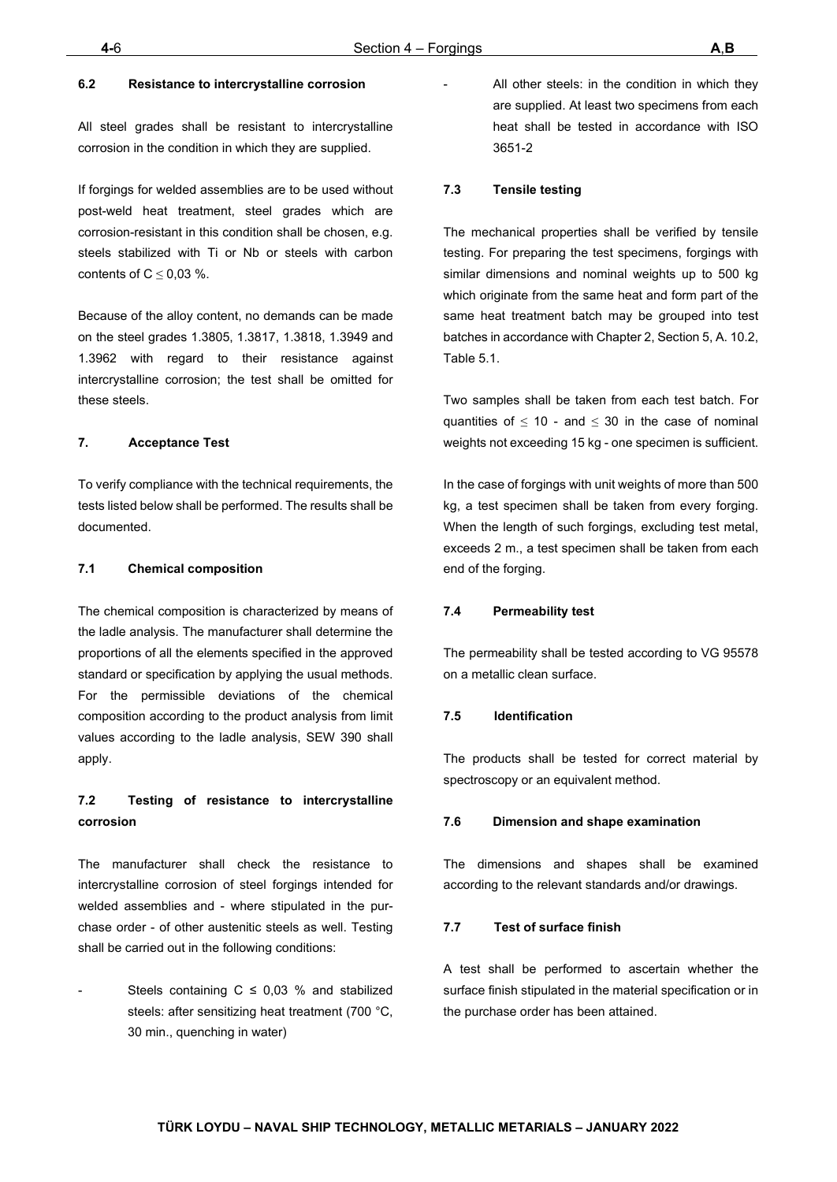#### 6.2 Resistance to intercrystalline corrosion

All steel grades shall be resistant to intercrystalline corrosion in the condition in which they are supplied.

If forgings for welded assemblies are to be used without post-weld heat treatment, steel grades which are corrosion-resistant in this condition shall be chosen, e.g. steels stabilized with Ti or Nb or steels with carbon contents of C $\leq$ 0,03 %.

Because of the alloy content, no demands can be made on the steel grades 1.3805, 1.3817, 1.3818, 1.3949 and 1.3962 with regard to their resistance against intercrystalline corrosion; the test shall be omitted for these steels.

### 7. Acceptance Test

To verify compliance with the technical requirements, the tests listed below shall be performed. The results shall be documented.

#### 7.1 Chemical composition

The chemical composition is characterized by means of the ladle analysis. The manufacturer shall determine the proportions of all the elements specified in the approved standard or specification by applying the usual methods. For the permissible deviations of the chemical composition according to the product analysis from limit values according to the ladle analysis, SEW 390 shall apply.

#### 7.2 Testing of resistance to intercrystalline corrosion

The manufacturer shall check the resistance to intercrystalline corrosion of steel forgings intended for welded assemblies and - where stipulated in the purchase order - of other austenitic steels as well. Testing shall be carried out in the following conditions:

- Steels containing C ≤ 0,03 % and stabilized steels: after sensitizing heat treatment (700 °C, 30 min., quenching in water)
- All other steels: in the condition in which they are supplied. At least two specimens from each heat shall be tested in accordance with ISO 3651-2

#### 7.3 Tensile testing

The mechanical properties shall be verified by tensile testing. For preparing the test specimens, forgings with similar dimensions and nominal weights up to 500 kg which originate from the same heat and form part of the same heat treatment batch may be grouped into test batches in accordance with Chapter 2, Section 5, A. 10.2, Table 5.1.

Two samples shall be taken from each test batch. For quantities of $\leq$ 10 - and $\leq$ 30 in the case of nominal weights not exceeding 15 kg - one specimen is sufficient.

In the case of forgings with unit weights of more than 500 kg, a test specimen shall be taken from every forging. When the length of such forgings, excluding test metal, exceeds 2 m., a test specimen shall be taken from each end of the forging.

#### 7.4 Permeability test

The permeability shall be tested according to VG 95578 on a metallic clean surface.

#### 7.5 Identification

The products shall be tested for correct material by spectroscopy or an equivalent method.

#### 7.6 Dimension and shape examination

The dimensions and shapes shall be examined according to the relevant standards and/or drawings.

#### 7.7 Test of surface finish

A test shall be performed to ascertain whether the surface finish stipulated in the material specification or in the purchase order has been attained.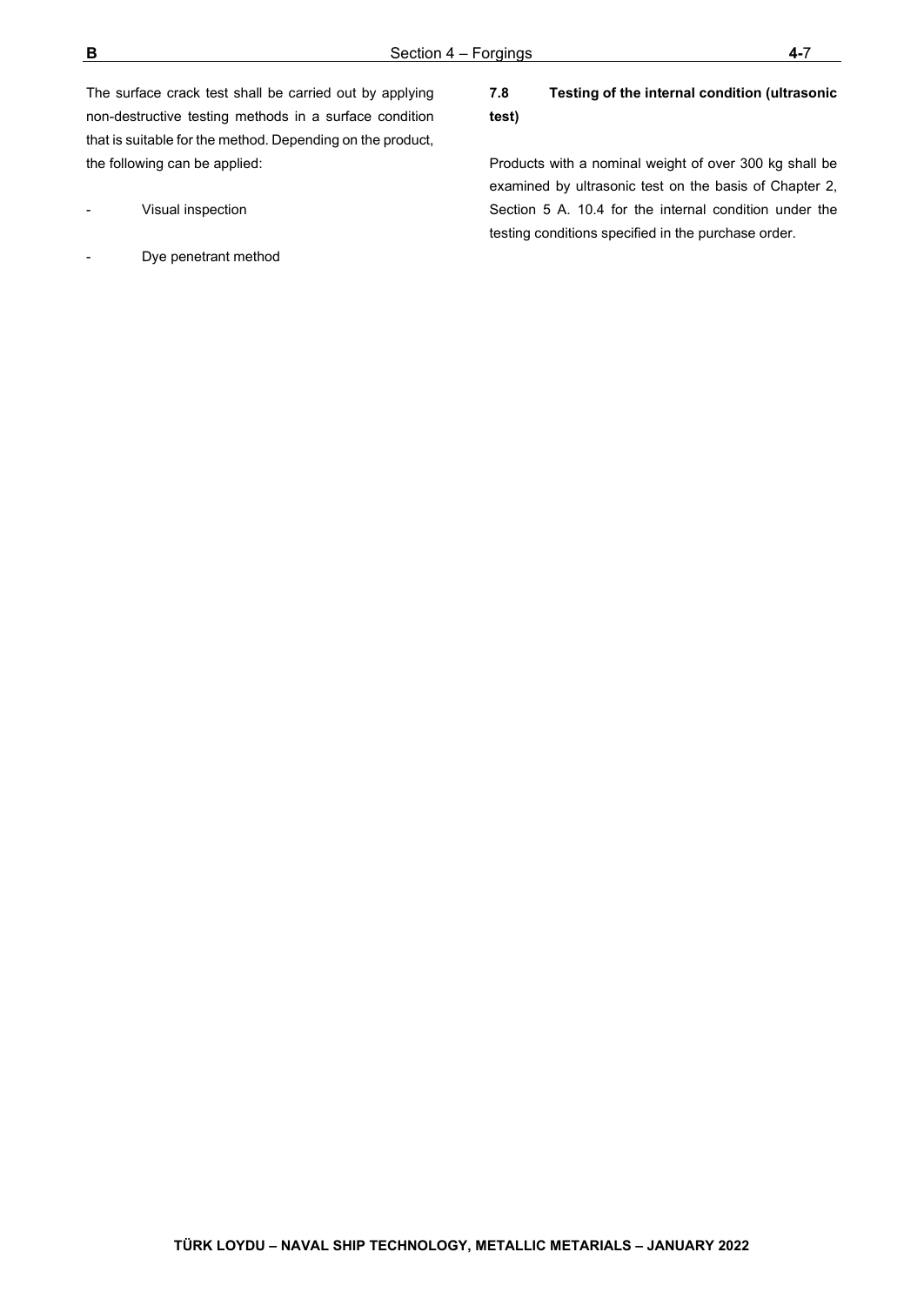The surface crack test shall be carried out by applying non-destructive testing methods in a surface condition that is suitable for the method. Depending on the product, the following can be applied:

- Visual inspection

- Dye penetrant method

#### 7.8 Testing of the internal condition (ultrasonic test)

Products with a nominal weight of over 300 kg shall be examined by ultrasonic test on the basis of Chapter 2, Section 5 A. 10.4 for the internal condition under the testing conditions specified in the purchase order.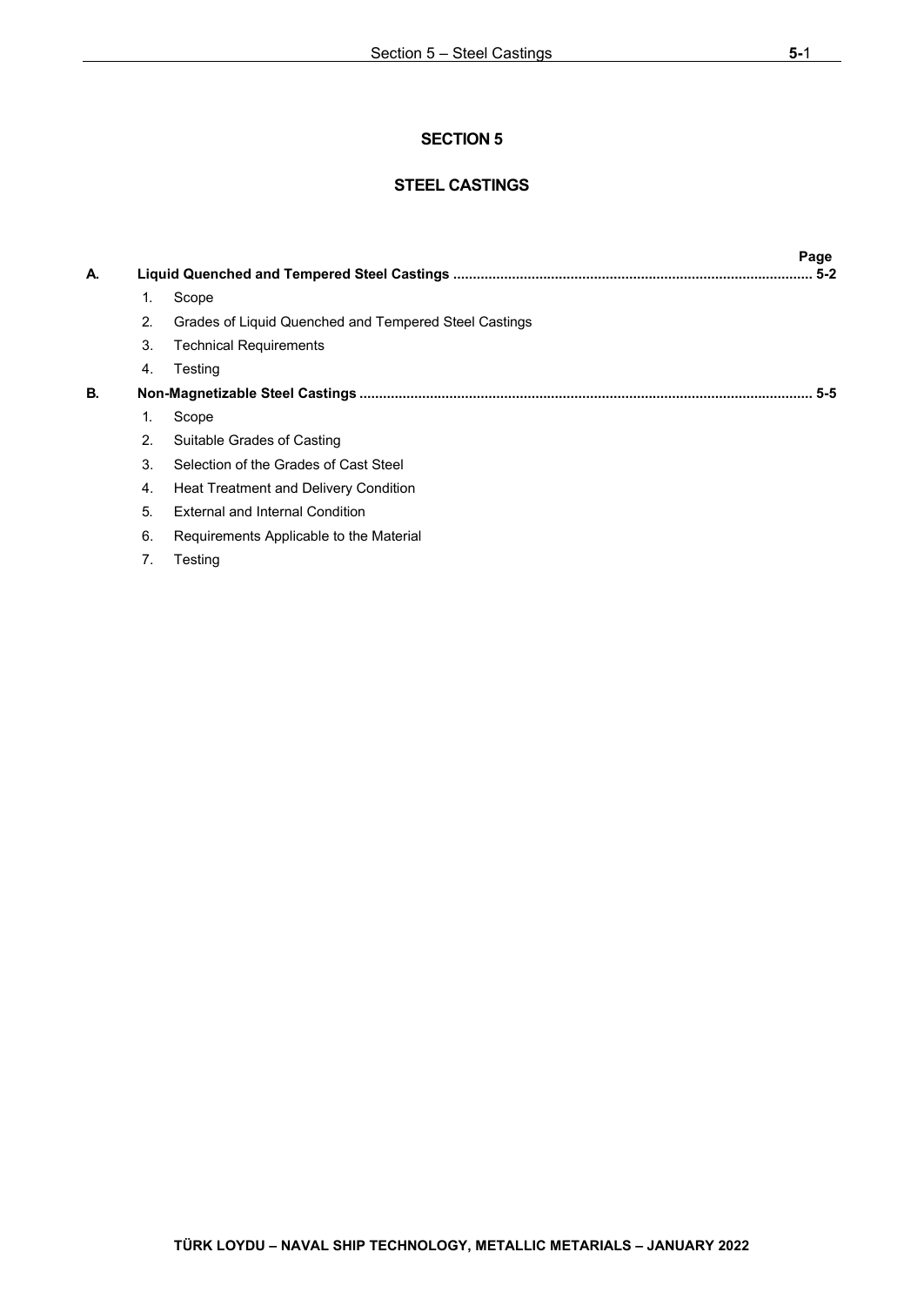# SECTION 5

## STEEL CASTINGS

| | | Page |
|---|---|---|
| **A.** | **Liquid Quenched and Tempered Steel Castings** | **5-2** |
| | 1. Scope | |
| | 2. Grades of Liquid Quenched and Tempered Steel Castings | |
| | 3. Technical Requirements | |
| | 4. Testing | |
| **B.** | **Non-Magnetizable Steel Castings** | **5-5** |
| | 1. Scope | |
| | 2. Suitable Grades of Casting | |
| | 3. Selection of the Grades of Cast Steel | |
| | 4. Heat Treatment and Delivery Condition | |
| | 5. External and Internal Condition | |
| | 6. Requirements Applicable to the Material | |
| | 7. Testing | |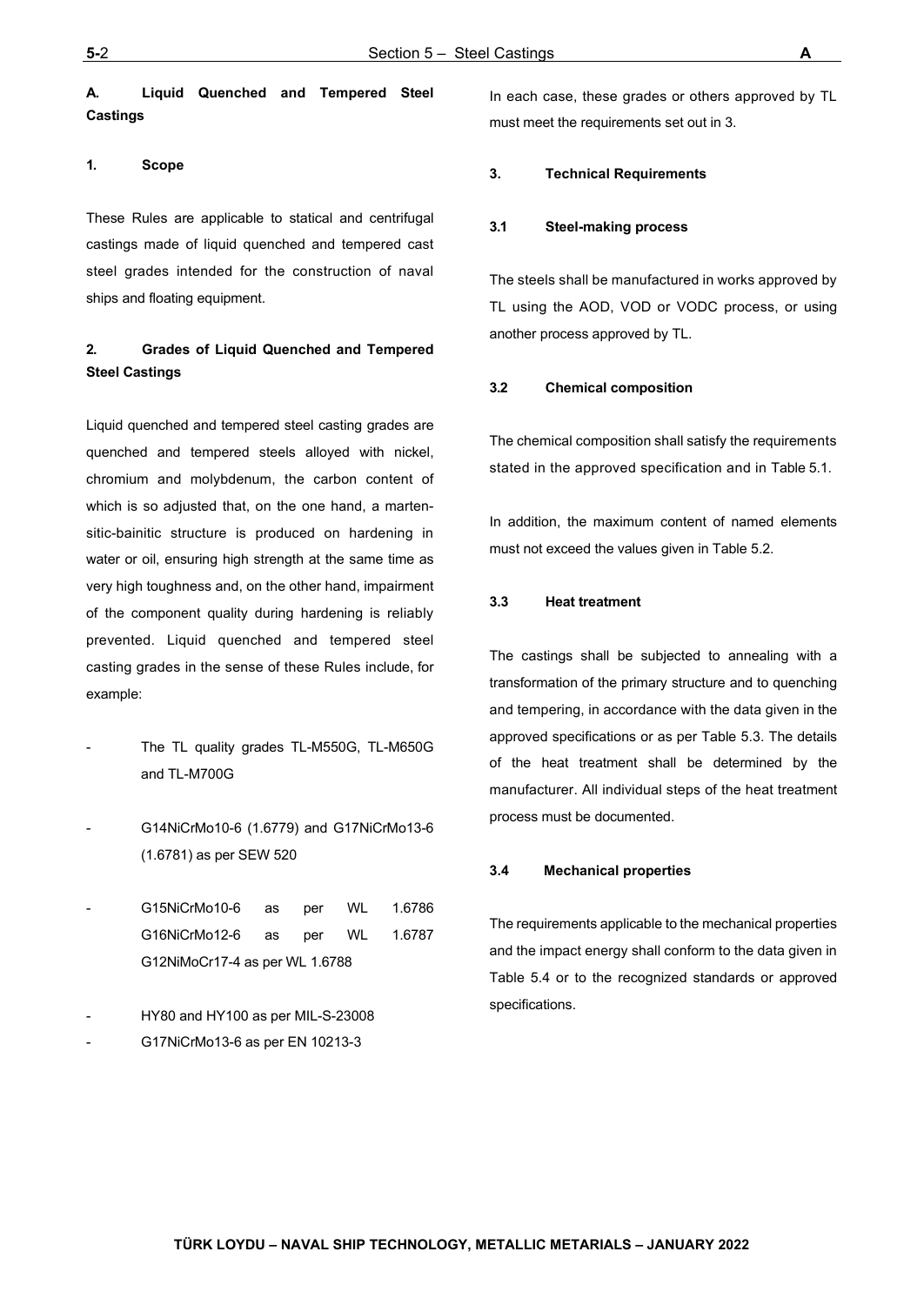## A. Liquid Quenched and Tempered Steel Castings

### 1. Scope

These Rules are applicable to statical and centrifugal castings made of liquid quenched and tempered cast steel grades intended for the construction of naval ships and floating equipment.

### 2. Grades of Liquid Quenched and Tempered Steel Castings

Liquid quenched and tempered steel casting grades are quenched and tempered steels alloyed with nickel, chromium and molybdenum, the carbon content of which is so adjusted that, on the one hand, a martensitic-bainitic structure is produced on hardening in water or oil, ensuring high strength at the same time as very high toughness and, on the other hand, impairment of the component quality during hardening is reliably prevented. Liquid quenched and tempered steel casting grades in the sense of these Rules include, for example:

- The TL quality grades TL-M550G, TL-M650G and TL-M700G
- G14NiCrMo10-6 (1.6779) and G17NiCrMo13-6 (1.6781) as per SEW 520
- G15NiCrMo10-6 as per WL 1.6786
  G16NiCrMo12-6 as per WL 1.6787
  G12NiMoCr17-4 as per WL 1.6788
- HY80 and HY100 as per MIL-S-23008
- G17NiCrMo13-6 as per EN 10213-3

In each case, these grades or others approved by TL must meet the requirements set out in 3.

### 3. Technical Requirements

#### 3.1 Steel-making process

The steels shall be manufactured in works approved by TL using the AOD, VOD or VODC process, or using another process approved by TL.

#### 3.2 Chemical composition

The chemical composition shall satisfy the requirements stated in the approved specification and in Table 5.1.

In addition, the maximum content of named elements must not exceed the values given in Table 5.2.

#### 3.3 Heat treatment

The castings shall be subjected to annealing with a transformation of the primary structure and to quenching and tempering, in accordance with the data given in the approved specifications or as per Table 5.3. The details of the heat treatment shall be determined by the manufacturer. All individual steps of the heat treatment process must be documented.

#### 3.4 Mechanical properties

The requirements applicable to the mechanical properties and the impact energy shall conform to the data given in Table 5.4 or to the recognized standards or approved specifications.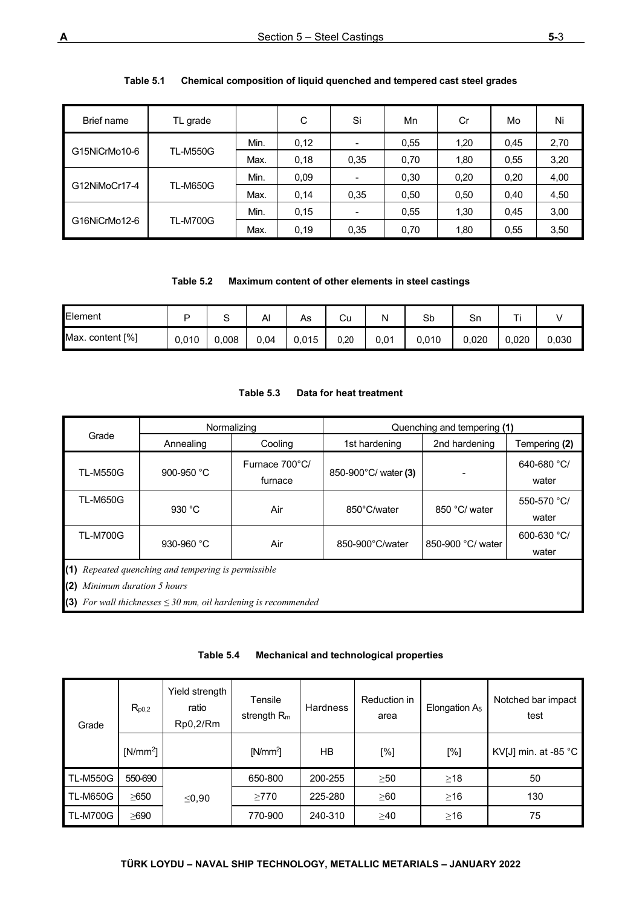**Table 5.1 Chemical composition of liquid quenched and tempered cast steel grades**

| Brief name | TL grade | | C | Si | Mn | Cr | Mo | Ni |
|---|---|---|---|---|---|---|---|---|
| G15NiCrMo10-6 | TL-M550G | Min. | 0,12 | - | 0,55 | 1,20 | 0,45 | 2,70 |
| | | Max. | 0,18 | 0,35 | 0,70 | 1,80 | 0,55 | 3,20 |
| G12NiMoCr17-4 | TL-M650G | Min. | 0,09 | - | 0,30 | 0,20 | 0,20 | 4,00 |
| | | Max. | 0,14 | 0,35 | 0,50 | 0,50 | 0,40 | 4,50 |
| G16NiCrMo12-6 | TL-M700G | Min. | 0,15 | - | 0,55 | 1,30 | 0,45 | 3,00 |
| | | Max. | 0,19 | 0,35 | 0,70 | 1,80 | 0,55 | 3,50 |

**Table 5.2 Maximum content of other elements in steel castings**

| Element | P | S | Al | As | Cu | N | Sb | Sn | Ti | V |
|---|---|---|---|---|---|---|---|---|---|---|
| Max. content [%] | 0,010 | 0,008 | 0,04 | 0,015 | 0,20 | 0,01 | 0,010 | 0,020 | 0,020 | 0,030 |

**Table 5.3 Data for heat treatment**

| Grade | Normalizing | | Quenching and tempering **(1)** | | |
|---|---|---|---|---|---|
| | Annealing | Cooling | 1st hardening | 2nd hardening | Tempering **(2)** |
| TL-M550G | 900-950 °C | Furnace 700°C/ furnace | 850-900°C/ water **(3)** | - | 640-680 °C/ water |
| TL-M650G | 930 °C | Air | 850°C/water | 850 °C/ water | 550-570 °C/ water |
| TL-M700G | 930-960 °C | Air | 850-900°C/water | 850-900 °C/ water | 600-630 °C/ water |

**(1)** *Repeated quenching and tempering is permissible*

**(2)** *Minimum duration 5 hours*

**(3)** *For wall thicknesses ≤ 30 mm, oil hardening is recommended*

**Table 5.4 Mechanical and technological properties**

| Grade | $R_{p0,2}$ | Yield strength ratio Rp0,2/Rm | Tensile strength $R_m$ | Hardness | Reduction in area | Elongation $A_5$ | Notched bar impact test |
|---|---|---|---|---|---|---|---|
| | [N/mm$^2$] | | [N/mm$^2$] | HB | [%] | [%] | KV[J] min. at -85 °C |
| TL-M550G | 550-690 | ≤0,90 | 650-800 | 200-255 | ≥50 | ≥18 | 50 |
| TL-M650G | ≥650 | | ≥770 | 225-280 | ≥60 | ≥16 | 130 |
| TL-M700G | ≥690 | | 770-900 | 240-310 | ≥40 | ≥16 | 75 |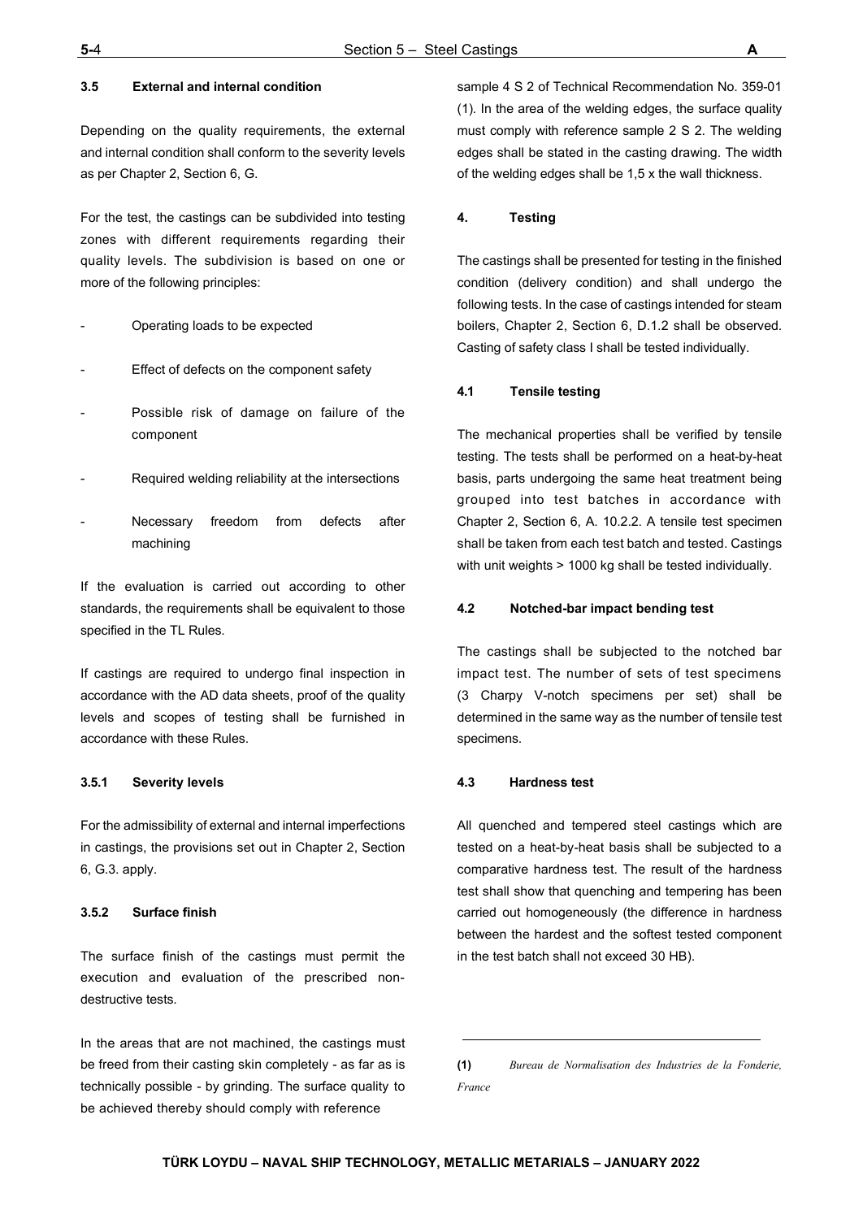### 3.5 External and internal condition

Depending on the quality requirements, the external and internal condition shall conform to the severity levels as per Chapter 2, Section 6, G.

For the test, the castings can be subdivided into testing zones with different requirements regarding their quality levels. The subdivision is based on one or more of the following principles:

- Operating loads to be expected
- Effect of defects on the component safety
- Possible risk of damage on failure of the component
- Required welding reliability at the intersections
- Necessary freedom from defects after machining

If the evaluation is carried out according to other standards, the requirements shall be equivalent to those specified in the TL Rules.

If castings are required to undergo final inspection in accordance with the AD data sheets, proof of the quality levels and scopes of testing shall be furnished in accordance with these Rules.

#### 3.5.1 Severity levels

For the admissibility of external and internal imperfections in castings, the provisions set out in Chapter 2, Section 6, G.3. apply.

#### 3.5.2 Surface finish

The surface finish of the castings must permit the execution and evaluation of the prescribed non-destructive tests.

In the areas that are not machined, the castings must be freed from their casting skin completely - as far as is technically possible - by grinding. The surface quality to be achieved thereby should comply with reference sample 4 S 2 of Technical Recommendation No. 359-01 (1). In the area of the welding edges, the surface quality must comply with reference sample 2 S 2. The welding edges shall be stated in the casting drawing. The width of the welding edges shall be 1,5 x the wall thickness.

## 4. Testing

The castings shall be presented for testing in the finished condition (delivery condition) and shall undergo the following tests. In the case of castings intended for steam boilers, Chapter 2, Section 6, D.1.2 shall be observed. Casting of safety class I shall be tested individually.

### 4.1 Tensile testing

The mechanical properties shall be verified by tensile testing. The tests shall be performed on a heat-by-heat basis, parts undergoing the same heat treatment being grouped into test batches in accordance with Chapter 2, Section 6, A. 10.2.2. A tensile test specimen shall be taken from each test batch and tested. Castings with unit weights > 1000 kg shall be tested individually.

### 4.2 Notched-bar impact bending test

The castings shall be subjected to the notched bar impact test. The number of sets of test specimens (3 Charpy V-notch specimens per set) shall be determined in the same way as the number of tensile test specimens.

### 4.3 Hardness test

All quenched and tempered steel castings which are tested on a heat-by-heat basis shall be subjected to a comparative hardness test. The result of the hardness test shall show that quenching and tempering has been carried out homogeneously (the difference in hardness between the hardest and the softest tested component in the test batch shall not exceed 30 HB).

---

**(1)** *Bureau de Normalisation des Industries de la Fonderie, France*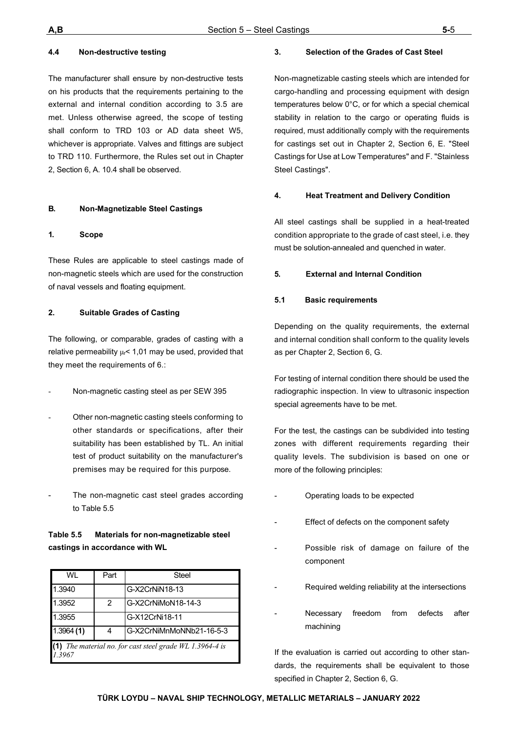#### 4.4 Non-destructive testing

The manufacturer shall ensure by non-destructive tests on his products that the requirements pertaining to the external and internal condition according to 3.5 are met. Unless otherwise agreed, the scope of testing shall conform to TRD 103 or AD data sheet W5, whichever is appropriate. Valves and fittings are subject to TRD 110. Furthermore, the Rules set out in Chapter 2, Section 6, A. 10.4 shall be observed.

## B. Non-Magnetizable Steel Castings

### 1. Scope

These Rules are applicable to steel castings made of non-magnetic steels which are used for the construction of naval vessels and floating equipment.

### 2. Suitable Grades of Casting

The following, or comparable, grades of casting with a relative permeability $\mu_r$< 1,01 may be used, provided that they meet the requirements of 6.:

- Non-magnetic casting steel as per SEW 395
- Other non-magnetic casting steels conforming to other standards or specifications, after their suitability has been established by TL. An initial test of product suitability on the manufacturer's premises may be required for this purpose.
- The non-magnetic cast steel grades according to Table 5.5

**Table 5.5 Materials for non-magnetizable steel castings in accordance with WL**

| WL | Part | Steel |
|---|---|---|
| 1.3940 | | G-X2CrNiN18-13 |
| 1.3952 | 2 | G-X2CrNiMoN18-14-3 |
| 1.3955 | | G-X12CrNi18-11 |
| 1.3964 **(1)** | 4 | G-X2CrNiMnMoNNb21-16-5-3 |

**(1)** *The material no. for cast steel grade WL 1.3964-4 is 1.3967*

### 3. Selection of the Grades of Cast Steel

Non-magnetizable casting steels which are intended for cargo-handling and processing equipment with design temperatures below 0°C, or for which a special chemical stability in relation to the cargo or operating fluids is required, must additionally comply with the requirements for castings set out in Chapter 2, Section 6, E. "Steel Castings for Use at Low Temperatures" and F. "Stainless Steel Castings".

### 4. Heat Treatment and Delivery Condition

All steel castings shall be supplied in a heat-treated condition appropriate to the grade of cast steel, i.e. they must be solution-annealed and quenched in water.

### 5. External and Internal Condition

#### 5.1 Basic requirements

Depending on the quality requirements, the external and internal condition shall conform to the quality levels as per Chapter 2, Section 6, G.

For testing of internal condition there should be used the radiographic inspection. In view to ultrasonic inspection special agreements have to be met.

For the test, the castings can be subdivided into testing zones with different requirements regarding their quality levels. The subdivision is based on one or more of the following principles:

- Operating loads to be expected
- Effect of defects on the component safety
- Possible risk of damage on failure of the component
- Required welding reliability at the intersections
- Necessary freedom from defects after machining

If the evaluation is carried out according to other standards, the requirements shall be equivalent to those specified in Chapter 2, Section 6, G.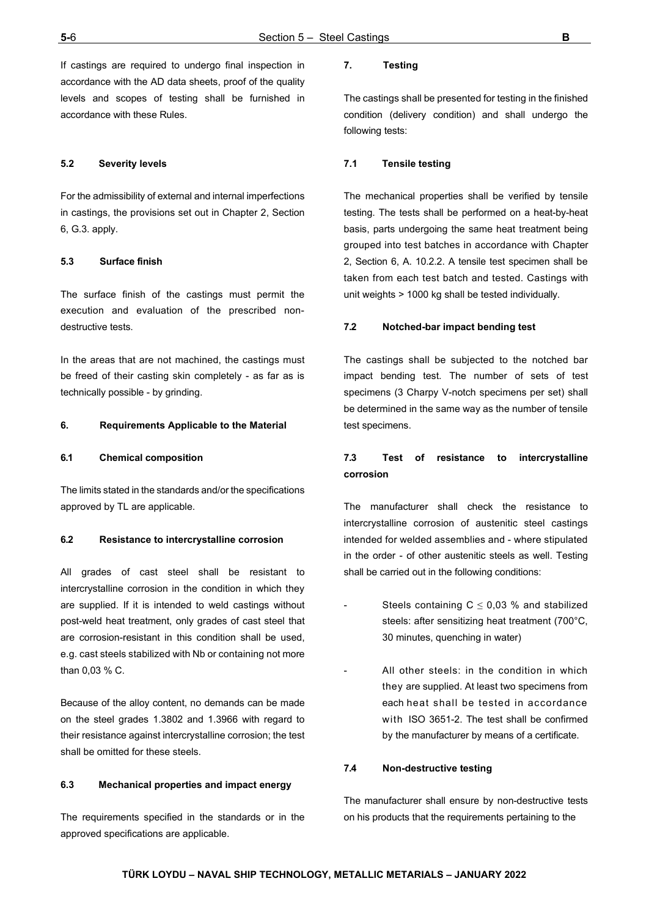If castings are required to undergo final inspection in accordance with the AD data sheets, proof of the quality levels and scopes of testing shall be furnished in accordance with these Rules.

### 5.2 Severity levels

For the admissibility of external and internal imperfections in castings, the provisions set out in Chapter 2, Section 6, G.3. apply.

### 5.3 Surface finish

The surface finish of the castings must permit the execution and evaluation of the prescribed non-destructive tests.

In the areas that are not machined, the castings must be freed of their casting skin completely - as far as is technically possible - by grinding.

## 6. Requirements Applicable to the Material

### 6.1 Chemical composition

The limits stated in the standards and/or the specifications approved by TL are applicable.

### 6.2 Resistance to intercrystalline corrosion

All grades of cast steel shall be resistant to intercrystalline corrosion in the condition in which they are supplied. If it is intended to weld castings without post-weld heat treatment, only grades of cast steel that are corrosion-resistant in this condition shall be used, e.g. cast steels stabilized with Nb or containing not more than 0,03 % C.

Because of the alloy content, no demands can be made on the steel grades 1.3802 and 1.3966 with regard to their resistance against intercrystalline corrosion; the test shall be omitted for these steels.

### 6.3 Mechanical properties and impact energy

The requirements specified in the standards or in the approved specifications are applicable.

## 7. Testing

The castings shall be presented for testing in the finished condition (delivery condition) and shall undergo the following tests:

### 7.1 Tensile testing

The mechanical properties shall be verified by tensile testing. The tests shall be performed on a heat-by-heat basis, parts undergoing the same heat treatment being grouped into test batches in accordance with Chapter 2, Section 6, A. 10.2.2. A tensile test specimen shall be taken from each test batch and tested. Castings with unit weights > 1000 kg shall be tested individually.

### 7.2 Notched-bar impact bending test

The castings shall be subjected to the notched bar impact bending test. The number of sets of test specimens (3 Charpy V-notch specimens per set) shall be determined in the same way as the number of tensile test specimens.

### 7.3 Test of resistance to intercrystalline corrosion

The manufacturer shall check the resistance to intercrystalline corrosion of austenitic steel castings intended for welded assemblies and - where stipulated in the order - of other austenitic steels as well. Testing shall be carried out in the following conditions:

- Steels containing C $\leq$ 0,03 % and stabilized steels: after sensitizing heat treatment (700°C, 30 minutes, quenching in water)

- All other steels: in the condition in which they are supplied. At least two specimens from each heat shall be tested in accordance with ISO 3651-2. The test shall be confirmed by the manufacturer by means of a certificate.

### 7.4 Non-destructive testing

The manufacturer shall ensure by non-destructive tests on his products that the requirements pertaining to the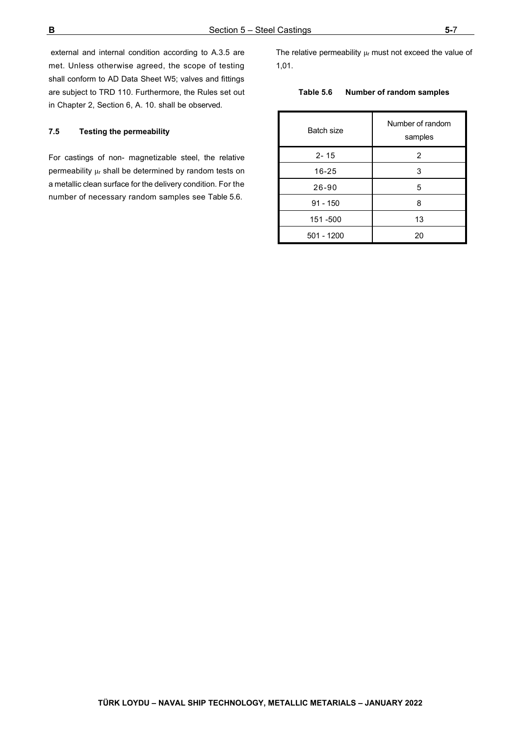external and internal condition according to A.3.5 are met. Unless otherwise agreed, the scope of testing shall conform to AD Data Sheet W5; valves and fittings are subject to TRD 110. Furthermore, the Rules set out in Chapter 2, Section 6, A. 10. shall be observed.

### 7.5 Testing the permeability

For castings of non- magnetizable steel, the relative permeability $\mu_r$ shall be determined by random tests on a metallic clean surface for the delivery condition. For the number of necessary random samples see Table 5.6.

The relative permeability $\mu_r$ must not exceed the value of 1,01.

**Table 5.6 Number of random samples**

| Batch size | Number of random samples |
|---|---|
| 2- 15 | 2 |
| 16-25 | 3 |
| 26-90 | 5 |
| 91 - 150 | 8 |
| 151 -500 | 13 |
| 501 - 1200 | 20 |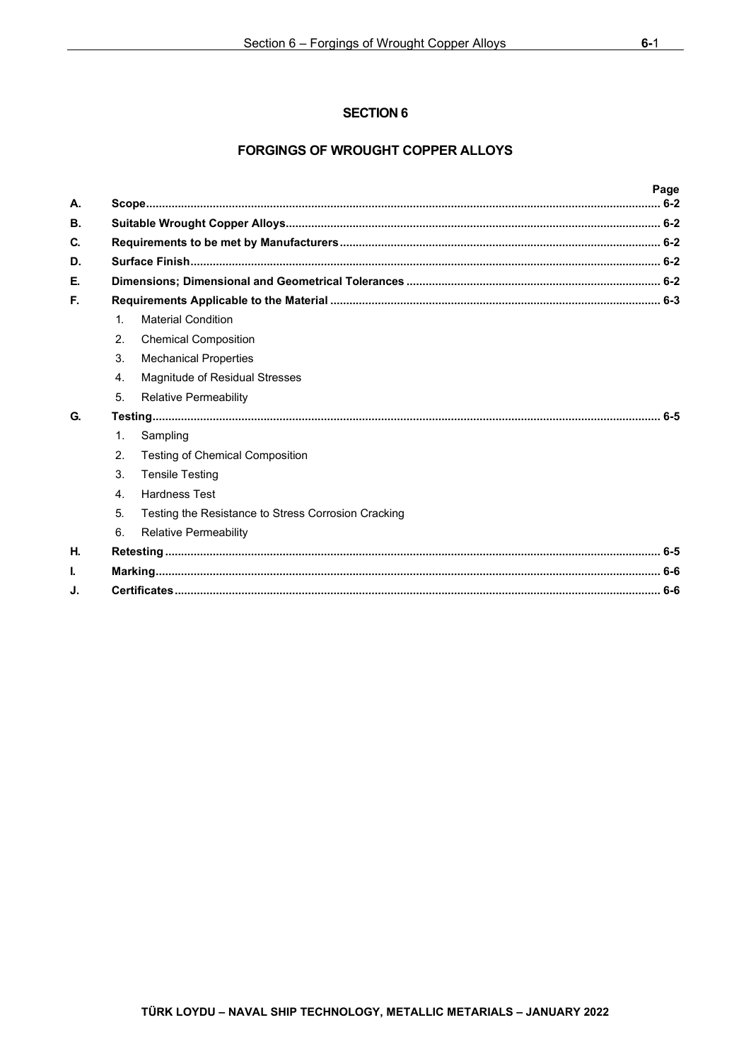# SECTION 6

## FORGINGS OF WROUGHT COPPER ALLOYS

| | | Page |
|---|---|---|
| **A.** | **Scope** | **6-2** |
| **B.** | **Suitable Wrought Copper Alloys** | **6-2** |
| **C.** | **Requirements to be met by Manufacturers** | **6-2** |
| **D.** | **Surface Finish** | **6-2** |
| **E.** | **Dimensions; Dimensional and Geometrical Tolerances** | **6-2** |
| **F.** | **Requirements Applicable to the Material** | **6-3** |
| | 1. Material Condition | |
| | 2. Chemical Composition | |
| | 3. Mechanical Properties | |
| | 4. Magnitude of Residual Stresses | |
| | 5. Relative Permeability | |
| **G.** | **Testing** | **6-5** |
| | 1. Sampling | |
| | 2. Testing of Chemical Composition | |
| | 3. Tensile Testing | |
| | 4. Hardness Test | |
| | 5. Testing the Resistance to Stress Corrosion Cracking | |
| | 6. Relative Permeability | |
| **H.** | **Retesting** | **6-5** |
| **I.** | **Marking** | **6-6** |
| **J.** | **Certificates** | **6-6** |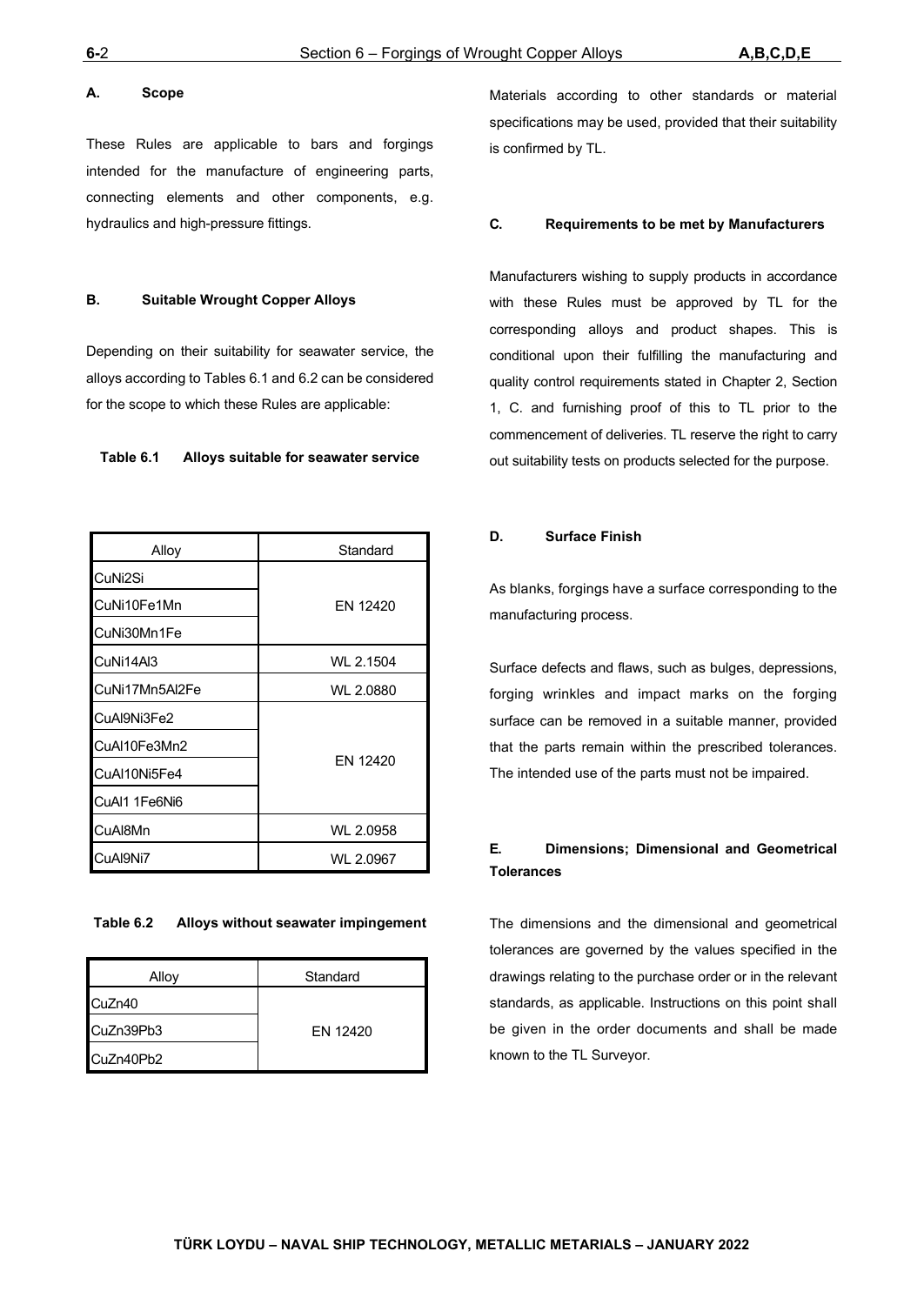## A. Scope

These Rules are applicable to bars and forgings intended for the manufacture of engineering parts, connecting elements and other components, e.g. hydraulics and high-pressure fittings.

## B. Suitable Wrought Copper Alloys

Depending on their suitability for seawater service, the alloys according to Tables 6.1 and 6.2 can be considered for the scope to which these Rules are applicable:

**Table 6.1 Alloys suitable for seawater service**

| Alloy | Standard |
|---|---|
| CuNi2Si | EN 12420 |
| CuNi10Fe1Mn | |
| CuNi30Mn1Fe | |
| CuNi14Al3 | WL 2.1504 |
| CuNi17Mn5Al2Fe | WL 2.0880 |
| CuAl9Ni3Fe2 | EN 12420 |
| CuAl10Fe3Mn2 | |
| CuAl10Ni5Fe4 | |
| CuAl1 1Fe6Ni6 | |
| CuAl8Mn | WL 2.0958 |
| CuAl9Ni7 | WL 2.0967 |

**Table 6.2 Alloys without seawater impingement**

| Alloy | Standard |
|---|---|
| CuZn40 | EN 12420 |
| CuZn39Pb3 | |
| CuZn40Pb2 | |

Materials according to other standards or material specifications may be used, provided that their suitability is confirmed by TL.

## C. Requirements to be met by Manufacturers

Manufacturers wishing to supply products in accordance with these Rules must be approved by TL for the corresponding alloys and product shapes. This is conditional upon their fulfilling the manufacturing and quality control requirements stated in Chapter 2, Section 1, C. and furnishing proof of this to TL prior to the commencement of deliveries. TL reserve the right to carry out suitability tests on products selected for the purpose.

## D. Surface Finish

As blanks, forgings have a surface corresponding to the manufacturing process.

Surface defects and flaws, such as bulges, depressions, forging wrinkles and impact marks on the forging surface can be removed in a suitable manner, provided that the parts remain within the prescribed tolerances. The intended use of the parts must not be impaired.

## E. Dimensions; Dimensional and Geometrical Tolerances

The dimensions and the dimensional and geometrical tolerances are governed by the values specified in the drawings relating to the purchase order or in the relevant standards, as applicable. Instructions on this point shall be given in the order documents and shall be made known to the TL Surveyor.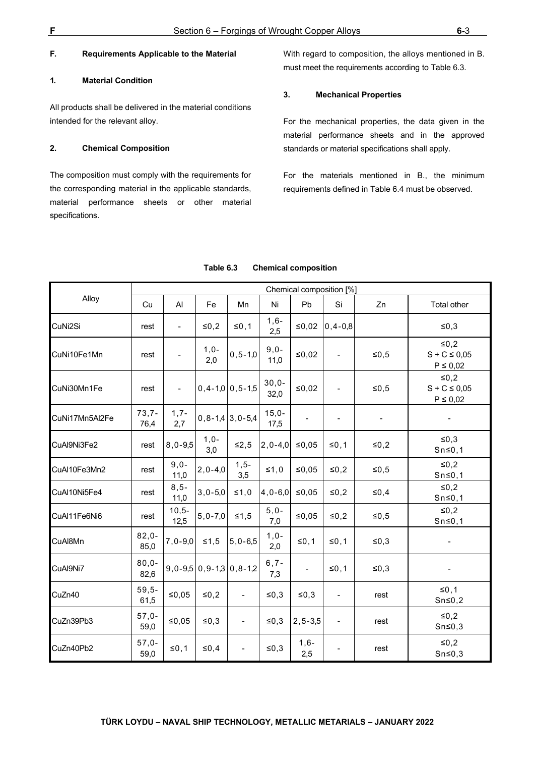### F. Requirements Applicable to the Material

#### 1. Material Condition

All products shall be delivered in the material conditions intended for the relevant alloy.

#### 2. Chemical Composition

The composition must comply with the requirements for the corresponding material in the applicable standards, material performance sheets or other material specifications.

With regard to composition, the alloys mentioned in B. must meet the requirements according to Table 6.3.

#### 3. Mechanical Properties

For the mechanical properties, the data given in the material performance sheets and in the approved standards or material specifications shall apply.

For the materials mentioned in B., the minimum requirements defined in Table 6.4 must be observed.

**Table 6.3 Chemical composition**

| Alloy | Chemical composition [%] | | | | | | | | |
|---|---|---|---|---|---|---|---|---|---|
| | Cu | Al | Fe | Mn | Ni | Pb | Si | Zn | Total other |
| CuNi2Si | rest | - | ≤0,2 | ≤0,1 | 1,6-2,5 | ≤0,02 | 0,4-0,8 | | ≤0,3 |
| CuNi10Fe1Mn | rest | - | 1,0-2,0 | 0,5-1,0 | 9,0-11,0 | ≤0,02 | - | ≤0,5 | ≤0,2<br>S + C ≤ 0,05<br>P ≤ 0,02 |
| CuNi30Mn1Fe | rest | - | 0,4-1,0 | 0,5-1,5 | 30,0-32,0 | ≤0,02 | - | ≤0,5 | ≤0,2<br>S + C ≤ 0,05<br>P ≤ 0,02 |
| CuNi17Mn5Al2Fe | 73,7-76,4 | 1,7-2,7 | 0,8-1,4 | 3,0-5,4 | 15,0-17,5 | - | - | - | - |
| CuAl9Ni3Fe2 | rest | 8,0-9,5 | 1,0-3,0 | ≤2,5 | 2,0-4,0 | ≤0,05 | ≤0,1 | ≤0,2 | ≤0,3<br>Sn≤0,1 |
| CuAl10Fe3Mn2 | rest | 9,0-11,0 | 2,0-4,0 | 1,5-3,5 | ≤1,0 | ≤0,05 | ≤0,2 | ≤0,5 | ≤0,2<br>Sn≤0,1 |
| CuAl10Ni5Fe4 | rest | 8,5-11,0 | 3,0-5,0 | ≤1,0 | 4,0-6,0 | ≤0,05 | ≤0,2 | ≤0,4 | ≤0,2<br>Sn≤0,1 |
| CuAl11Fe6Ni6 | rest | 10,5-12,5 | 5,0-7,0 | ≤1,5 | 5,0-7,0 | ≤0,05 | ≤0,2 | ≤0,5 | ≤0,2<br>Sn≤0,1 |
| CuAl8Mn | 82,0-85,0 | 7,0-9,0 | ≤1,5 | 5,0-6,5 | 1,0-2,0 | ≤0,1 | ≤0,1 | ≤0,3 | - |
| CuAl9Ni7 | 80,0-82,6 | 9,0-9,5 | 0,9-1,3 | 0,8-1,2 | 6,7-7,3 | - | ≤0,1 | ≤0,3 | - |
| CuZn40 | 59,5-61,5 | ≤0,05 | ≤0,2 | - | ≤0,3 | ≤0,3 | - | rest | ≤0,1<br>Sn≤0,2 |
| CuZn39Pb3 | 57,0-59,0 | ≤0,05 | ≤0,3 | - | ≤0,3 | 2,5-3,5 | - | rest | ≤0,2<br>Sn≤0,3 |
| CuZn40Pb2 | 57,0-59,0 | ≤0,1 | ≤0,4 | - | ≤0,3 | 1,6-2,5 | - | rest | ≤0,2<br>Sn≤0,3 |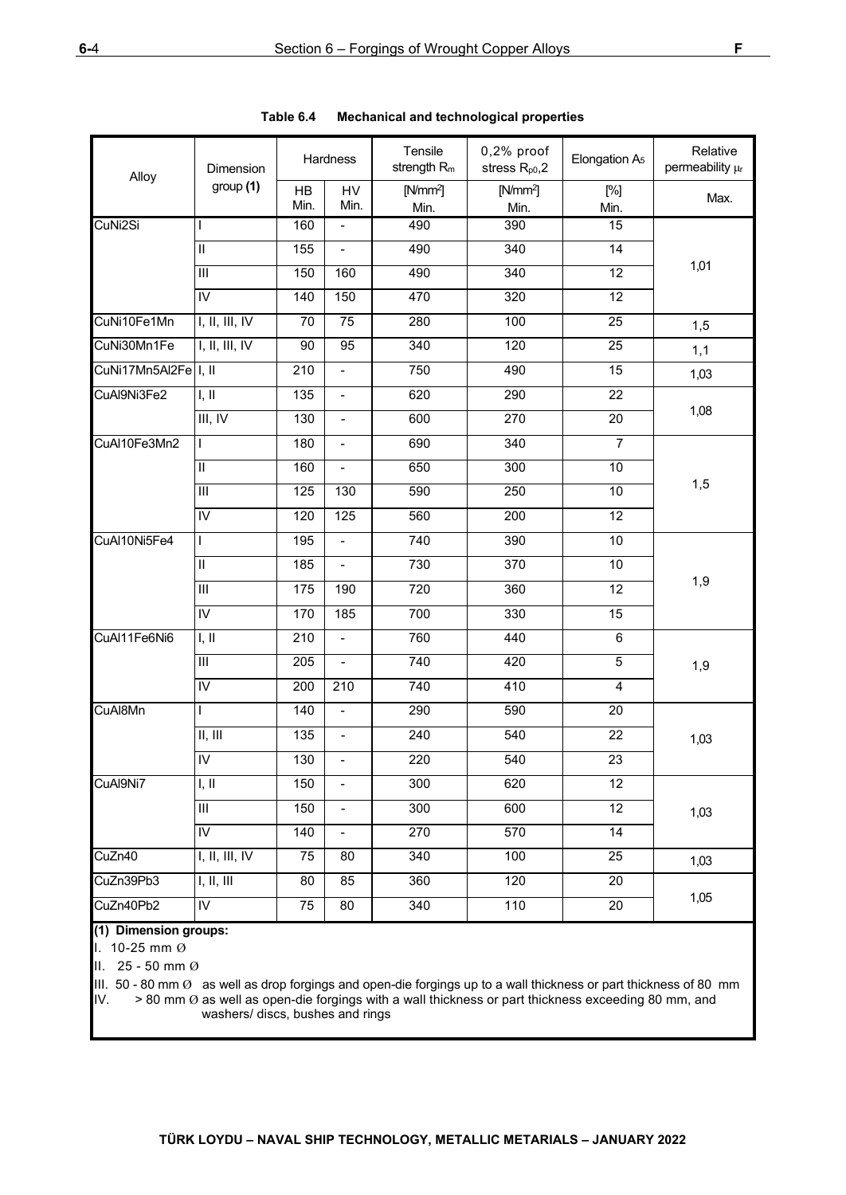**Table 6.4 Mechanical and technological properties**

| Alloy | Dimension group **(1)** | Hardness | | Tensile strength $R_m$ | 0,2% proof stress $R_{p0,2}$ | Elongation $A_5$ | Relative permeability $\mu_r$ |
|---|---|---|---|---|---|---|---|
| | | HB Min. | HV Min. | [N/mm²] Min. | [N/mm²] Min. | [%] Min. | Max. |
| CuNi2Si | I | 160 | - | 490 | 390 | 15 | 1,01 |
| | II | 155 | - | 490 | 340 | 14 | |
| | III | 150 | 160 | 490 | 340 | 12 | |
| | IV | 140 | 150 | 470 | 320 | 12 | |
| CuNi10Fe1Mn | I, II, III, IV | 70 | 75 | 280 | 100 | 25 | 1,5 |
| CuNi30Mn1Fe | I, II, III, IV | 90 | 95 | 340 | 120 | 25 | 1,1 |
| CuNi17Mn5Al2Fe | I, II | 210 | - | 750 | 490 | 15 | 1,03 |
| CuAl9Ni3Fe2 | I, II | 135 | - | 620 | 290 | 22 | 1,08 |
| | III, IV | 130 | - | 600 | 270 | 20 | |
| CuAl10Fe3Mn2 | I | 180 | - | 690 | 340 | 7 | 1,5 |
| | II | 160 | - | 650 | 300 | 10 | |
| | III | 125 | 130 | 590 | 250 | 10 | |
| | IV | 120 | 125 | 560 | 200 | 12 | |
| CuAl10Ni5Fe4 | I | 195 | - | 740 | 390 | 10 | 1,9 |
| | II | 185 | - | 730 | 370 | 10 | |
| | III | 175 | 190 | 720 | 360 | 12 | |
| | IV | 170 | 185 | 700 | 330 | 15 | |
| CuAl11Fe6Ni6 | I, II | 210 | - | 760 | 440 | 6 | 1,9 |
| | III | 205 | - | 740 | 420 | 5 | |
| | IV | 200 | 210 | 740 | 410 | 4 | |
| CuAl8Mn | I | 140 | - | 290 | 590 | 20 | 1,03 |
| | II, III | 135 | - | 240 | 540 | 22 | |
| | IV | 130 | - | 220 | 540 | 23 | |
| CuAl9Ni7 | I, II | 150 | - | 300 | 620 | 12 | 1,03 |
| | III | 150 | - | 300 | 600 | 12 | |
| | IV | 140 | - | 270 | 570 | 14 | |
| CuZn40 | I, II, III, IV | 75 | 80 | 340 | 100 | 25 | 1,03 |
| CuZn39Pb3 | I, II, III | 80 | 85 | 360 | 120 | 20 | 1,05 |
| CuZn40Pb2 | IV | 75 | 80 | 340 | 110 | 20 | |

**(1) Dimension groups:**

I. 10-25 mm Ø

II. 25 - 50 mm Ø

III. 50 - 80 mm Ø as well as drop forgings and open-die forgings up to a wall thickness or part thickness of 80 mm

IV. > 80 mm Ø as well as open-die forgings with a wall thickness or part thickness exceeding 80 mm, and washers/ discs, bushes and rings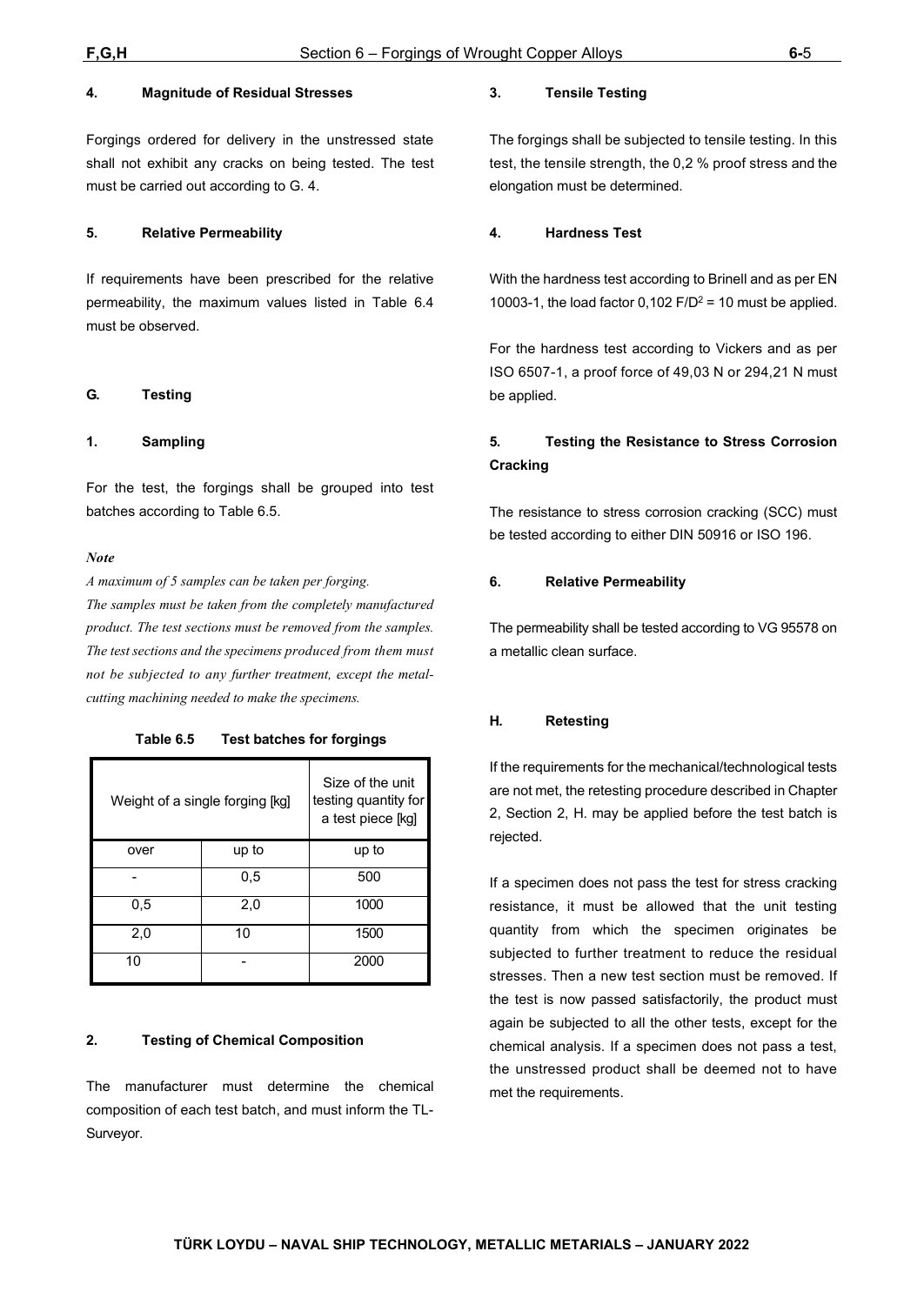#### 4. Magnitude of Residual Stresses

Forgings ordered for delivery in the unstressed state shall not exhibit any cracks on being tested. The test must be carried out according to G. 4.

#### 5. Relative Permeability

If requirements have been prescribed for the relative permeability, the maximum values listed in Table 6.4 must be observed.

## G. Testing

#### 1. Sampling

For the test, the forgings shall be grouped into test batches according to Table 6.5.

***Note***

*A maximum of 5 samples can be taken per forging.*

*The samples must be taken from the completely manufactured product. The test sections must be removed from the samples. The test sections and the specimens produced from them must not be subjected to any further treatment, except the metal-cutting machining needed to make the specimens.*

**Table 6.5 Test batches for forgings**

| Weight of a single forging [kg] | | Size of the unit testing quantity for a test piece [kg] |
|---|---|---|
| over | up to | up to |
| - | 0,5 | 500 |
| 0,5 | 2,0 | 1000 |
| 2,0 | 10 | 1500 |
| 10 | - | 2000 |

#### 2. Testing of Chemical Composition

The manufacturer must determine the chemical composition of each test batch, and must inform the TL-Surveyor.

#### 3. Tensile Testing

The forgings shall be subjected to tensile testing. In this test, the tensile strength, the 0,2 % proof stress and the elongation must be determined.

#### 4. Hardness Test

With the hardness test according to Brinell and as per EN 10003-1, the load factor 0,102 $F/D^2 = 10$ must be applied.

For the hardness test according to Vickers and as per ISO 6507-1, a proof force of 49,03 N or 294,21 N must be applied.

#### 5. Testing the Resistance to Stress Corrosion Cracking

The resistance to stress corrosion cracking (SCC) must be tested according to either DIN 50916 or ISO 196.

#### 6. Relative Permeability

The permeability shall be tested according to VG 95578 on a metallic clean surface.

## H. Retesting

If the requirements for the mechanical/technological tests are not met, the retesting procedure described in Chapter 2, Section 2, H. may be applied before the test batch is rejected.

If a specimen does not pass the test for stress cracking resistance, it must be allowed that the unit testing quantity from which the specimen originates be subjected to further treatment to reduce the residual stresses. Then a new test section must be removed. If the test is now passed satisfactorily, the product must again be subjected to all the other tests, except for the chemical analysis. If a specimen does not pass a test, the unstressed product shall be deemed not to have met the requirements.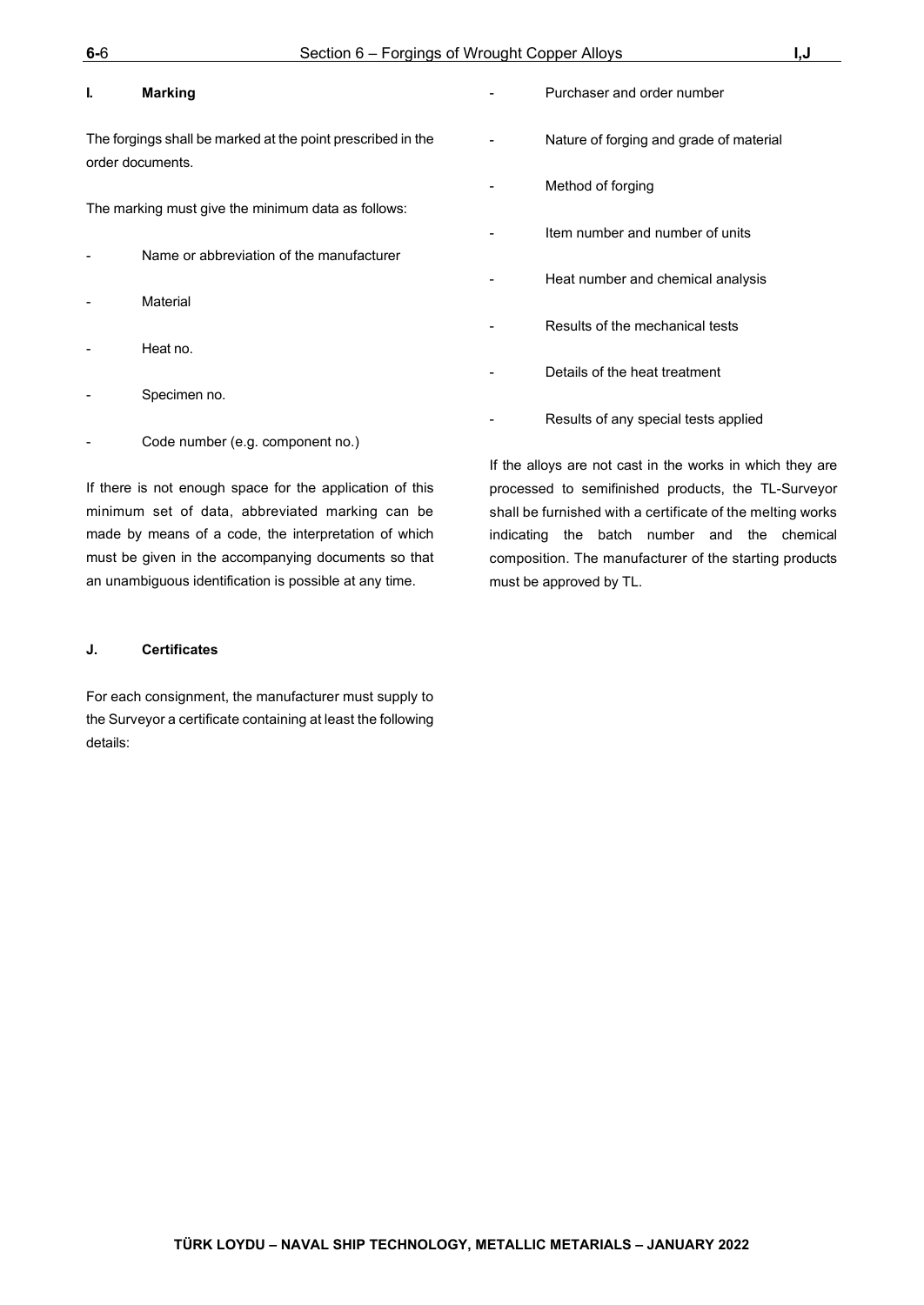## I. Marking

The forgings shall be marked at the point prescribed in the order documents.

The marking must give the minimum data as follows:

- Name or abbreviation of the manufacturer
- Material
- Heat no.
- Specimen no.
- Code number (e.g. component no.)

If there is not enough space for the application of this minimum set of data, abbreviated marking can be made by means of a code, the interpretation of which must be given in the accompanying documents so that an unambiguous identification is possible at any time.

## J. Certificates

For each consignment, the manufacturer must supply to the Surveyor a certificate containing at least the following details:

- Purchaser and order number
- Nature of forging and grade of material
- Method of forging
- Item number and number of units
- Heat number and chemical analysis
- Results of the mechanical tests
- Details of the heat treatment
- Results of any special tests applied

If the alloys are not cast in the works in which they are processed to semifinished products, the TL-Surveyor shall be furnished with a certificate of the melting works indicating the batch number and the chemical composition. The manufacturer of the starting products must be approved by TL.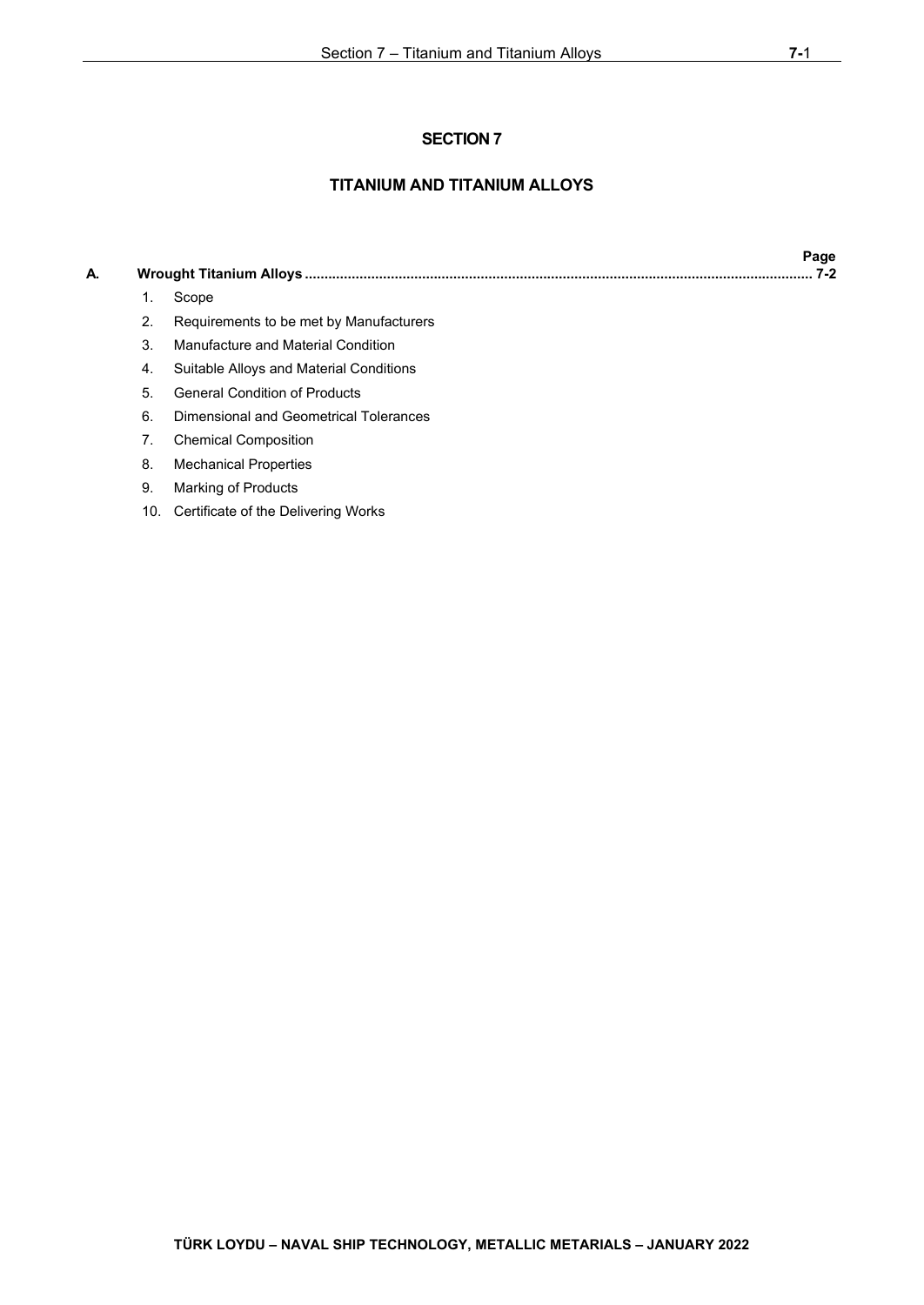# SECTION 7

## TITANIUM AND TITANIUM ALLOYS

| | | Page |
|---|---|---|
| **A.** | **Wrought Titanium Alloys** | **7-2** |

1. Scope
2. Requirements to be met by Manufacturers
3. Manufacture and Material Condition
4. Suitable Alloys and Material Conditions
5. General Condition of Products
6. Dimensional and Geometrical Tolerances
7. Chemical Composition
8. Mechanical Properties
9. Marking of Products
10. Certificate of the Delivering Works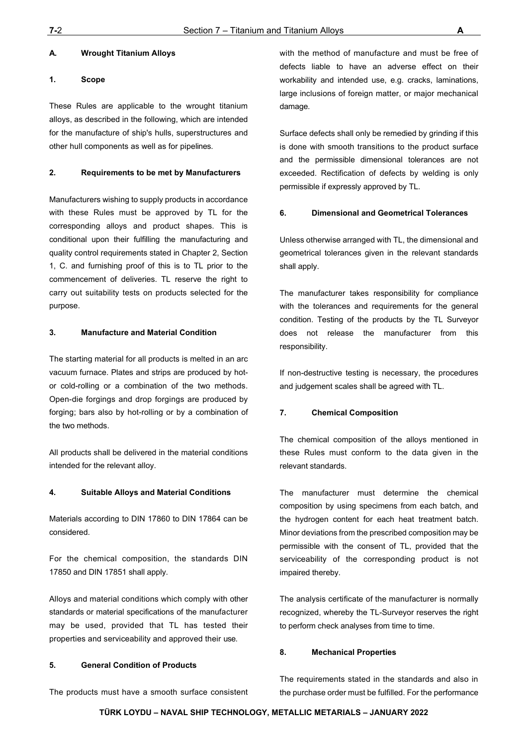## A. Wrought Titanium Alloys

### 1. Scope

These Rules are applicable to the wrought titanium alloys, as described in the following, which are intended for the manufacture of ship's hulls, superstructures and other hull components as well as for pipelines.

### 2. Requirements to be met by Manufacturers

Manufacturers wishing to supply products in accordance with these Rules must be approved by TL for the corresponding alloys and product shapes. This is conditional upon their fulfilling the manufacturing and quality control requirements stated in Chapter 2, Section 1, C. and furnishing proof of this is to TL prior to the commencement of deliveries. TL reserve the right to carry out suitability tests on products selected for the purpose.

### 3. Manufacture and Material Condition

The starting material for all products is melted in an arc vacuum furnace. Plates and strips are produced by hot- or cold-rolling or a combination of the two methods. Open-die forgings and drop forgings are produced by forging; bars also by hot-rolling or by a combination of the two methods.

All products shall be delivered in the material conditions intended for the relevant alloy.

### 4. Suitable Alloys and Material Conditions

Materials according to DIN 17860 to DIN 17864 can be considered.

For the chemical composition, the standards DIN 17850 and DIN 17851 shall apply.

Alloys and material conditions which comply with other standards or material specifications of the manufacturer may be used, provided that TL has tested their properties and serviceability and approved their use.

### 5. General Condition of Products

The products must have a smooth surface consistent with the method of manufacture and must be free of defects liable to have an adverse effect on their workability and intended use, e.g. cracks, laminations, large inclusions of foreign matter, or major mechanical damage.

Surface defects shall only be remedied by grinding if this is done with smooth transitions to the product surface and the permissible dimensional tolerances are not exceeded. Rectification of defects by welding is only permissible if expressly approved by TL.

### 6. Dimensional and Geometrical Tolerances

Unless otherwise arranged with TL, the dimensional and geometrical tolerances given in the relevant standards shall apply.

The manufacturer takes responsibility for compliance with the tolerances and requirements for the general condition. Testing of the products by the TL Surveyor does not release the manufacturer from this responsibility.

If non-destructive testing is necessary, the procedures and judgement scales shall be agreed with TL.

### 7. Chemical Composition

The chemical composition of the alloys mentioned in these Rules must conform to the data given in the relevant standards.

The manufacturer must determine the chemical composition by using specimens from each batch, and the hydrogen content for each heat treatment batch. Minor deviations from the prescribed composition may be permissible with the consent of TL, provided that the serviceability of the corresponding product is not impaired thereby.

The analysis certificate of the manufacturer is normally recognized, whereby the TL-Surveyor reserves the right to perform check analyses from time to time.

### 8. Mechanical Properties

The requirements stated in the standards and also in the purchase order must be fulfilled. For the performance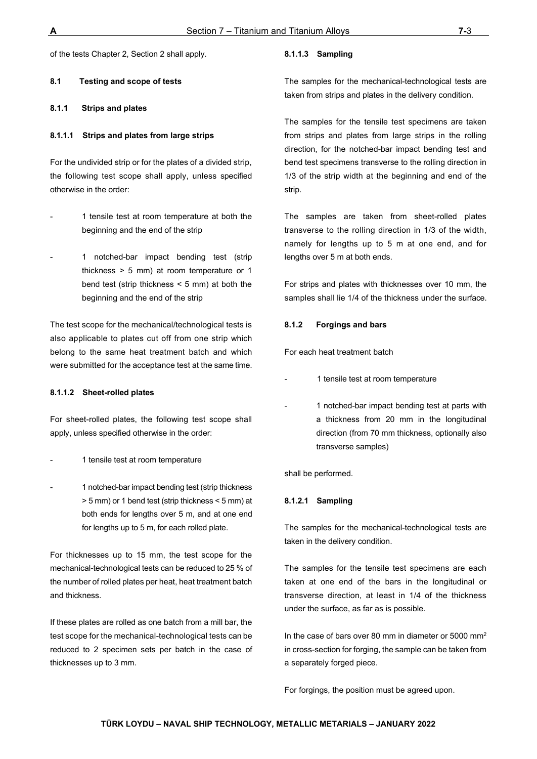of the tests Chapter 2, Section 2 shall apply.

### 8.1 Testing and scope of tests

#### 8.1.1 Strips and plates

##### 8.1.1.1 Strips and plates from large strips

For the undivided strip or for the plates of a divided strip, the following test scope shall apply, unless specified otherwise in the order:

- 1 tensile test at room temperature at both the beginning and the end of the strip
- 1 notched-bar impact bending test (strip thickness > 5 mm) at room temperature or 1 bend test (strip thickness < 5 mm) at both the beginning and the end of the strip

The test scope for the mechanical/technological tests is also applicable to plates cut off from one strip which belong to the same heat treatment batch and which were submitted for the acceptance test at the same time.

##### 8.1.1.2 Sheet-rolled plates

For sheet-rolled plates, the following test scope shall apply, unless specified otherwise in the order:

- 1 tensile test at room temperature
- 1 notched-bar impact bending test (strip thickness > 5 mm) or 1 bend test (strip thickness < 5 mm) at both ends for lengths over 5 m, and at one end for lengths up to 5 m, for each rolled plate.

For thicknesses up to 15 mm, the test scope for the mechanical-technological tests can be reduced to 25 % of the number of rolled plates per heat, heat treatment batch and thickness.

If these plates are rolled as one batch from a mill bar, the test scope for the mechanical-technological tests can be reduced to 2 specimen sets per batch in the case of thicknesses up to 3 mm.

##### 8.1.1.3 Sampling

The samples for the mechanical-technological tests are taken from strips and plates in the delivery condition.

The samples for the tensile test specimens are taken from strips and plates from large strips in the rolling direction, for the notched-bar impact bending test and bend test specimens transverse to the rolling direction in 1/3 of the strip width at the beginning and end of the strip.

The samples are taken from sheet-rolled plates transverse to the rolling direction in 1/3 of the width, namely for lengths up to 5 m at one end, and for lengths over 5 m at both ends.

For strips and plates with thicknesses over 10 mm, the samples shall lie 1/4 of the thickness under the surface.

#### 8.1.2 Forgings and bars

For each heat treatment batch

- 1 tensile test at room temperature
- 1 notched-bar impact bending test at parts with a thickness from 20 mm in the longitudinal direction (from 70 mm thickness, optionally also transverse samples)

shall be performed.

##### 8.1.2.1 Sampling

The samples for the mechanical-technological tests are taken in the delivery condition.

The samples for the tensile test specimens are each taken at one end of the bars in the longitudinal or transverse direction, at least in 1/4 of the thickness under the surface, as far as is possible.

In the case of bars over 80 mm in diameter or 5000 $mm^2$ in cross-section for forging, the sample can be taken from a separately forged piece.

For forgings, the position must be agreed upon.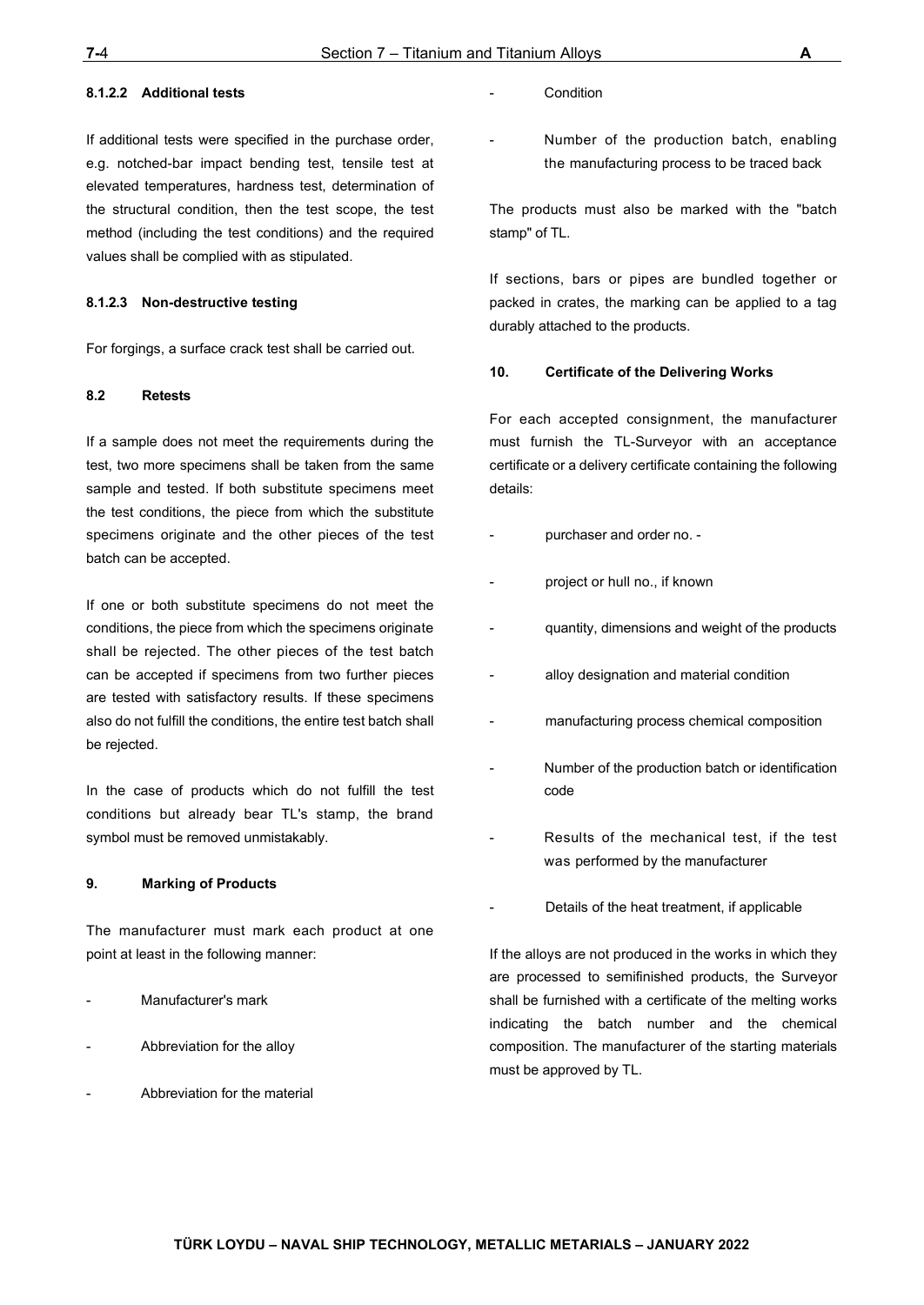#### 8.1.2.2 Additional tests

If additional tests were specified in the purchase order, e.g. notched-bar impact bending test, tensile test at elevated temperatures, hardness test, determination of the structural condition, then the test scope, the test method (including the test conditions) and the required values shall be complied with as stipulated.

#### 8.1.2.3 Non-destructive testing

For forgings, a surface crack test shall be carried out.

### 8.2 Retests

If a sample does not meet the requirements during the test, two more specimens shall be taken from the same sample and tested. If both substitute specimens meet the test conditions, the piece from which the substitute specimens originate and the other pieces of the test batch can be accepted.

If one or both substitute specimens do not meet the conditions, the piece from which the specimens originate shall be rejected. The other pieces of the test batch can be accepted if specimens from two further pieces are tested with satisfactory results. If these specimens also do not fulfill the conditions, the entire test batch shall be rejected.

In the case of products which do not fulfill the test conditions but already bear TL's stamp, the brand symbol must be removed unmistakably.

## 9. Marking of Products

The manufacturer must mark each product at one point at least in the following manner:

- Manufacturer's mark
- Abbreviation for the alloy
- Abbreviation for the material
- Condition
- Number of the production batch, enabling the manufacturing process to be traced back

The products must also be marked with the "batch stamp" of TL.

If sections, bars or pipes are bundled together or packed in crates, the marking can be applied to a tag durably attached to the products.

## 10. Certificate of the Delivering Works

For each accepted consignment, the manufacturer must furnish the TL-Surveyor with an acceptance certificate or a delivery certificate containing the following details:

- purchaser and order no. -
- project or hull no., if known
- quantity, dimensions and weight of the products
- alloy designation and material condition
- manufacturing process chemical composition
- Number of the production batch or identification code
- Results of the mechanical test, if the test was performed by the manufacturer
- Details of the heat treatment, if applicable

If the alloys are not produced in the works in which they are processed to semifinished products, the Surveyor shall be furnished with a certificate of the melting works indicating the batch number and the chemical composition. The manufacturer of the starting materials must be approved by TL.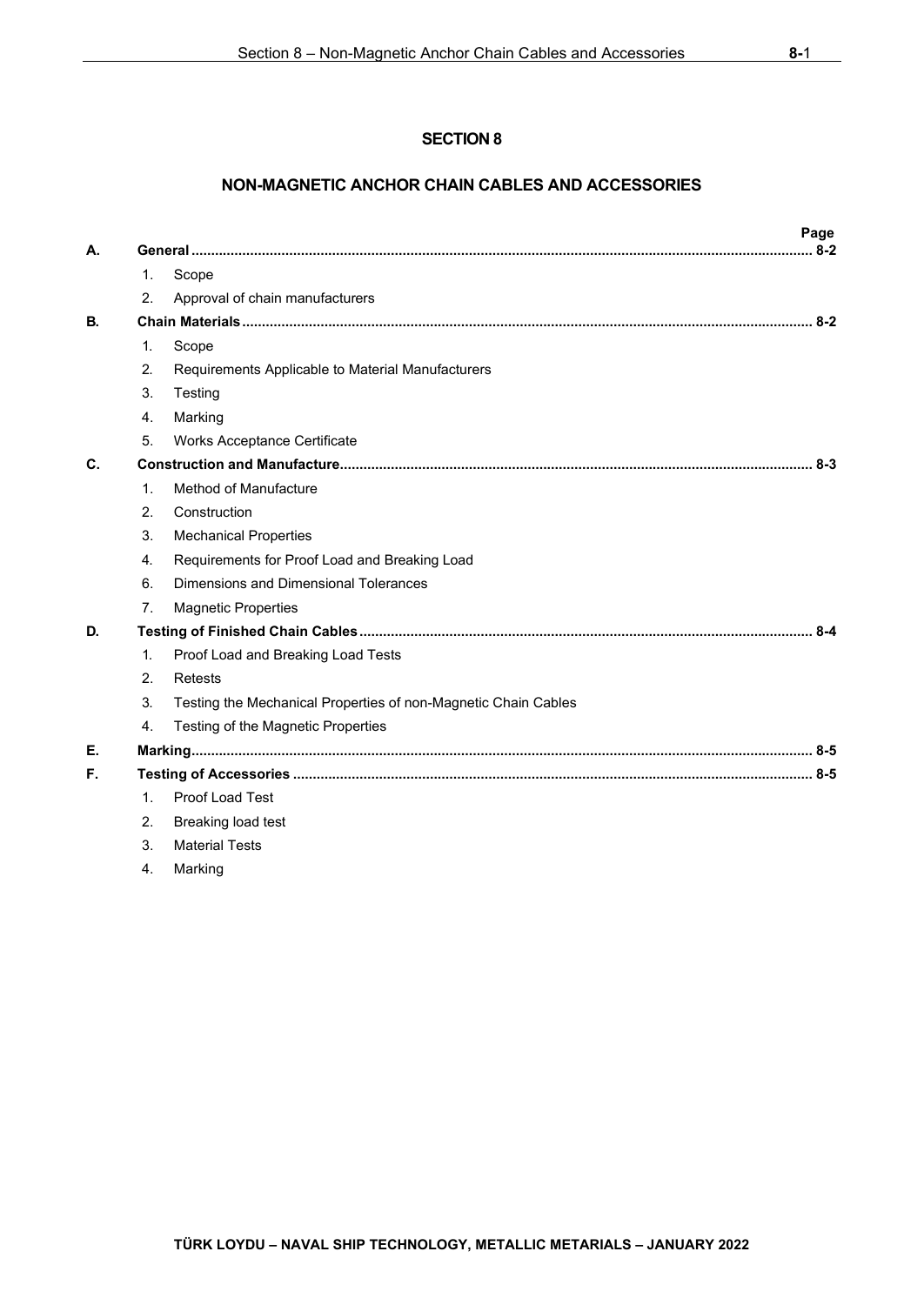# SECTION 8

## NON-MAGNETIC ANCHOR CHAIN CABLES AND ACCESSORIES

| | | | Page |
|---|---|---|---|
| **A.** | **General** | | **8-2** |
| | 1. | Scope | |
| | 2. | Approval of chain manufacturers | |
| **B.** | **Chain Materials** | | **8-2** |
| | 1. | Scope | |
| | 2. | Requirements Applicable to Material Manufacturers | |
| | 3. | Testing | |
| | 4. | Marking | |
| | 5. | Works Acceptance Certificate | |
| **C.** | **Construction and Manufacture** | | **8-3** |
| | 1. | Method of Manufacture | |
| | 2. | Construction | |
| | 3. | Mechanical Properties | |
| | 4. | Requirements for Proof Load and Breaking Load | |
| | 6. | Dimensions and Dimensional Tolerances | |
| | 7. | Magnetic Properties | |
| **D.** | **Testing of Finished Chain Cables** | | **8-4** |
| | 1. | Proof Load and Breaking Load Tests | |
| | 2. | Retests | |
| | 3. | Testing the Mechanical Properties of non-Magnetic Chain Cables | |
| | 4. | Testing of the Magnetic Properties | |
| **E.** | **Marking** | | **8-5** |
| **F.** | **Testing of Accessories** | | **8-5** |
| | 1. | Proof Load Test | |
| | 2. | Breaking load test | |
| | 3. | Material Tests | |
| | 4. | Marking | |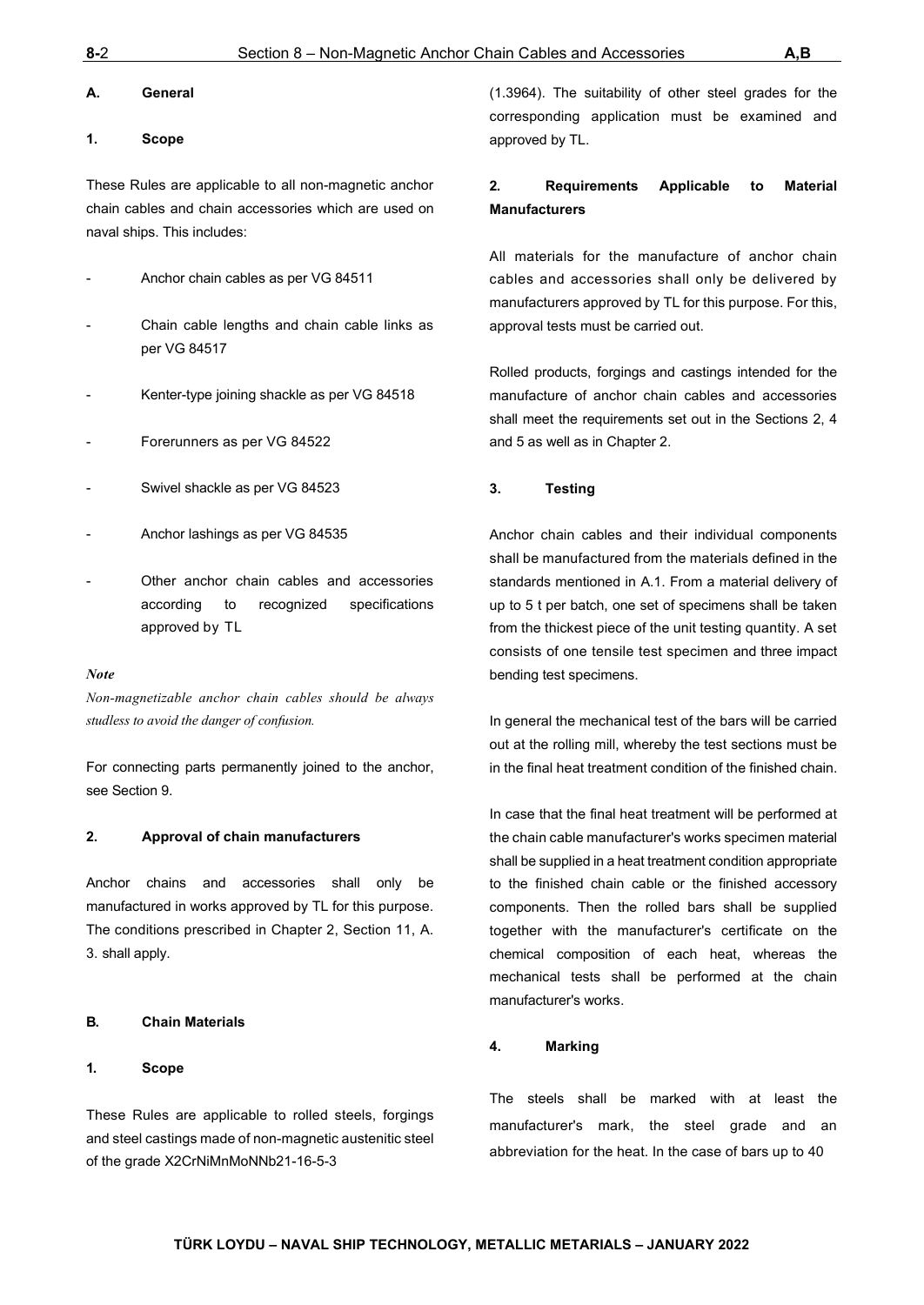## A. General

### 1. Scope

These Rules are applicable to all non-magnetic anchor chain cables and chain accessories which are used on naval ships. This includes:

- Anchor chain cables as per VG 84511
- Chain cable lengths and chain cable links as per VG 84517
- Kenter-type joining shackle as per VG 84518
- Forerunners as per VG 84522
- Swivel shackle as per VG 84523
- Anchor lashings as per VG 84535
- Other anchor chain cables and accessories according to recognized specifications approved by TL

***Note***

*Non-magnetizable anchor chain cables should be always studless to avoid the danger of confusion.*

For connecting parts permanently joined to the anchor, see Section 9.

### 2. Approval of chain manufacturers

Anchor chains and accessories shall only be manufactured in works approved by TL for this purpose. The conditions prescribed in Chapter 2, Section 11, A. 3. shall apply.

## B. Chain Materials

### 1. Scope

These Rules are applicable to rolled steels, forgings and steel castings made of non-magnetic austenitic steel of the grade X2CrNiMnMoNNb21-16-5-3 (1.3964). The suitability of other steel grades for the corresponding application must be examined and approved by TL.

### 2. Requirements Applicable to Material Manufacturers

All materials for the manufacture of anchor chain cables and accessories shall only be delivered by manufacturers approved by TL for this purpose. For this, approval tests must be carried out.

Rolled products, forgings and castings intended for the manufacture of anchor chain cables and accessories shall meet the requirements set out in the Sections 2, 4 and 5 as well as in Chapter 2.

### 3. Testing

Anchor chain cables and their individual components shall be manufactured from the materials defined in the standards mentioned in A.1. From a material delivery of up to 5 t per batch, one set of specimens shall be taken from the thickest piece of the unit testing quantity. A set consists of one tensile test specimen and three impact bending test specimens.

In general the mechanical test of the bars will be carried out at the rolling mill, whereby the test sections must be in the final heat treatment condition of the finished chain.

In case that the final heat treatment will be performed at the chain cable manufacturer's works specimen material shall be supplied in a heat treatment condition appropriate to the finished chain cable or the finished accessory components. Then the rolled bars shall be supplied together with the manufacturer's certificate on the chemical composition of each heat, whereas the mechanical tests shall be performed at the chain manufacturer's works.

### 4. Marking

The steels shall be marked with at least the manufacturer's mark, the steel grade and an abbreviation for the heat. In the case of bars up to 40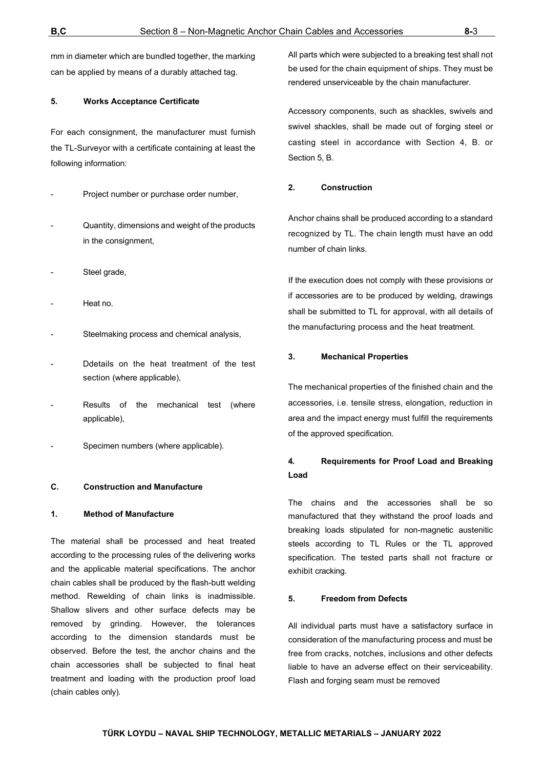mm in diameter which are bundled together, the marking can be applied by means of a durably attached tag.

### 5. Works Acceptance Certificate

For each consignment, the manufacturer must furnish the TL-Surveyor with a certificate containing at least the following information:

- Project number or purchase order number,
- Quantity, dimensions and weight of the products in the consignment,
- Steel grade,
- Heat no.
- Steelmaking process and chemical analysis,
- Ddetails on the heat treatment of the test section (where applicable),
- Results of the mechanical test (where applicable),
- Specimen numbers (where applicable).

## C. Construction and Manufacture

### 1. Method of Manufacture

The material shall be processed and heat treated according to the processing rules of the delivering works and the applicable material specifications. The anchor chain cables shall be produced by the flash-butt welding method. Rewelding of chain links is inadmissible. Shallow slivers and other surface defects may be removed by grinding. However, the tolerances according to the dimension standards must be observed. Before the test, the anchor chains and the chain accessories shall be subjected to final heat treatment and loading with the production proof load (chain cables only).

All parts which were subjected to a breaking test shall not be used for the chain equipment of ships. They must be rendered unserviceable by the chain manufacturer.

Accessory components, such as shackles, swivels and swivel shackles, shall be made out of forging steel or casting steel in accordance with Section 4, B. or Section 5, B.

### 2. Construction

Anchor chains shall be produced according to a standard recognized by TL. The chain length must have an odd number of chain links.

If the execution does not comply with these provisions or if accessories are to be produced by welding, drawings shall be submitted to TL for approval, with all details of the manufacturing process and the heat treatment.

### 3. Mechanical Properties

The mechanical properties of the finished chain and the accessories, i.e. tensile stress, elongation, reduction in area and the impact energy must fulfill the requirements of the approved specification.

### 4. Requirements for Proof Load and Breaking Load

The chains and the accessories shall be so manufactured that they withstand the proof loads and breaking loads stipulated for non-magnetic austenitic steels according to TL Rules or the TL approved specification. The tested parts shall not fracture or exhibit cracking.

### 5. Freedom from Defects

All individual parts must have a satisfactory surface in consideration of the manufacturing process and must be free from cracks, notches, inclusions and other defects liable to have an adverse effect on their serviceability. Flash and forging seam must be removed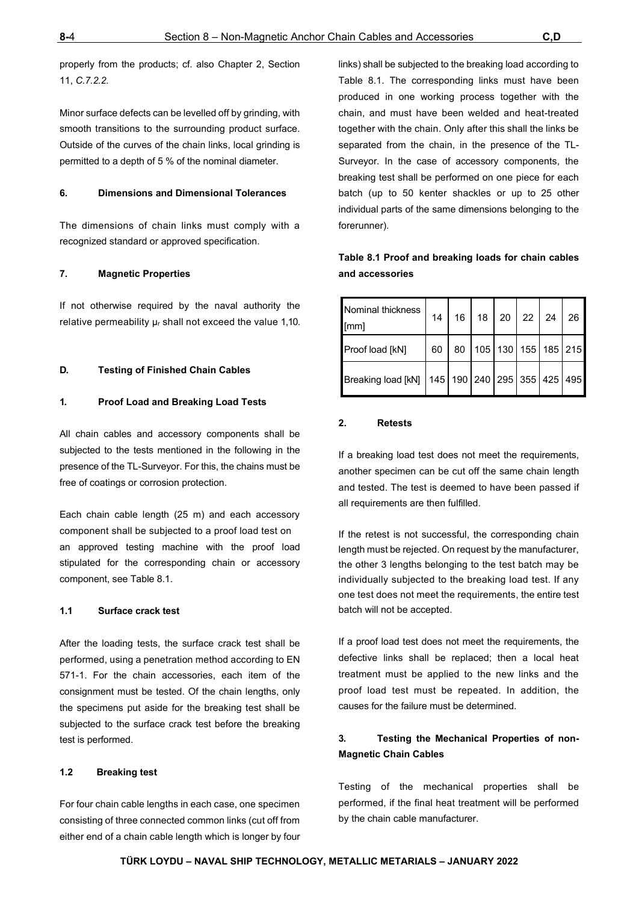properly from the products; cf. also Chapter 2, Section 11, *C.7.2.2.*

Minor surface defects can be levelled off by grinding, with smooth transitions to the surrounding product surface. Outside of the curves of the chain links, local grinding is permitted to a depth of 5 % of the nominal diameter.

#### 6. Dimensions and Dimensional Tolerances

The dimensions of chain links must comply with a recognized standard or approved specification.

#### 7. Magnetic Properties

If not otherwise required by the naval authority the relative permeability $\mu_r$ shall not exceed the value 1,10.

### D. Testing of Finished Chain Cables

#### 1. Proof Load and Breaking Load Tests

All chain cables and accessory components shall be subjected to the tests mentioned in the following in the presence of the TL-Surveyor. For this, the chains must be free of coatings or corrosion protection.

Each chain cable length (25 m) and each accessory component shall be subjected to a proof load test on an approved testing machine with the proof load stipulated for the corresponding chain or accessory component, see Table 8.1.

##### 1.1 Surface crack test

After the loading tests, the surface crack test shall be performed, using a penetration method according to EN 571-1. For the chain accessories, each item of the consignment must be tested. Of the chain lengths, only the specimens put aside for the breaking test shall be subjected to the surface crack test before the breaking test is performed.

##### 1.2 Breaking test

For four chain cable lengths in each case, one specimen consisting of three connected common links (cut off from either end of a chain cable length which is longer by four links) shall be subjected to the breaking load according to Table 8.1. The corresponding links must have been produced in one working process together with the chain, and must have been welded and heat-treated together with the chain. Only after this shall the links be separated from the chain, in the presence of the TL-Surveyor. In the case of accessory components, the breaking test shall be performed on one piece for each batch (up to 50 kenter shackles or up to 25 other individual parts of the same dimensions belonging to the forerunner).

**Table 8.1 Proof and breaking loads for chain cables and accessories**

| Nominal thickness [mm] | 14 | 16 | 18 | 20 | 22 | 24 | 26 |
|---|---|---|---|---|---|---|---|
| Proof load [kN] | 60 | 80 | 105 | 130 | 155 | 185 | 215 |
| Breaking load [kN] | 145 | 190 | 240 | 295 | 355 | 425 | 495 |

#### 2. Retests

If a breaking load test does not meet the requirements, another specimen can be cut off the same chain length and tested. The test is deemed to have been passed if all requirements are then fulfilled.

If the retest is not successful, the corresponding chain length must be rejected. On request by the manufacturer, the other 3 lengths belonging to the test batch may be individually subjected to the breaking load test. If any one test does not meet the requirements, the entire test batch will not be accepted.

If a proof load test does not meet the requirements, the defective links shall be replaced; then a local heat treatment must be applied to the new links and the proof load test must be repeated. In addition, the causes for the failure must be determined.

#### 3. Testing the Mechanical Properties of non-Magnetic Chain Cables

Testing of the mechanical properties shall be performed, if the final heat treatment will be performed by the chain cable manufacturer.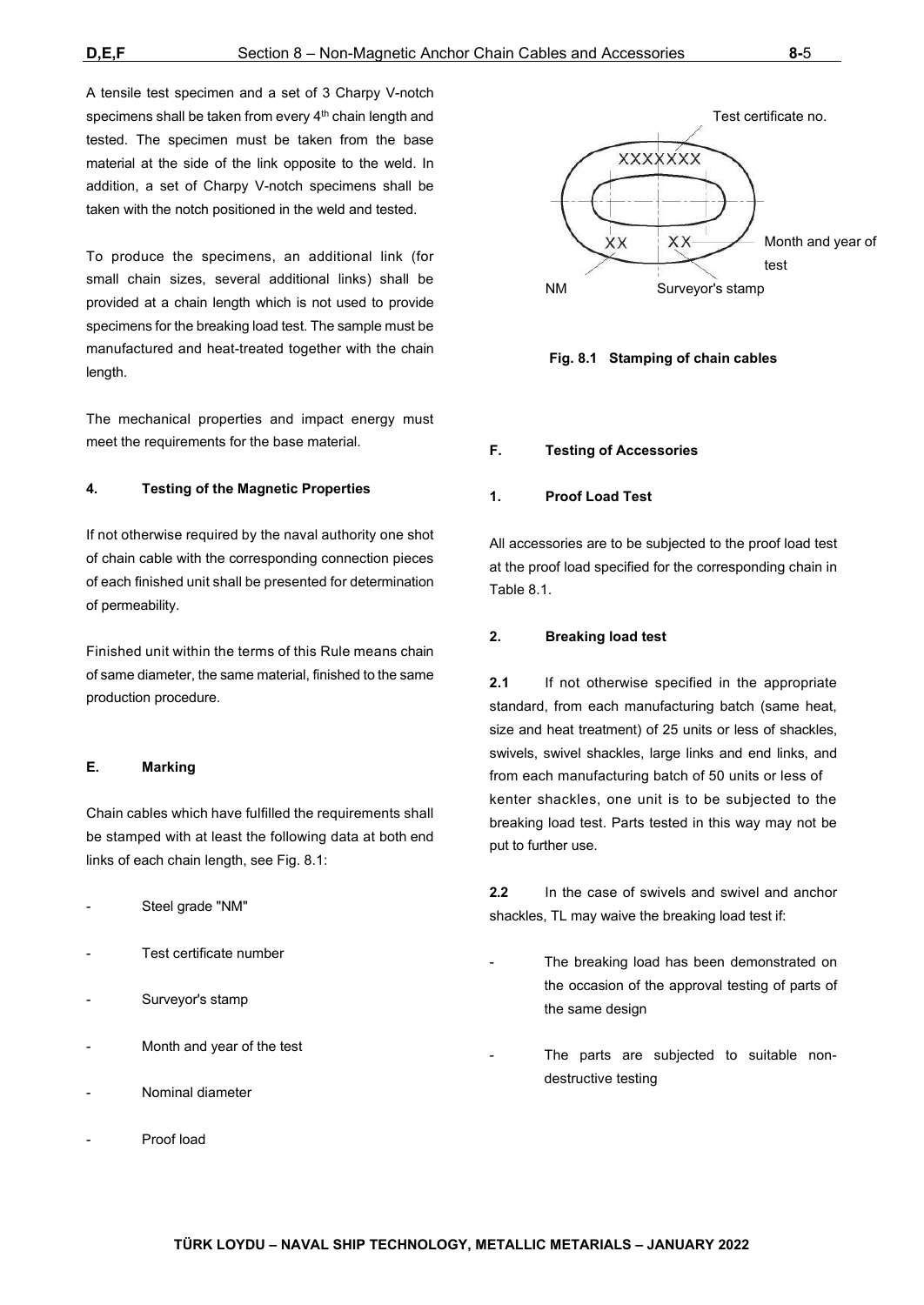A tensile test specimen and a set of 3 Charpy V-notch specimens shall be taken from every 4th chain length and tested. The specimen must be taken from the base material at the side of the link opposite to the weld. In addition, a set of Charpy V-notch specimens shall be taken with the notch positioned in the weld and tested.

To produce the specimens, an additional link (for small chain sizes, several additional links) shall be provided at a chain length which is not used to provide specimens for the breaking load test. The sample must be manufactured and heat-treated together with the chain length.

The mechanical properties and impact energy must meet the requirements for the base material.

#### 4. Testing of the Magnetic Properties

If not otherwise required by the naval authority one shot of chain cable with the corresponding connection pieces of each finished unit shall be presented for determination of permeability.

Finished unit within the terms of this Rule means chain of same diameter, the same material, finished to the same production procedure.

### E. Marking

Chain cables which have fulfilled the requirements shall be stamped with at least the following data at both end links of each chain length, see Fig. 8.1:

- Steel grade "NM"
- Test certificate number
- Surveyor's stamp
- Month and year of the test
- Nominal diameter
- Proof load

Test certificate no.

XXXXXXX

XX XX

Month and year of test

NM Surveyor's stamp

**Fig. 8.1 Stamping of chain cables**

### F. Testing of Accessories

#### 1. Proof Load Test

All accessories are to be subjected to the proof load test at the proof load specified for the corresponding chain in Table 8.1.

#### 2. Breaking load test

**2.1** If not otherwise specified in the appropriate standard, from each manufacturing batch (same heat, size and heat treatment) of 25 units or less of shackles, swivels, swivel shackles, large links and end links, and from each manufacturing batch of 50 units or less of kenter shackles, one unit is to be subjected to the breaking load test. Parts tested in this way may not be put to further use.

**2.2** In the case of swivels and swivel and anchor shackles, TL may waive the breaking load test if:

- The breaking load has been demonstrated on the occasion of the approval testing of parts of the same design
- The parts are subjected to suitable non-destructive testing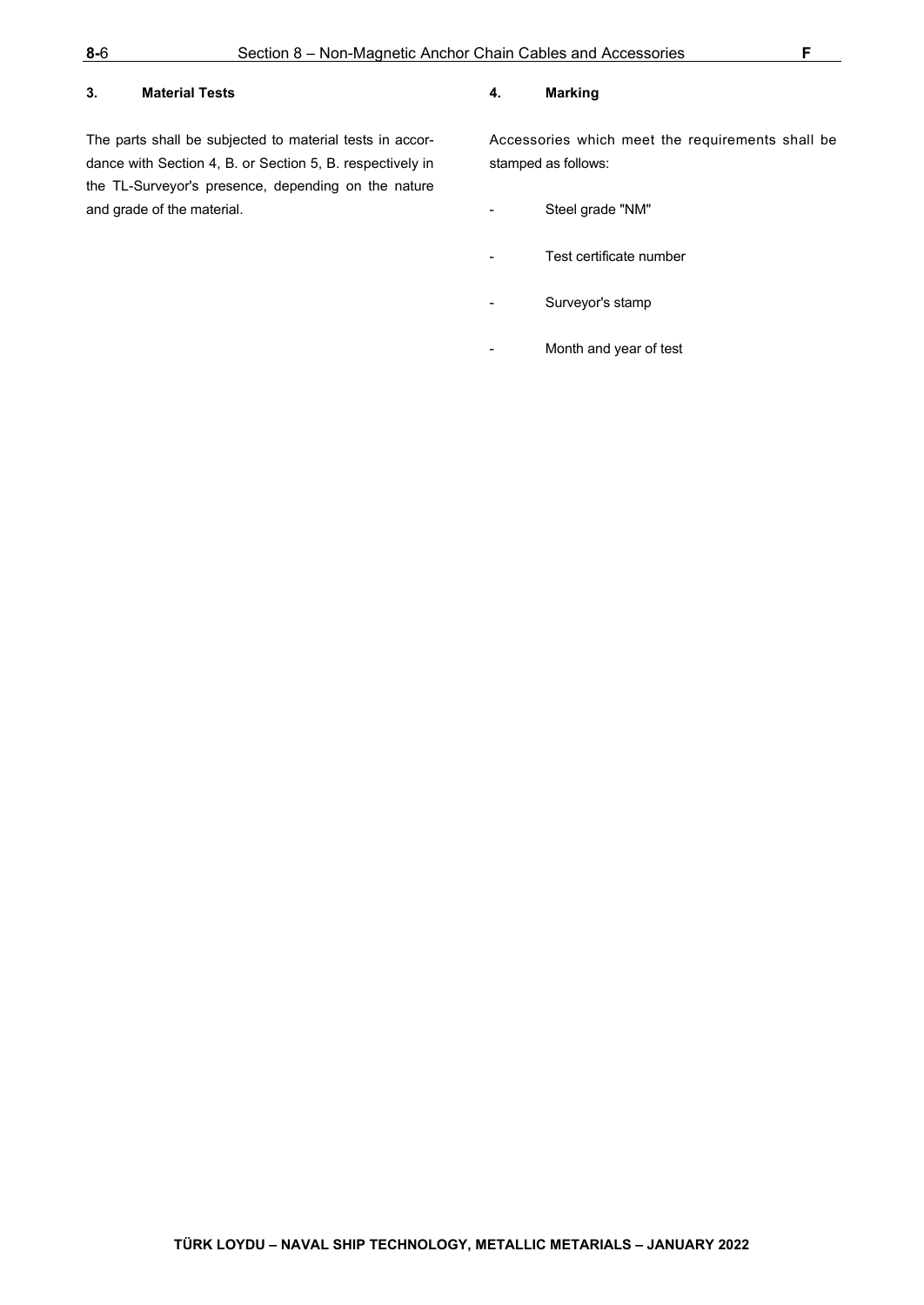### 3. Material Tests

The parts shall be subjected to material tests in accordance with Section 4, B. or Section 5, B. respectively in the TL-Surveyor's presence, depending on the nature and grade of the material.

### 4. Marking

Accessories which meet the requirements shall be stamped as follows:

- Steel grade "NM"
- Test certificate number
- Surveyor's stamp
- Month and year of test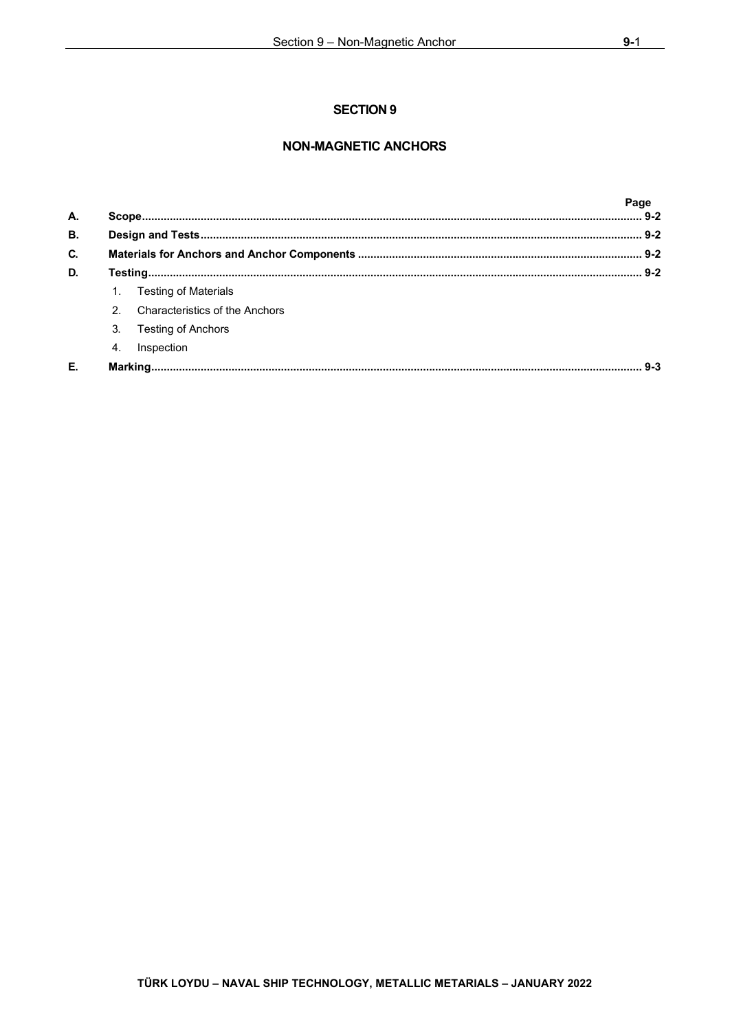# SECTION 9

## NON-MAGNETIC ANCHORS

| | | Page |
|---|---|---|
| **A.** | **Scope** | **9-2** |
| **B.** | **Design and Tests** | **9-2** |
| **C.** | **Materials for Anchors and Anchor Components** | **9-2** |
| **D.** | **Testing** | **9-2** |
| | 1. Testing of Materials | |
| | 2. Characteristics of the Anchors | |
| | 3. Testing of Anchors | |
| | 4. Inspection | |
| **E.** | **Marking** | **9-3** |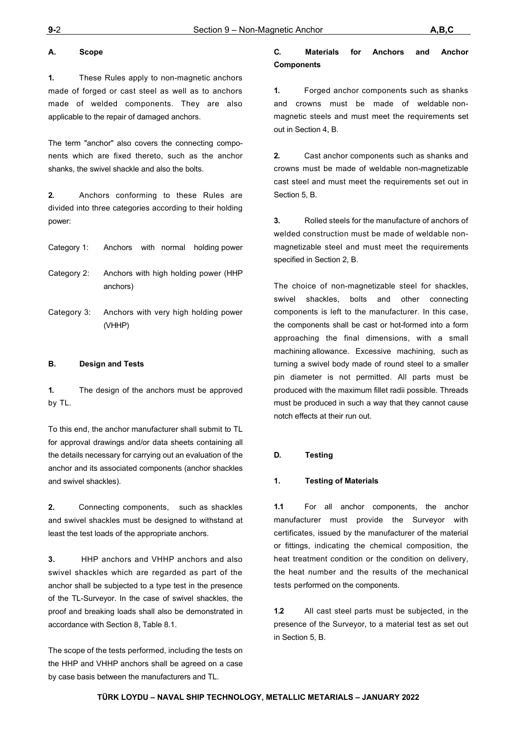## A. Scope

**1.** These Rules apply to non-magnetic anchors made of forged or cast steel as well as to anchors made of welded components. They are also applicable to the repair of damaged anchors.

The term "anchor" also covers the connecting components which are fixed thereto, such as the anchor shanks, the swivel shackle and also the bolts.

**2.** Anchors conforming to these Rules are divided into three categories according to their holding power:

Category 1: Anchors with normal holding power

Category 2: Anchors with high holding power (HHP anchors)

Category 3: Anchors with very high holding power (VHHP)

## B. Design and Tests

**1.** The design of the anchors must be approved by TL.

To this end, the anchor manufacturer shall submit to TL for approval drawings and/or data sheets containing all the details necessary for carrying out an evaluation of the anchor and its associated components (anchor shackles and swivel shackles).

**2.** Connecting components, such as shackles and swivel shackles must be designed to withstand at least the test loads of the appropriate anchors.

**3.** HHP anchors and VHHP anchors and also swivel shackles which are regarded as part of the anchor shall be subjected to a type test in the presence of the TL-Surveyor. In the case of swivel shackles, the proof and breaking loads shall also be demonstrated in accordance with Section 8, Table 8.1.

The scope of the tests performed, including the tests on the HHP and VHHP anchors shall be agreed on a case by case basis between the manufacturers and TL.

## C. Materials for Anchors and Anchor Components

**1.** Forged anchor components such as shanks and crowns must be made of weldable non-magnetic steels and must meet the requirements set out in Section 4, B.

**2.** Cast anchor components such as shanks and crowns must be made of weldable non-magnetizable cast steel and must meet the requirements set out in Section 5, B.

**3.** Rolled steels for the manufacture of anchors of welded construction must be made of weldable non-magnetizable steel and must meet the requirements specified in Section 2, B.

The choice of non-magnetizable steel for shackles, swivel shackles, bolts and other connecting components is left to the manufacturer. In this case, the components shall be cast or hot-formed into a form approaching the final dimensions, with a small machining allowance. Excessive machining, such as turning a swivel body made of round steel to a smaller pin diameter is not permitted. All parts must be produced with the maximum fillet radii possible. Threads must be produced in such a way that they cannot cause notch effects at their run out.

## D. Testing

### 1. Testing of Materials

**1.1** For all anchor components, the anchor manufacturer must provide the Surveyor with certificates, issued by the manufacturer of the material or fittings, indicating the chemical composition, the heat treatment condition or the condition on delivery, the heat number and the results of the mechanical tests performed on the components.

**1.2** All cast steel parts must be subjected, in the presence of the Surveyor, to a material test as set out in Section 5, B.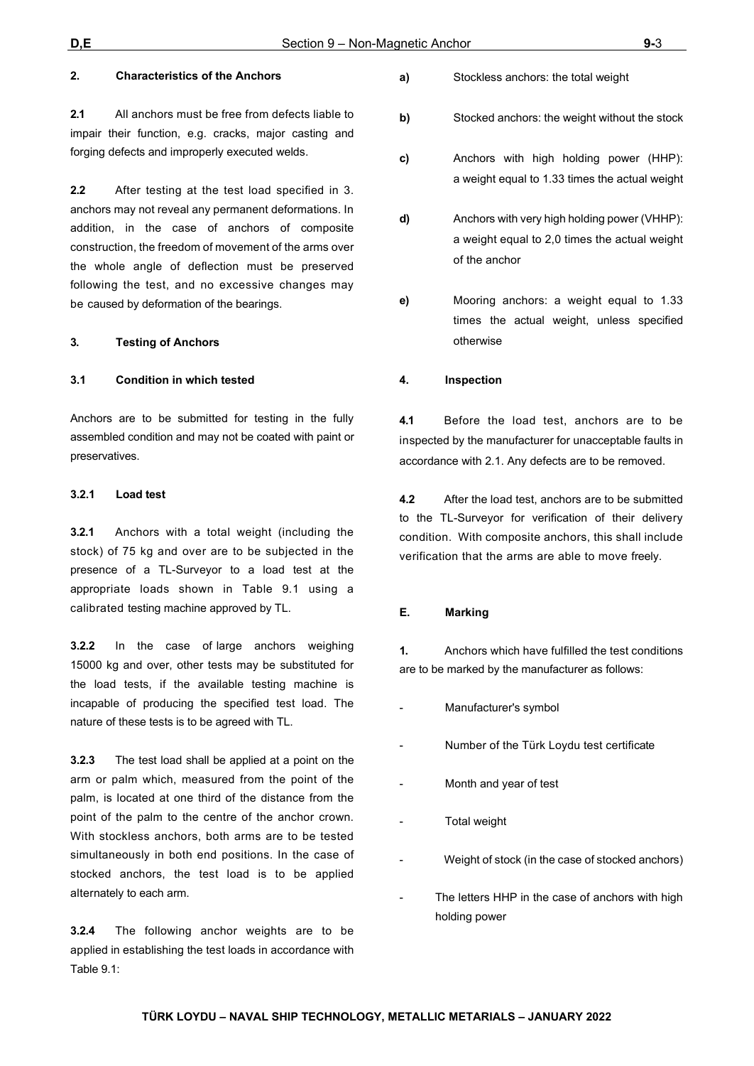### 2. Characteristics of the Anchors

**2.1** All anchors must be free from defects liable to impair their function, e.g. cracks, major casting and forging defects and improperly executed welds.

**2.2** After testing at the test load specified in 3. anchors may not reveal any permanent deformations. In addition, in the case of anchors of composite construction, the freedom of movement of the arms over the whole angle of deflection must be preserved following the test, and no excessive changes may be caused by deformation of the bearings.

### 3. Testing of Anchors

#### 3.1 Condition in which tested

Anchors are to be submitted for testing in the fully assembled condition and may not be coated with paint or preservatives.

#### 3.2.1 Load test

**3.2.1** Anchors with a total weight (including the stock) of 75 kg and over are to be subjected in the presence of a TL-Surveyor to a load test at the appropriate loads shown in Table 9.1 using a calibrated testing machine approved by TL.

**3.2.2** In the case of large anchors weighing 15000 kg and over, other tests may be substituted for the load tests, if the available testing machine is incapable of producing the specified test load. The nature of these tests is to be agreed with TL.

**3.2.3** The test load shall be applied at a point on the arm or palm which, measured from the point of the palm, is located at one third of the distance from the point of the palm to the centre of the anchor crown. With stockless anchors, both arms are to be tested simultaneously in both end positions. In the case of stocked anchors, the test load is to be applied alternately to each arm.

**3.2.4** The following anchor weights are to be applied in establishing the test loads in accordance with Table 9.1:

**a)** Stockless anchors: the total weight

**b)** Stocked anchors: the weight without the stock

**c)** Anchors with high holding power (HHP): a weight equal to 1.33 times the actual weight

**d)** Anchors with very high holding power (VHHP): a weight equal to 2,0 times the actual weight of the anchor

**e)** Mooring anchors: a weight equal to 1.33 times the actual weight, unless specified otherwise

### 4. Inspection

**4.1** Before the load test, anchors are to be inspected by the manufacturer for unacceptable faults in accordance with 2.1. Any defects are to be removed.

**4.2** After the load test, anchors are to be submitted to the TL-Surveyor for verification of their delivery condition. With composite anchors, this shall include verification that the arms are able to move freely.

## E. Marking

**1.** Anchors which have fulfilled the test conditions are to be marked by the manufacturer as follows:

- Manufacturer's symbol
- Number of the Türk Loydu test certificate
- Month and year of test
- Total weight
- Weight of stock (in the case of stocked anchors)
- The letters HHP in the case of anchors with high holding power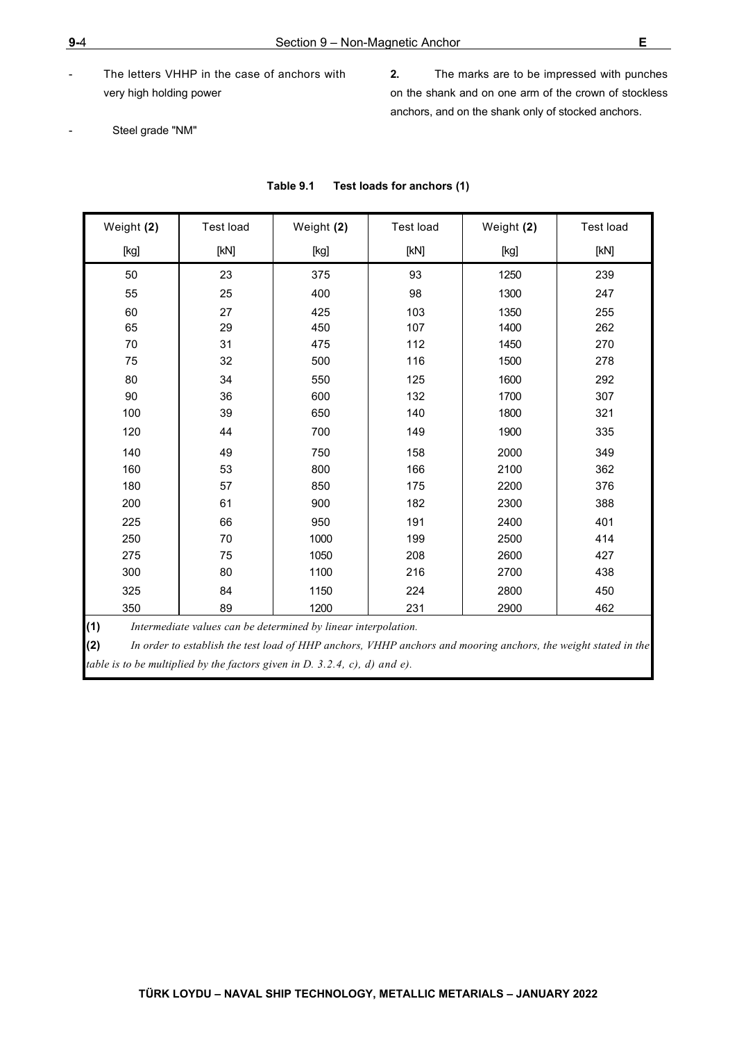- The letters VHHP in the case of anchors with very high holding power

- Steel grade "NM"

**2.** The marks are to be impressed with punches on the shank and on one arm of the crown of stockless anchors, and on the shank only of stocked anchors.

**Table 9.1 Test loads for anchors (1)**

| Weight **(2)** [kg] | Test load [kN] | Weight **(2)** [kg] | Test load [kN] | Weight **(2)** [kg] | Test load [kN] |
|---|---|---|---|---|---|
| 50 | 23 | 375 | 93 | 1250 | 239 |
| 55 | 25 | 400 | 98 | 1300 | 247 |
| 60 | 27 | 425 | 103 | 1350 | 255 |
| 65 | 29 | 450 | 107 | 1400 | 262 |
| 70 | 31 | 475 | 112 | 1450 | 270 |
| 75 | 32 | 500 | 116 | 1500 | 278 |
| 80 | 34 | 550 | 125 | 1600 | 292 |
| 90 | 36 | 600 | 132 | 1700 | 307 |
| 100 | 39 | 650 | 140 | 1800 | 321 |
| 120 | 44 | 700 | 149 | 1900 | 335 |
| 140 | 49 | 750 | 158 | 2000 | 349 |
| 160 | 53 | 800 | 166 | 2100 | 362 |
| 180 | 57 | 850 | 175 | 2200 | 376 |
| 200 | 61 | 900 | 182 | 2300 | 388 |
| 225 | 66 | 950 | 191 | 2400 | 401 |
| 250 | 70 | 1000 | 199 | 2500 | 414 |
| 275 | 75 | 1050 | 208 | 2600 | 427 |
| 300 | 80 | 1100 | 216 | 2700 | 438 |
| 325 | 84 | 1150 | 224 | 2800 | 450 |
| 350 | 89 | 1200 | 231 | 2900 | 462 |

**(1)** *Intermediate values can be determined by linear interpolation.*

**(2)** *In order to establish the test load of HHP anchors, VHHP anchors and mooring anchors, the weight stated in the table is to be multiplied by the factors given in D. 3.2.4, c), d) and e).*